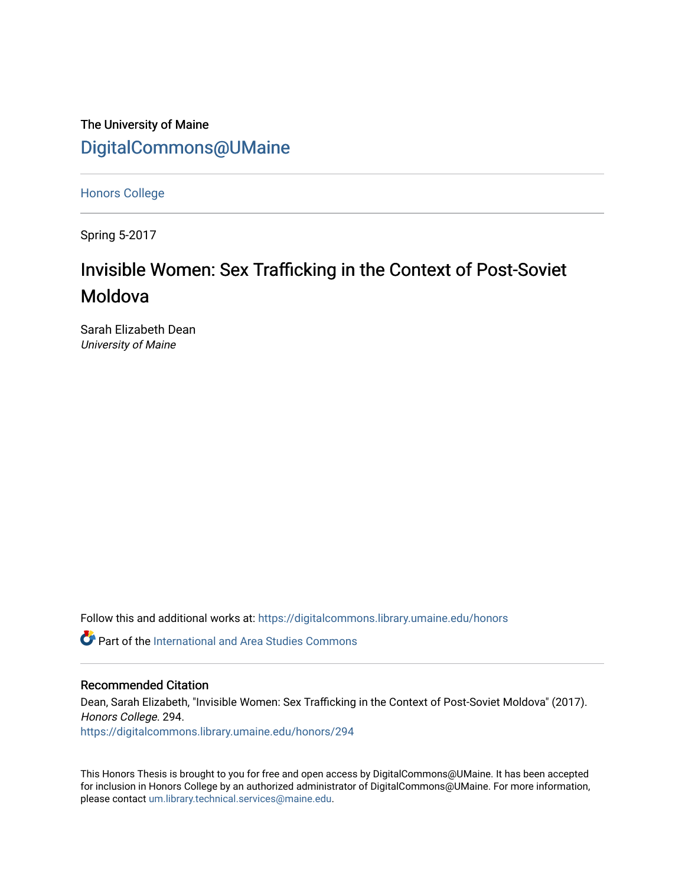The University of Maine

DigitalCommons@UMaine

Honors College

Spring 5-2017

# Invisible Women: Sex Trafficking in the Context of Post-Soviet Moldova

Sarah Elizabeth Dean
*University of Maine*

Follow this and additional works at: https://digitalcommons.library.umaine.edu/honors

Part of the International and Area Studies Commons

## Recommended Citation

Dean, Sarah Elizabeth, "Invisible Women: Sex Trafficking in the Context of Post-Soviet Moldova" (2017). *Honors College*. 294.
https://digitalcommons.library.umaine.edu/honors/294

This Honors Thesis is brought to you for free and open access by DigitalCommons@UMaine. It has been accepted for inclusion in Honors College by an authorized administrator of DigitalCommons@UMaine. For more information, please contact um.library.technical.services@maine.edu.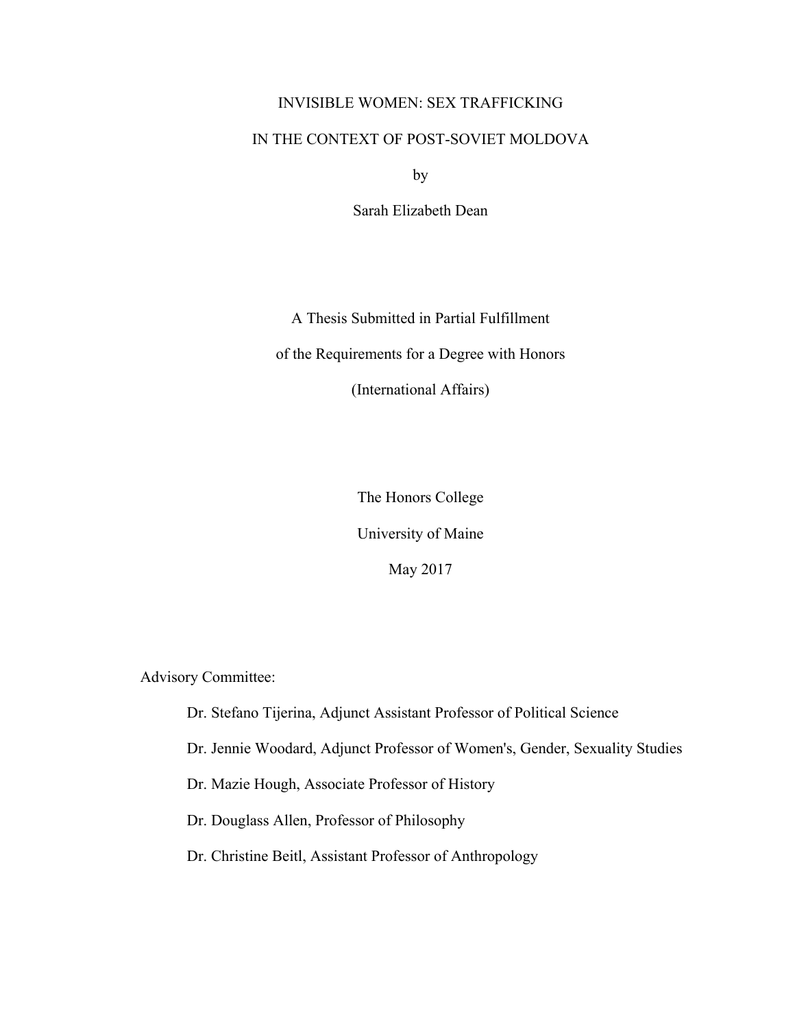# INVISIBLE WOMEN: SEX TRAFFICKING IN THE CONTEXT OF POST-SOVIET MOLDOVA

by

Sarah Elizabeth Dean

A Thesis Submitted in Partial Fulfillment

of the Requirements for a Degree with Honors

(International Affairs)

The Honors College

University of Maine

May 2017

Advisory Committee:

Dr. Stefano Tijerina, Adjunct Assistant Professor of Political Science

Dr. Jennie Woodard, Adjunct Professor of Women's, Gender, Sexuality Studies

Dr. Mazie Hough, Associate Professor of History

Dr. Douglass Allen, Professor of Philosophy

Dr. Christine Beitl, Assistant Professor of Anthropology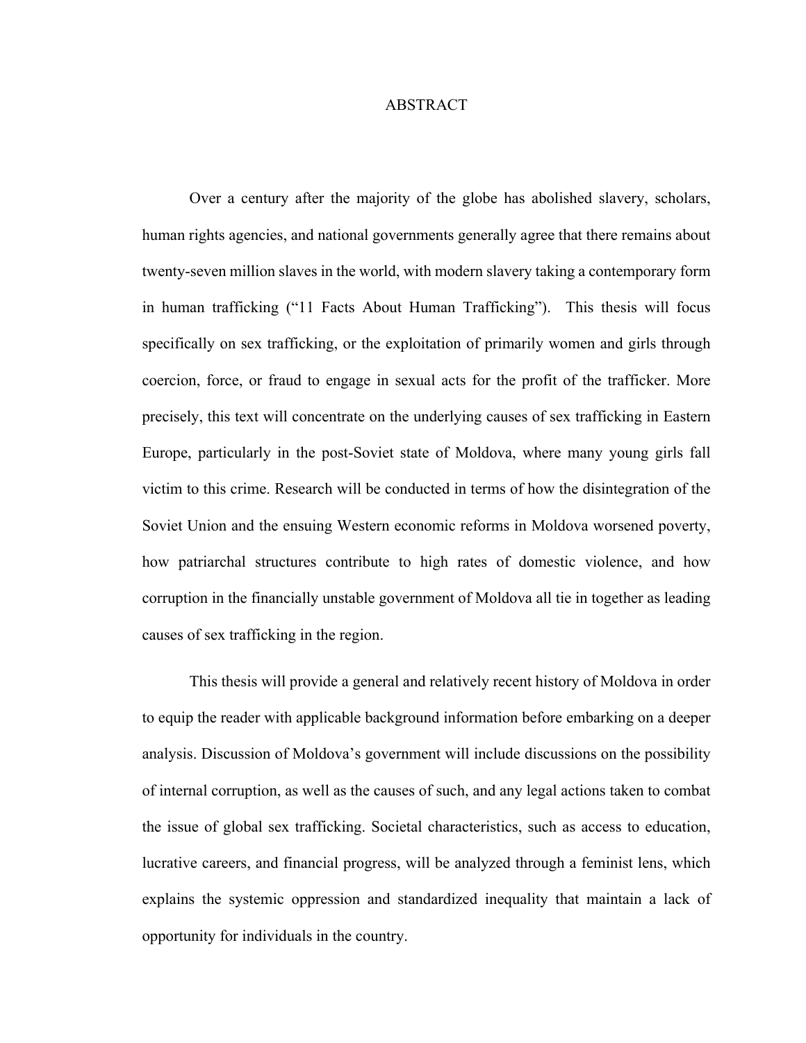# ABSTRACT

Over a century after the majority of the globe has abolished slavery, scholars, human rights agencies, and national governments generally agree that there remains about twenty-seven million slaves in the world, with modern slavery taking a contemporary form in human trafficking ("11 Facts About Human Trafficking"). This thesis will focus specifically on sex trafficking, or the exploitation of primarily women and girls through coercion, force, or fraud to engage in sexual acts for the profit of the trafficker. More precisely, this text will concentrate on the underlying causes of sex trafficking in Eastern Europe, particularly in the post-Soviet state of Moldova, where many young girls fall victim to this crime. Research will be conducted in terms of how the disintegration of the Soviet Union and the ensuing Western economic reforms in Moldova worsened poverty, how patriarchal structures contribute to high rates of domestic violence, and how corruption in the financially unstable government of Moldova all tie in together as leading causes of sex trafficking in the region.

This thesis will provide a general and relatively recent history of Moldova in order to equip the reader with applicable background information before embarking on a deeper analysis. Discussion of Moldova's government will include discussions on the possibility of internal corruption, as well as the causes of such, and any legal actions taken to combat the issue of global sex trafficking. Societal characteristics, such as access to education, lucrative careers, and financial progress, will be analyzed through a feminist lens, which explains the systemic oppression and standardized inequality that maintain a lack of opportunity for individuals in the country.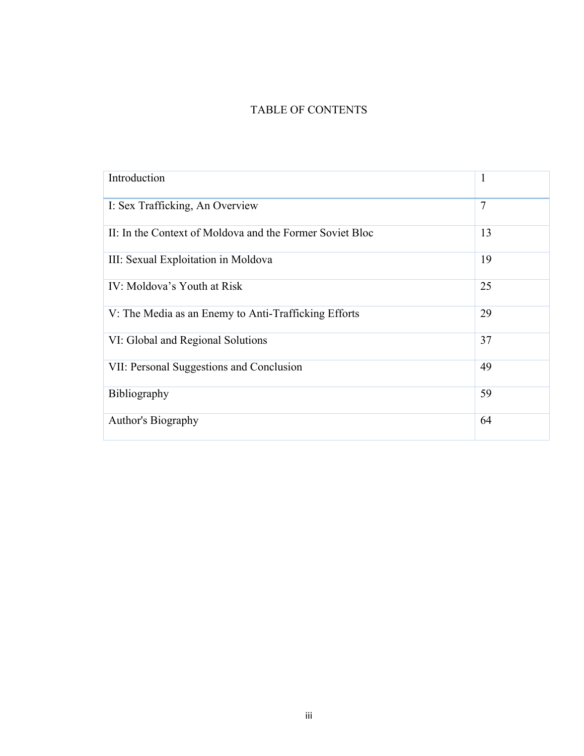# TABLE OF CONTENTS

| Section | Page |
|---|---|
| Introduction | 1 |
| I: Sex Trafficking, An Overview | 7 |
| II: In the Context of Moldova and the Former Soviet Bloc | 13 |
| III: Sexual Exploitation in Moldova | 19 |
| IV: Moldova's Youth at Risk | 25 |
| V: The Media as an Enemy to Anti-Trafficking Efforts | 29 |
| VI: Global and Regional Solutions | 37 |
| VII: Personal Suggestions and Conclusion | 49 |
| Bibliography | 59 |
| Author's Biography | 64 |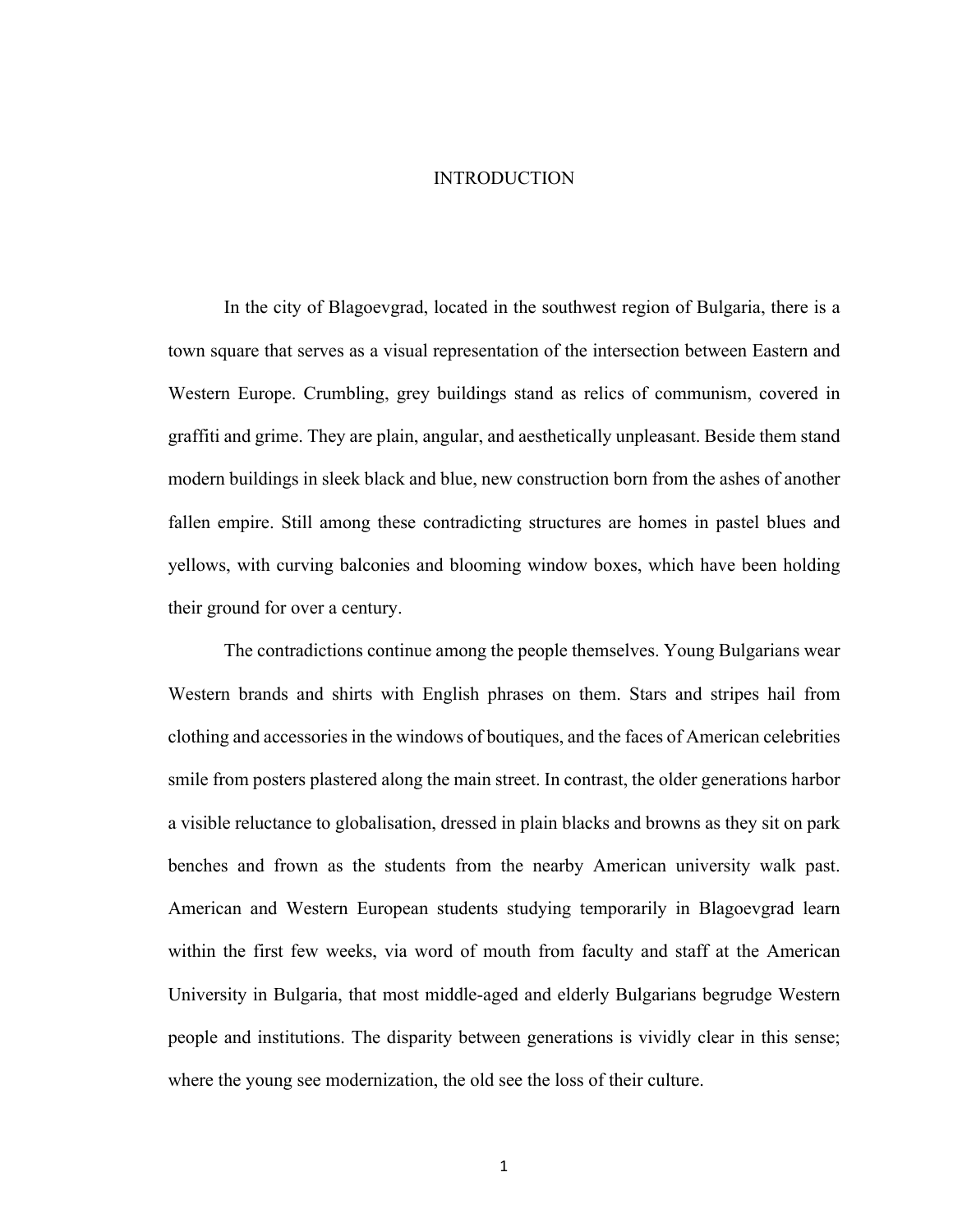# INTRODUCTION

In the city of Blagoevgrad, located in the southwest region of Bulgaria, there is a town square that serves as a visual representation of the intersection between Eastern and Western Europe. Crumbling, grey buildings stand as relics of communism, covered in graffiti and grime. They are plain, angular, and aesthetically unpleasant. Beside them stand modern buildings in sleek black and blue, new construction born from the ashes of another fallen empire. Still among these contradicting structures are homes in pastel blues and yellows, with curving balconies and blooming window boxes, which have been holding their ground for over a century.

The contradictions continue among the people themselves. Young Bulgarians wear Western brands and shirts with English phrases on them. Stars and stripes hail from clothing and accessories in the windows of boutiques, and the faces of American celebrities smile from posters plastered along the main street. In contrast, the older generations harbor a visible reluctance to globalisation, dressed in plain blacks and browns as they sit on park benches and frown as the students from the nearby American university walk past. American and Western European students studying temporarily in Blagoevgrad learn within the first few weeks, via word of mouth from faculty and staff at the American University in Bulgaria, that most middle-aged and elderly Bulgarians begrudge Western people and institutions. The disparity between generations is vividly clear in this sense; where the young see modernization, the old see the loss of their culture.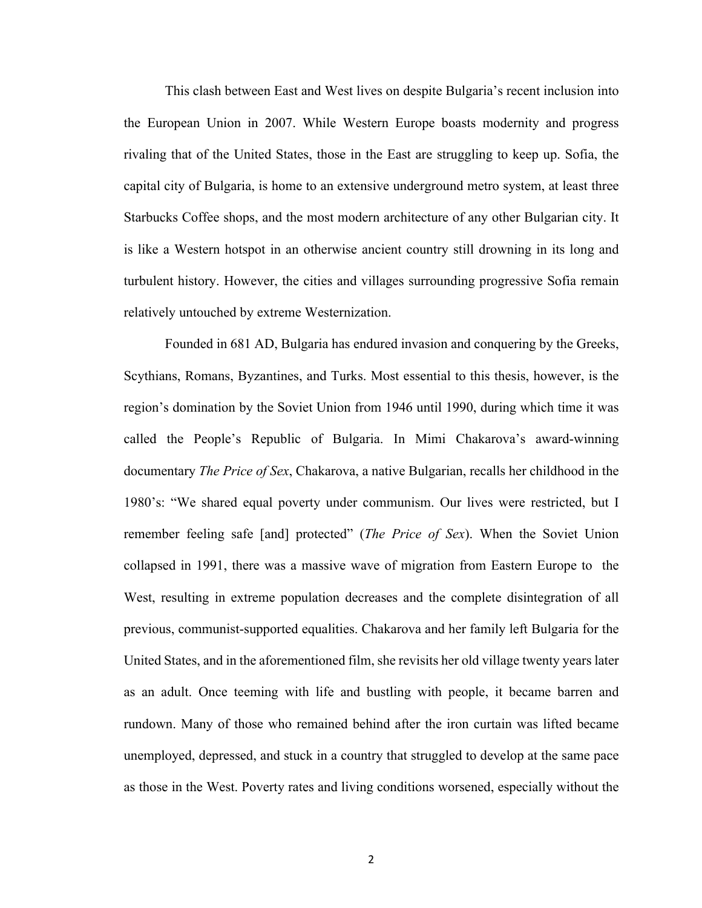This clash between East and West lives on despite Bulgaria's recent inclusion into the European Union in 2007. While Western Europe boasts modernity and progress rivaling that of the United States, those in the East are struggling to keep up. Sofia, the capital city of Bulgaria, is home to an extensive underground metro system, at least three Starbucks Coffee shops, and the most modern architecture of any other Bulgarian city. It is like a Western hotspot in an otherwise ancient country still drowning in its long and turbulent history. However, the cities and villages surrounding progressive Sofia remain relatively untouched by extreme Westernization.

Founded in 681 AD, Bulgaria has endured invasion and conquering by the Greeks, Scythians, Romans, Byzantines, and Turks. Most essential to this thesis, however, is the region's domination by the Soviet Union from 1946 until 1990, during which time it was called the People's Republic of Bulgaria. In Mimi Chakarova's award-winning documentary *The Price of Sex*, Chakarova, a native Bulgarian, recalls her childhood in the 1980's: "We shared equal poverty under communism. Our lives were restricted, but I remember feeling safe [and] protected" (*The Price of Sex*). When the Soviet Union collapsed in 1991, there was a massive wave of migration from Eastern Europe to the West, resulting in extreme population decreases and the complete disintegration of all previous, communist-supported equalities. Chakarova and her family left Bulgaria for the United States, and in the aforementioned film, she revisits her old village twenty years later as an adult. Once teeming with life and bustling with people, it became barren and rundown. Many of those who remained behind after the iron curtain was lifted became unemployed, depressed, and stuck in a country that struggled to develop at the same pace as those in the West. Poverty rates and living conditions worsened, especially without the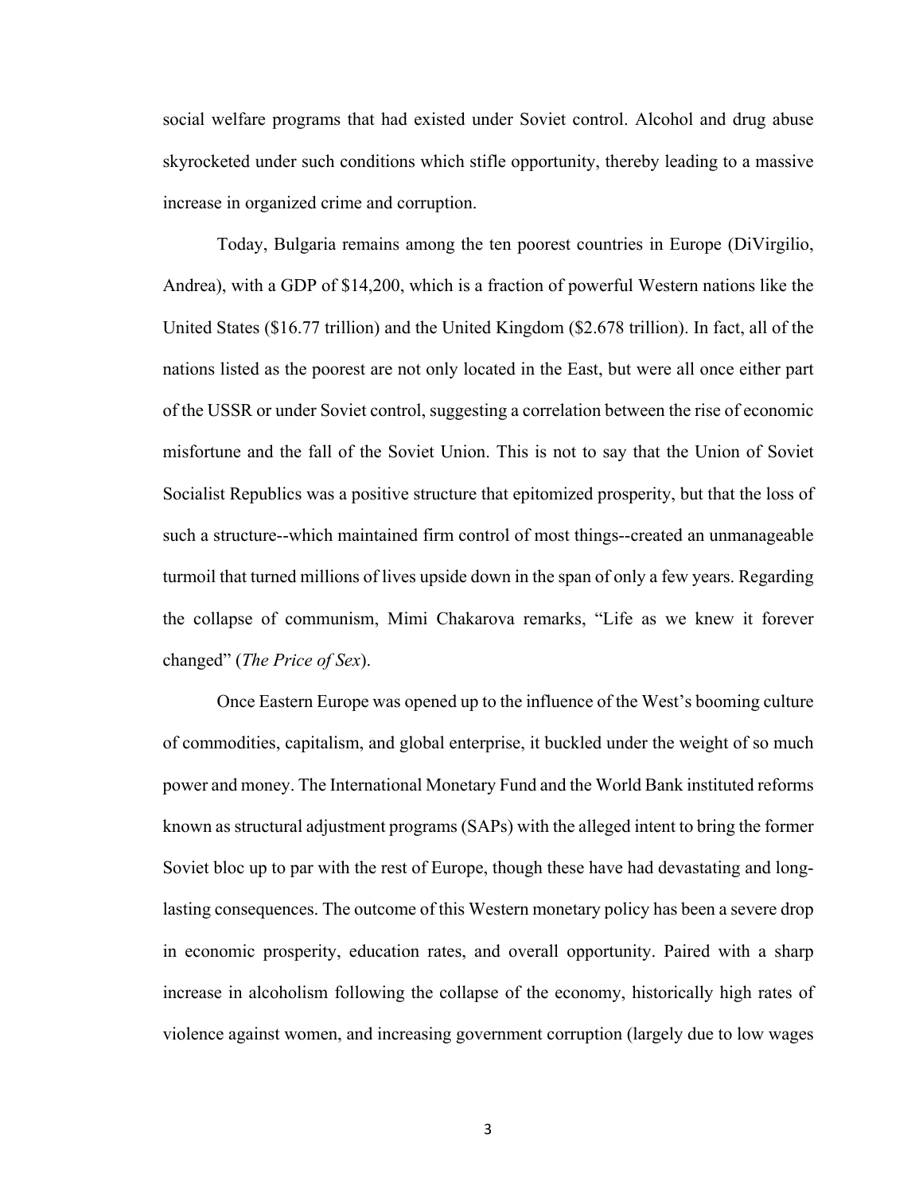social welfare programs that had existed under Soviet control. Alcohol and drug abuse skyrocketed under such conditions which stifle opportunity, thereby leading to a massive increase in organized crime and corruption.

Today, Bulgaria remains among the ten poorest countries in Europe (DiVirgilio, Andrea), with a GDP of $14,200, which is a fraction of powerful Western nations like the United States ($16.77 trillion) and the United Kingdom ($2.678 trillion). In fact, all of the nations listed as the poorest are not only located in the East, but were all once either part of the USSR or under Soviet control, suggesting a correlation between the rise of economic misfortune and the fall of the Soviet Union. This is not to say that the Union of Soviet Socialist Republics was a positive structure that epitomized prosperity, but that the loss of such a structure--which maintained firm control of most things--created an unmanageable turmoil that turned millions of lives upside down in the span of only a few years. Regarding the collapse of communism, Mimi Chakarova remarks, "Life as we knew it forever changed" (*The Price of Sex*).

Once Eastern Europe was opened up to the influence of the West's booming culture of commodities, capitalism, and global enterprise, it buckled under the weight of so much power and money. The International Monetary Fund and the World Bank instituted reforms known as structural adjustment programs (SAPs) with the alleged intent to bring the former Soviet bloc up to par with the rest of Europe, though these have had devastating and long-lasting consequences. The outcome of this Western monetary policy has been a severe drop in economic prosperity, education rates, and overall opportunity. Paired with a sharp increase in alcoholism following the collapse of the economy, historically high rates of violence against women, and increasing government corruption (largely due to low wages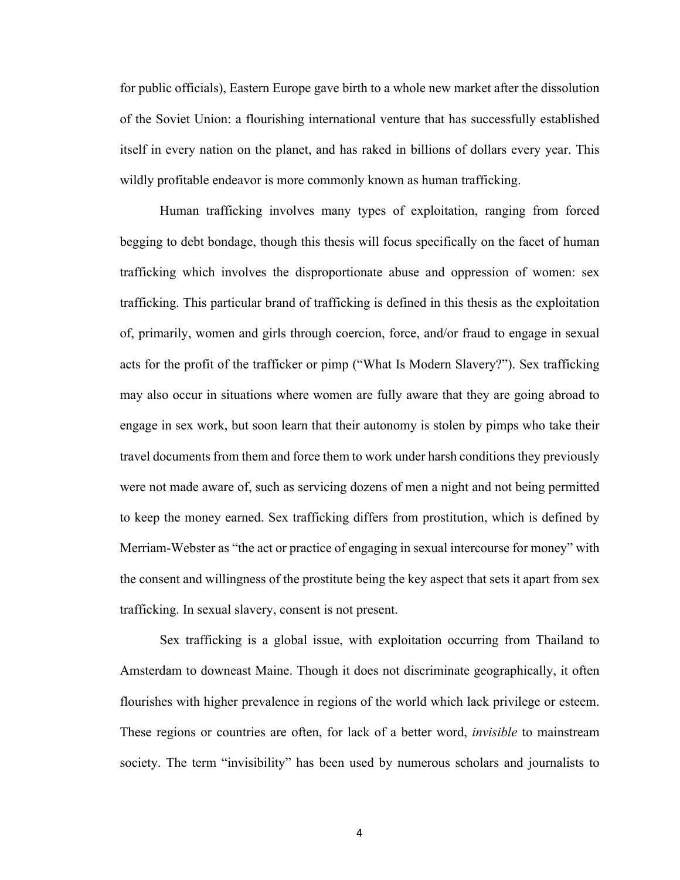for public officials), Eastern Europe gave birth to a whole new market after the dissolution of the Soviet Union: a flourishing international venture that has successfully established itself in every nation on the planet, and has raked in billions of dollars every year. This wildly profitable endeavor is more commonly known as human trafficking.

Human trafficking involves many types of exploitation, ranging from forced begging to debt bondage, though this thesis will focus specifically on the facet of human trafficking which involves the disproportionate abuse and oppression of women: sex trafficking. This particular brand of trafficking is defined in this thesis as the exploitation of, primarily, women and girls through coercion, force, and/or fraud to engage in sexual acts for the profit of the trafficker or pimp ("What Is Modern Slavery?"). Sex trafficking may also occur in situations where women are fully aware that they are going abroad to engage in sex work, but soon learn that their autonomy is stolen by pimps who take their travel documents from them and force them to work under harsh conditions they previously were not made aware of, such as servicing dozens of men a night and not being permitted to keep the money earned. Sex trafficking differs from prostitution, which is defined by Merriam-Webster as "the act or practice of engaging in sexual intercourse for money" with the consent and willingness of the prostitute being the key aspect that sets it apart from sex trafficking. In sexual slavery, consent is not present.

Sex trafficking is a global issue, with exploitation occurring from Thailand to Amsterdam to downeast Maine. Though it does not discriminate geographically, it often flourishes with higher prevalence in regions of the world which lack privilege or esteem. These regions or countries are often, for lack of a better word, *invisible* to mainstream society. The term "invisibility" has been used by numerous scholars and journalists to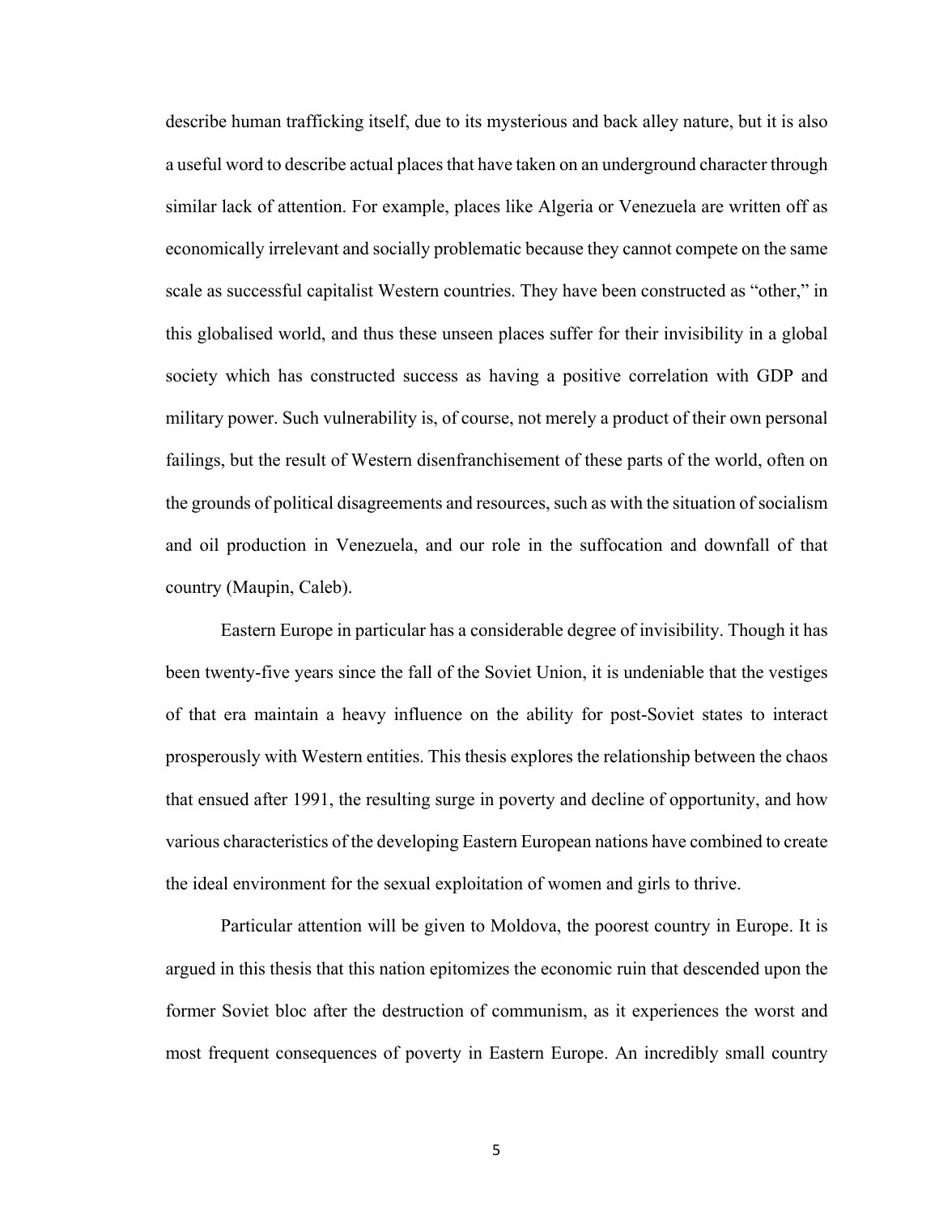describe human trafficking itself, due to its mysterious and back alley nature, but it is also a useful word to describe actual places that have taken on an underground character through similar lack of attention. For example, places like Algeria or Venezuela are written off as economically irrelevant and socially problematic because they cannot compete on the same scale as successful capitalist Western countries. They have been constructed as "other," in this globalised world, and thus these unseen places suffer for their invisibility in a global society which has constructed success as having a positive correlation with GDP and military power. Such vulnerability is, of course, not merely a product of their own personal failings, but the result of Western disenfranchisement of these parts of the world, often on the grounds of political disagreements and resources, such as with the situation of socialism and oil production in Venezuela, and our role in the suffocation and downfall of that country (Maupin, Caleb).

Eastern Europe in particular has a considerable degree of invisibility. Though it has been twenty-five years since the fall of the Soviet Union, it is undeniable that the vestiges of that era maintain a heavy influence on the ability for post-Soviet states to interact prosperously with Western entities. This thesis explores the relationship between the chaos that ensued after 1991, the resulting surge in poverty and decline of opportunity, and how various characteristics of the developing Eastern European nations have combined to create the ideal environment for the sexual exploitation of women and girls to thrive.

Particular attention will be given to Moldova, the poorest country in Europe. It is argued in this thesis that this nation epitomizes the economic ruin that descended upon the former Soviet bloc after the destruction of communism, as it experiences the worst and most frequent consequences of poverty in Eastern Europe. An incredibly small country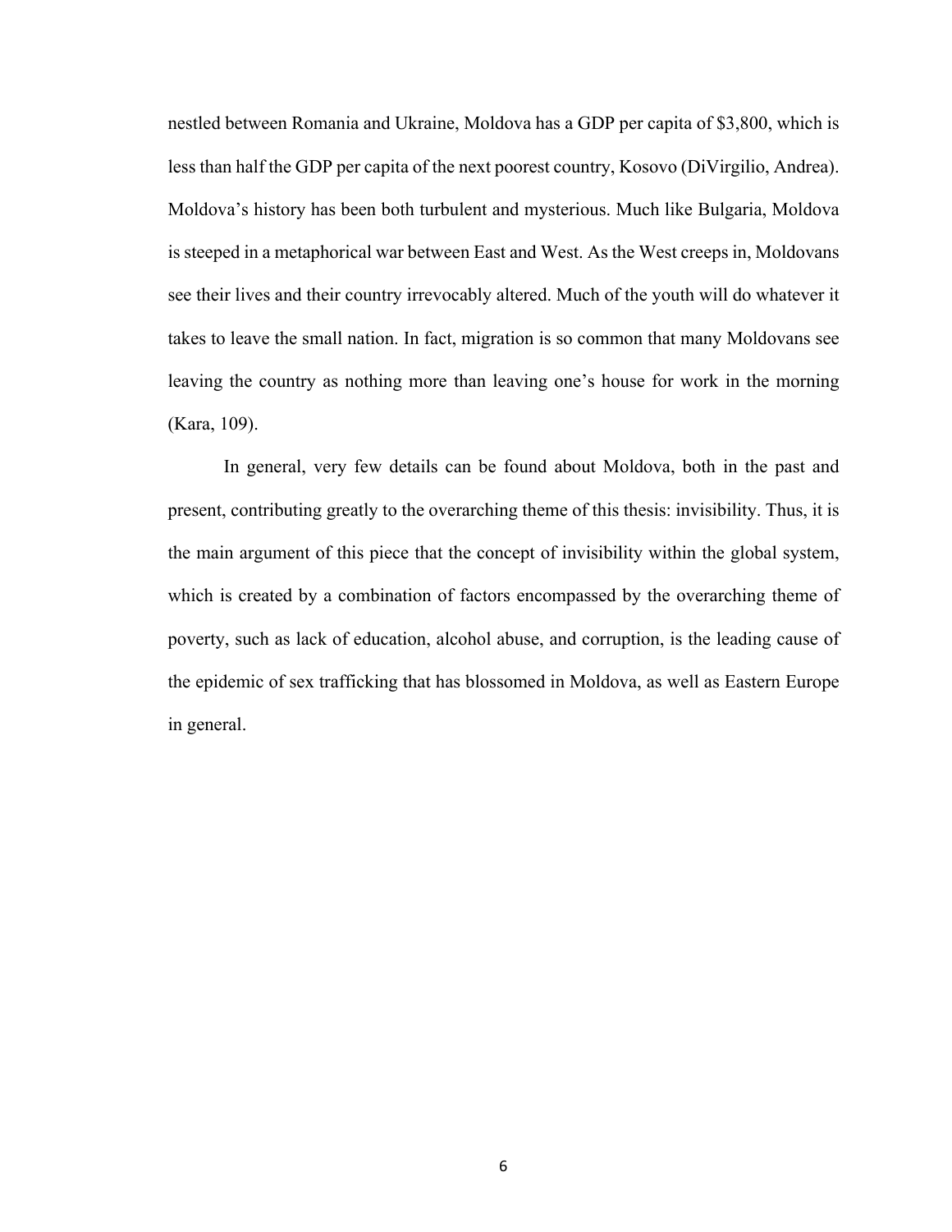nestled between Romania and Ukraine, Moldova has a GDP per capita of $3,800, which is less than half the GDP per capita of the next poorest country, Kosovo (DiVirgilio, Andrea). Moldova's history has been both turbulent and mysterious. Much like Bulgaria, Moldova is steeped in a metaphorical war between East and West. As the West creeps in, Moldovans see their lives and their country irrevocably altered. Much of the youth will do whatever it takes to leave the small nation. In fact, migration is so common that many Moldovans see leaving the country as nothing more than leaving one's house for work in the morning (Kara, 109).

In general, very few details can be found about Moldova, both in the past and present, contributing greatly to the overarching theme of this thesis: invisibility. Thus, it is the main argument of this piece that the concept of invisibility within the global system, which is created by a combination of factors encompassed by the overarching theme of poverty, such as lack of education, alcohol abuse, and corruption, is the leading cause of the epidemic of sex trafficking that has blossomed in Moldova, as well as Eastern Europe in general.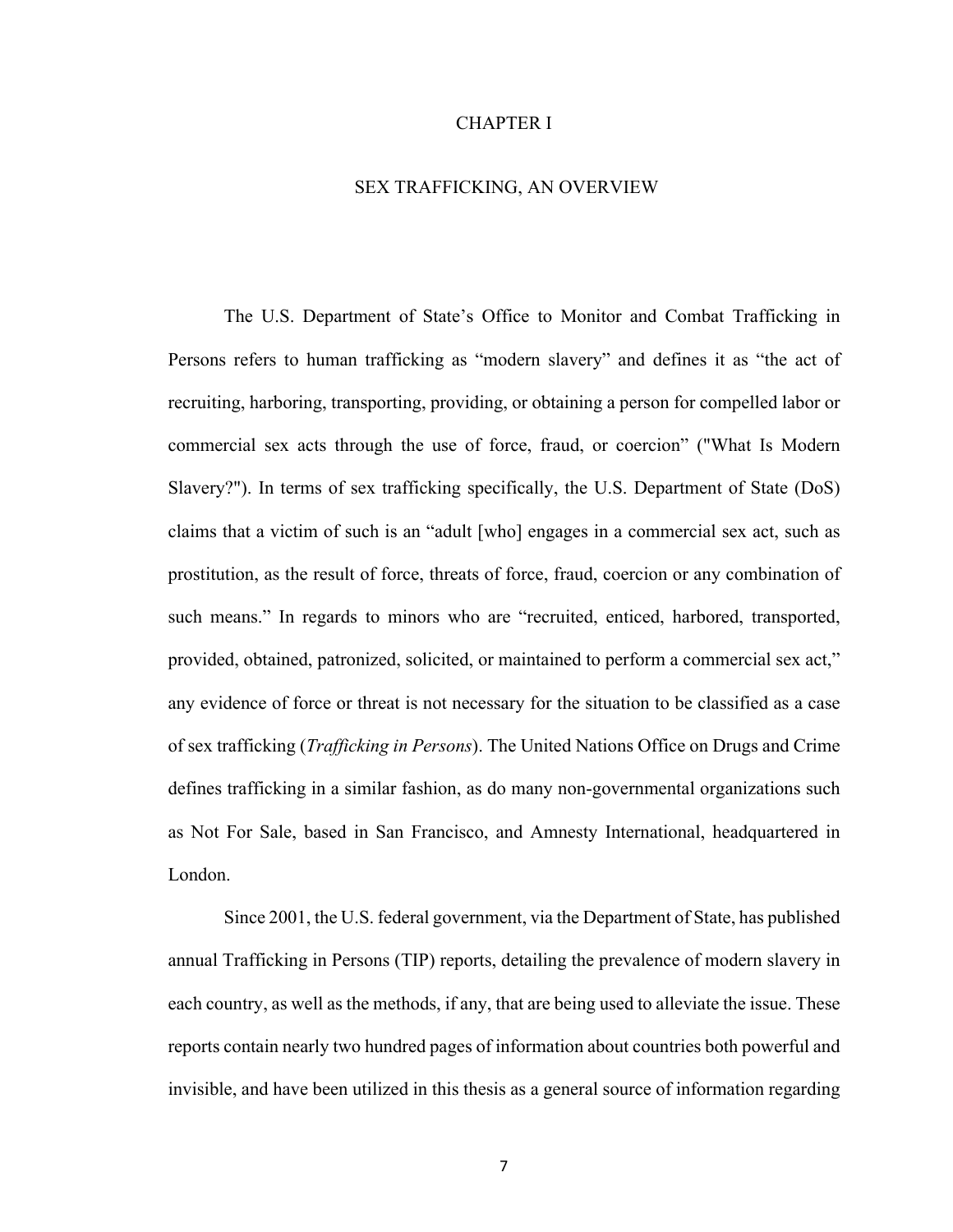# CHAPTER I

# SEX TRAFFICKING, AN OVERVIEW

The U.S. Department of State's Office to Monitor and Combat Trafficking in Persons refers to human trafficking as "modern slavery" and defines it as "the act of recruiting, harboring, transporting, providing, or obtaining a person for compelled labor or commercial sex acts through the use of force, fraud, or coercion" ("What Is Modern Slavery?"). In terms of sex trafficking specifically, the U.S. Department of State (DoS) claims that a victim of such is an "adult [who] engages in a commercial sex act, such as prostitution, as the result of force, threats of force, fraud, coercion or any combination of such means." In regards to minors who are "recruited, enticed, harbored, transported, provided, obtained, patronized, solicited, or maintained to perform a commercial sex act," any evidence of force or threat is not necessary for the situation to be classified as a case of sex trafficking (*Trafficking in Persons*). The United Nations Office on Drugs and Crime defines trafficking in a similar fashion, as do many non-governmental organizations such as Not For Sale, based in San Francisco, and Amnesty International, headquartered in London.

Since 2001, the U.S. federal government, via the Department of State, has published annual Trafficking in Persons (TIP) reports, detailing the prevalence of modern slavery in each country, as well as the methods, if any, that are being used to alleviate the issue. These reports contain nearly two hundred pages of information about countries both powerful and invisible, and have been utilized in this thesis as a general source of information regarding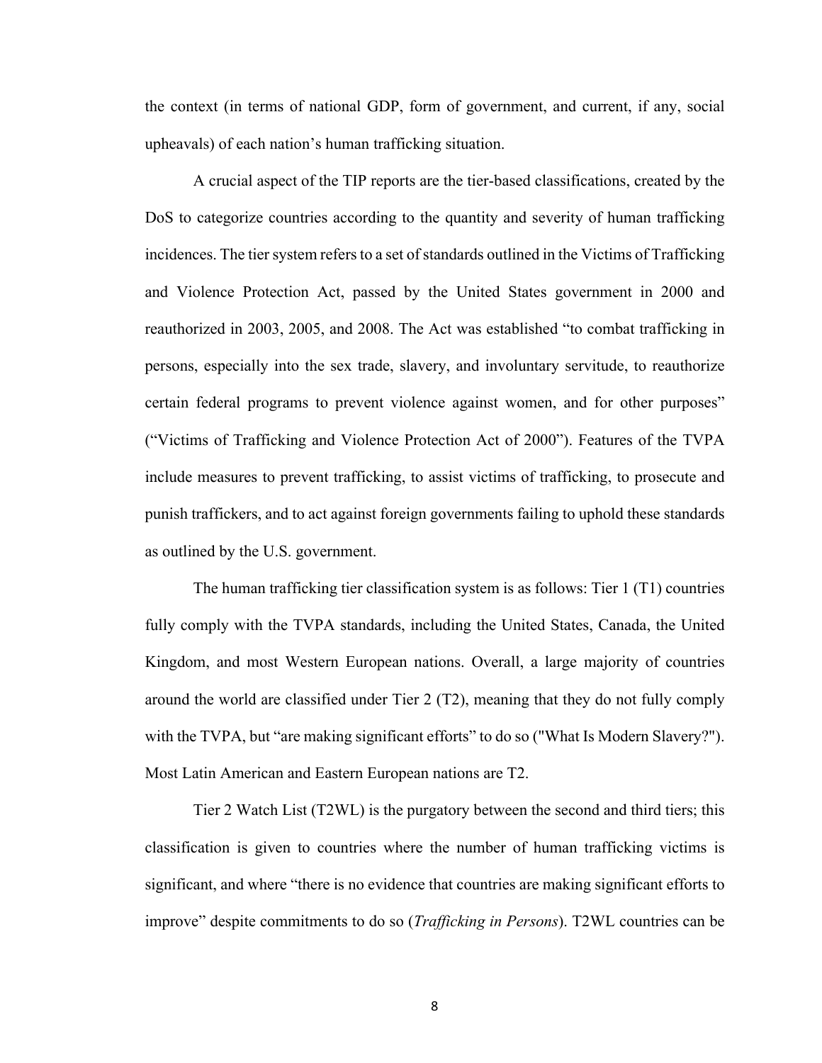the context (in terms of national GDP, form of government, and current, if any, social upheavals) of each nation's human trafficking situation.

A crucial aspect of the TIP reports are the tier-based classifications, created by the DoS to categorize countries according to the quantity and severity of human trafficking incidences. The tier system refers to a set of standards outlined in the Victims of Trafficking and Violence Protection Act, passed by the United States government in 2000 and reauthorized in 2003, 2005, and 2008. The Act was established "to combat trafficking in persons, especially into the sex trade, slavery, and involuntary servitude, to reauthorize certain federal programs to prevent violence against women, and for other purposes" ("Victims of Trafficking and Violence Protection Act of 2000"). Features of the TVPA include measures to prevent trafficking, to assist victims of trafficking, to prosecute and punish traffickers, and to act against foreign governments failing to uphold these standards as outlined by the U.S. government.

The human trafficking tier classification system is as follows: Tier 1 (T1) countries fully comply with the TVPA standards, including the United States, Canada, the United Kingdom, and most Western European nations. Overall, a large majority of countries around the world are classified under Tier 2 (T2), meaning that they do not fully comply with the TVPA, but "are making significant efforts" to do so ("What Is Modern Slavery?"). Most Latin American and Eastern European nations are T2.

Tier 2 Watch List (T2WL) is the purgatory between the second and third tiers; this classification is given to countries where the number of human trafficking victims is significant, and where "there is no evidence that countries are making significant efforts to improve" despite commitments to do so (*Trafficking in Persons*). T2WL countries can be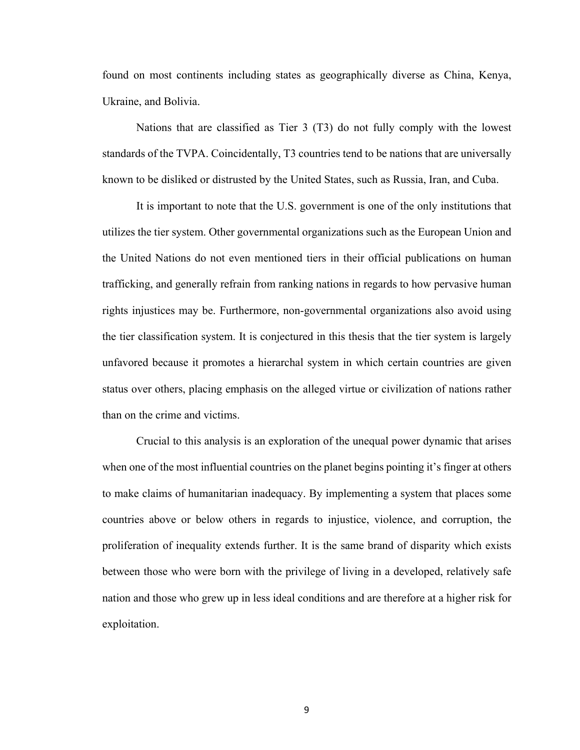found on most continents including states as geographically diverse as China, Kenya, Ukraine, and Bolivia.

Nations that are classified as Tier 3 (T3) do not fully comply with the lowest standards of the TVPA. Coincidentally, T3 countries tend to be nations that are universally known to be disliked or distrusted by the United States, such as Russia, Iran, and Cuba.

It is important to note that the U.S. government is one of the only institutions that utilizes the tier system. Other governmental organizations such as the European Union and the United Nations do not even mentioned tiers in their official publications on human trafficking, and generally refrain from ranking nations in regards to how pervasive human rights injustices may be. Furthermore, non-governmental organizations also avoid using the tier classification system. It is conjectured in this thesis that the tier system is largely unfavored because it promotes a hierarchal system in which certain countries are given status over others, placing emphasis on the alleged virtue or civilization of nations rather than on the crime and victims.

Crucial to this analysis is an exploration of the unequal power dynamic that arises when one of the most influential countries on the planet begins pointing it's finger at others to make claims of humanitarian inadequacy. By implementing a system that places some countries above or below others in regards to injustice, violence, and corruption, the proliferation of inequality extends further. It is the same brand of disparity which exists between those who were born with the privilege of living in a developed, relatively safe nation and those who grew up in less ideal conditions and are therefore at a higher risk for exploitation.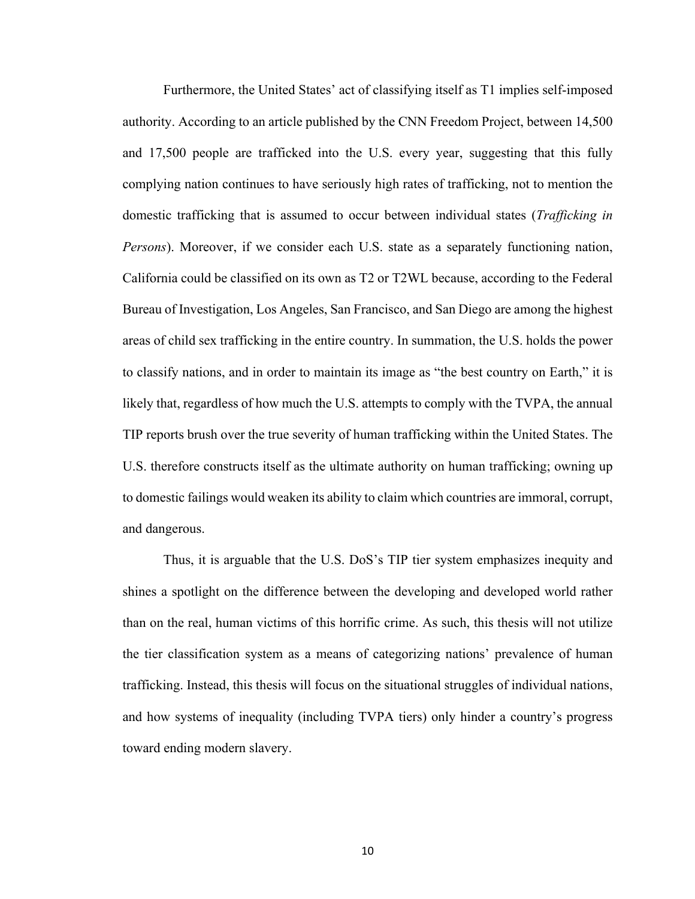Furthermore, the United States' act of classifying itself as T1 implies self-imposed authority. According to an article published by the CNN Freedom Project, between 14,500 and 17,500 people are trafficked into the U.S. every year, suggesting that this fully complying nation continues to have seriously high rates of trafficking, not to mention the domestic trafficking that is assumed to occur between individual states (*Trafficking in Persons*). Moreover, if we consider each U.S. state as a separately functioning nation, California could be classified on its own as T2 or T2WL because, according to the Federal Bureau of Investigation, Los Angeles, San Francisco, and San Diego are among the highest areas of child sex trafficking in the entire country. In summation, the U.S. holds the power to classify nations, and in order to maintain its image as "the best country on Earth," it is likely that, regardless of how much the U.S. attempts to comply with the TVPA, the annual TIP reports brush over the true severity of human trafficking within the United States. The U.S. therefore constructs itself as the ultimate authority on human trafficking; owning up to domestic failings would weaken its ability to claim which countries are immoral, corrupt, and dangerous.

Thus, it is arguable that the U.S. DoS's TIP tier system emphasizes inequity and shines a spotlight on the difference between the developing and developed world rather than on the real, human victims of this horrific crime. As such, this thesis will not utilize the tier classification system as a means of categorizing nations' prevalence of human trafficking. Instead, this thesis will focus on the situational struggles of individual nations, and how systems of inequality (including TVPA tiers) only hinder a country's progress toward ending modern slavery.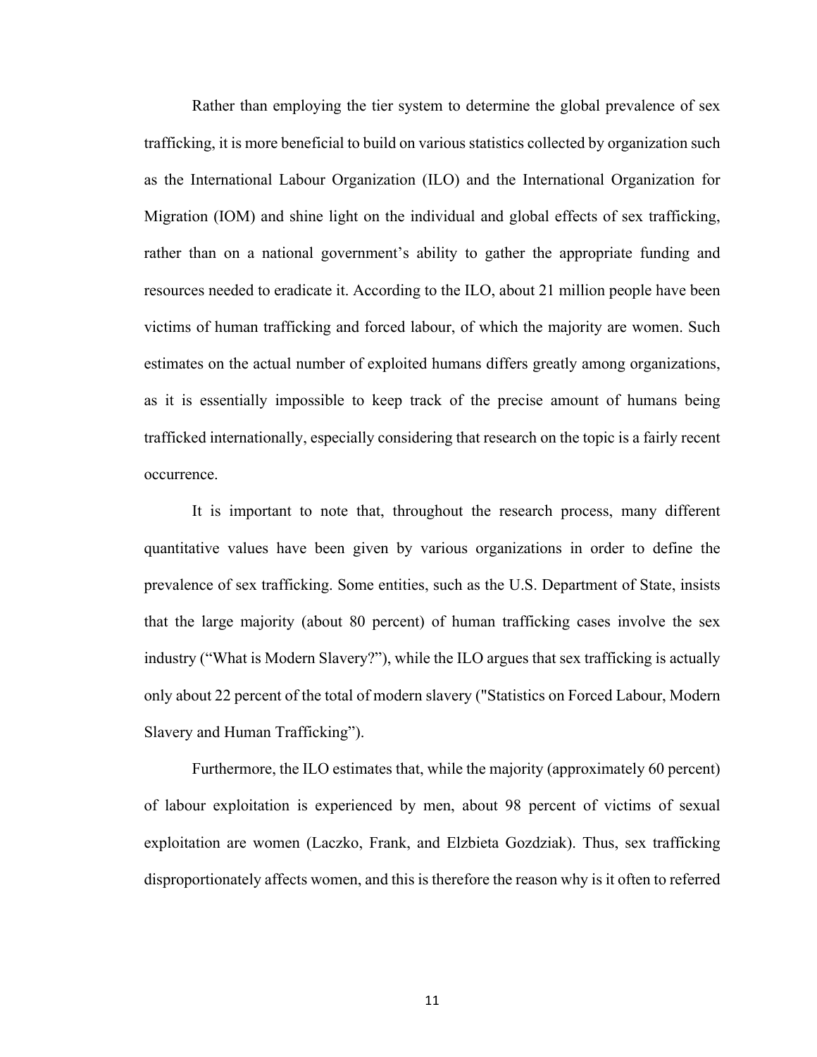Rather than employing the tier system to determine the global prevalence of sex trafficking, it is more beneficial to build on various statistics collected by organization such as the International Labour Organization (ILO) and the International Organization for Migration (IOM) and shine light on the individual and global effects of sex trafficking, rather than on a national government's ability to gather the appropriate funding and resources needed to eradicate it. According to the ILO, about 21 million people have been victims of human trafficking and forced labour, of which the majority are women. Such estimates on the actual number of exploited humans differs greatly among organizations, as it is essentially impossible to keep track of the precise amount of humans being trafficked internationally, especially considering that research on the topic is a fairly recent occurrence.

It is important to note that, throughout the research process, many different quantitative values have been given by various organizations in order to define the prevalence of sex trafficking. Some entities, such as the U.S. Department of State, insists that the large majority (about 80 percent) of human trafficking cases involve the sex industry ("What is Modern Slavery?"), while the ILO argues that sex trafficking is actually only about 22 percent of the total of modern slavery ("Statistics on Forced Labour, Modern Slavery and Human Trafficking").

Furthermore, the ILO estimates that, while the majority (approximately 60 percent) of labour exploitation is experienced by men, about 98 percent of victims of sexual exploitation are women (Laczko, Frank, and Elzbieta Gozdziak). Thus, sex trafficking disproportionately affects women, and this is therefore the reason why is it often to referred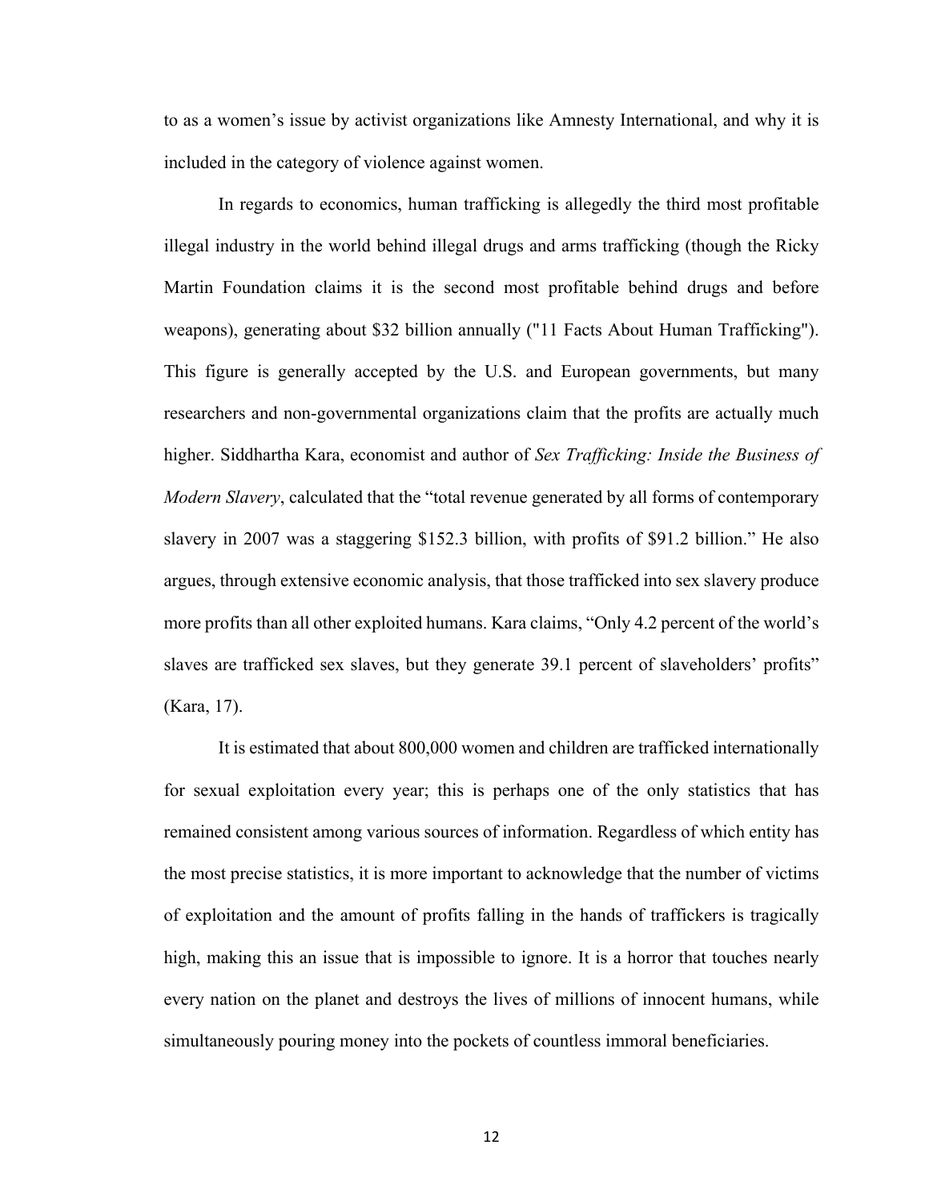to as a women's issue by activist organizations like Amnesty International, and why it is included in the category of violence against women.

In regards to economics, human trafficking is allegedly the third most profitable illegal industry in the world behind illegal drugs and arms trafficking (though the Ricky Martin Foundation claims it is the second most profitable behind drugs and before weapons), generating about $32 billion annually ("11 Facts About Human Trafficking"). This figure is generally accepted by the U.S. and European governments, but many researchers and non-governmental organizations claim that the profits are actually much higher. Siddhartha Kara, economist and author of *Sex Trafficking: Inside the Business of Modern Slavery*, calculated that the "total revenue generated by all forms of contemporary slavery in 2007 was a staggering $152.3 billion, with profits of $91.2 billion." He also argues, through extensive economic analysis, that those trafficked into sex slavery produce more profits than all other exploited humans. Kara claims, "Only 4.2 percent of the world's slaves are trafficked sex slaves, but they generate 39.1 percent of slaveholders' profits" (Kara, 17).

It is estimated that about 800,000 women and children are trafficked internationally for sexual exploitation every year; this is perhaps one of the only statistics that has remained consistent among various sources of information. Regardless of which entity has the most precise statistics, it is more important to acknowledge that the number of victims of exploitation and the amount of profits falling in the hands of traffickers is tragically high, making this an issue that is impossible to ignore. It is a horror that touches nearly every nation on the planet and destroys the lives of millions of innocent humans, while simultaneously pouring money into the pockets of countless immoral beneficiaries.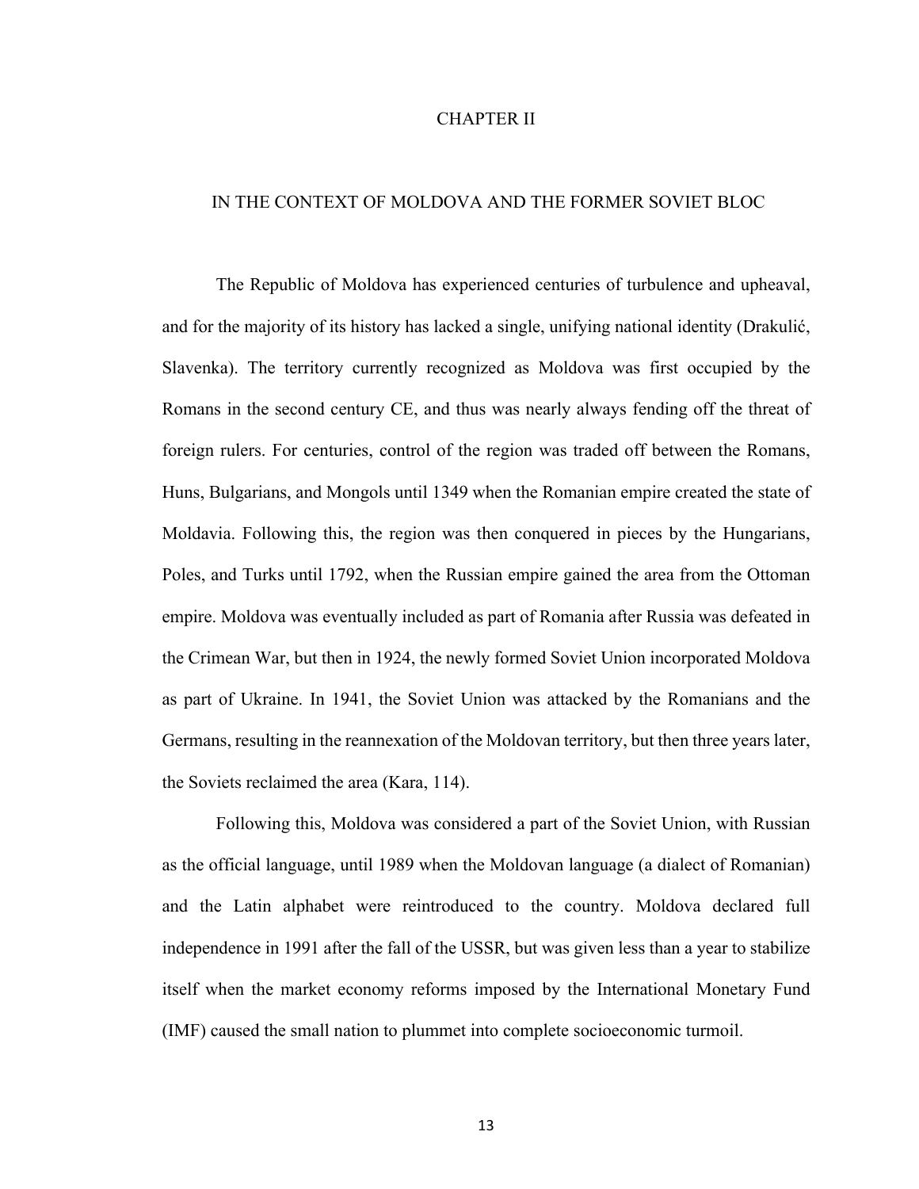# CHAPTER II

## IN THE CONTEXT OF MOLDOVA AND THE FORMER SOVIET BLOC

The Republic of Moldova has experienced centuries of turbulence and upheaval, and for the majority of its history has lacked a single, unifying national identity (Drakulić, Slavenka). The territory currently recognized as Moldova was first occupied by the Romans in the second century CE, and thus was nearly always fending off the threat of foreign rulers. For centuries, control of the region was traded off between the Romans, Huns, Bulgarians, and Mongols until 1349 when the Romanian empire created the state of Moldavia. Following this, the region was then conquered in pieces by the Hungarians, Poles, and Turks until 1792, when the Russian empire gained the area from the Ottoman empire. Moldova was eventually included as part of Romania after Russia was defeated in the Crimean War, but then in 1924, the newly formed Soviet Union incorporated Moldova as part of Ukraine. In 1941, the Soviet Union was attacked by the Romanians and the Germans, resulting in the reannexation of the Moldovan territory, but then three years later, the Soviets reclaimed the area (Kara, 114).

Following this, Moldova was considered a part of the Soviet Union, with Russian as the official language, until 1989 when the Moldovan language (a dialect of Romanian) and the Latin alphabet were reintroduced to the country. Moldova declared full independence in 1991 after the fall of the USSR, but was given less than a year to stabilize itself when the market economy reforms imposed by the International Monetary Fund (IMF) caused the small nation to plummet into complete socioeconomic turmoil.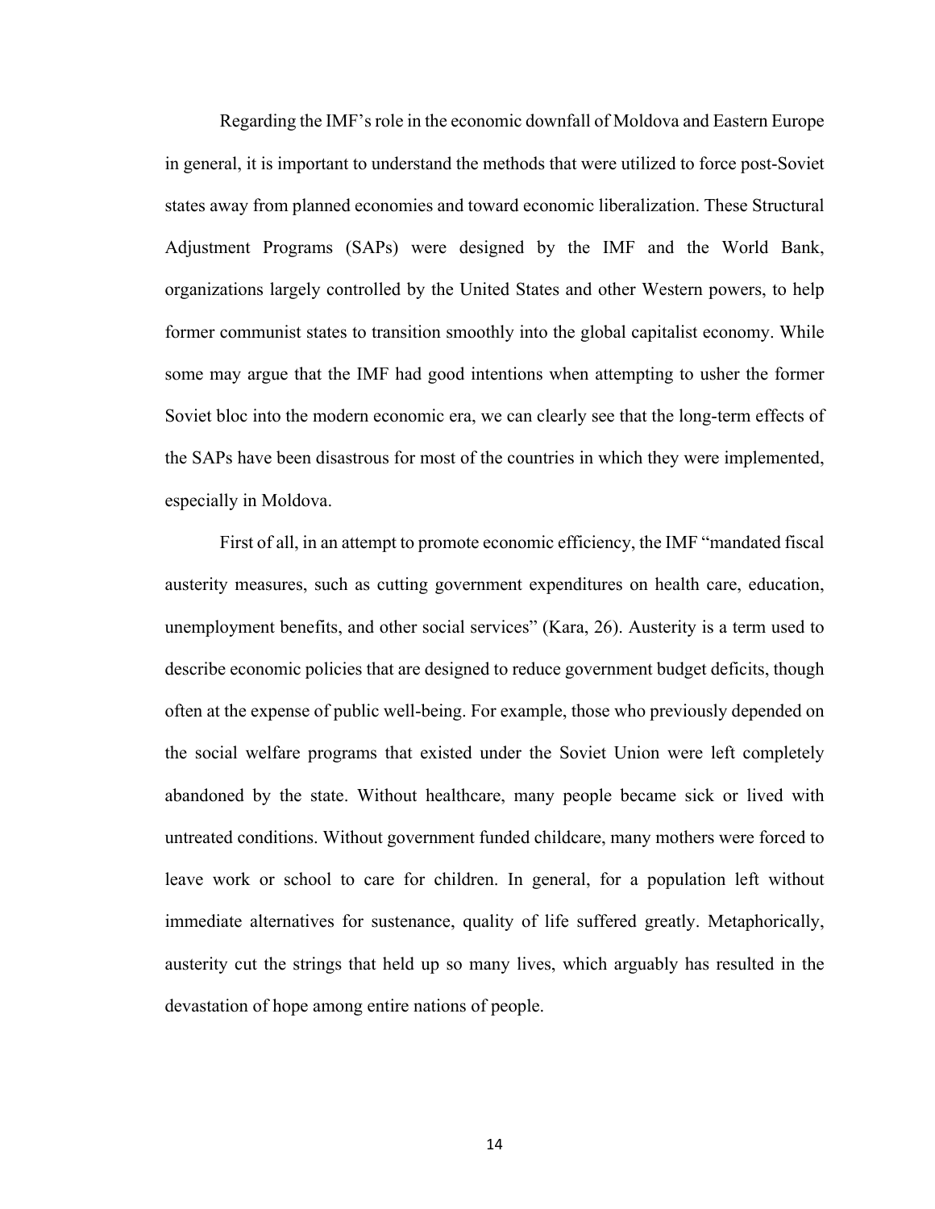Regarding the IMF's role in the economic downfall of Moldova and Eastern Europe in general, it is important to understand the methods that were utilized to force post-Soviet states away from planned economies and toward economic liberalization. These Structural Adjustment Programs (SAPs) were designed by the IMF and the World Bank, organizations largely controlled by the United States and other Western powers, to help former communist states to transition smoothly into the global capitalist economy. While some may argue that the IMF had good intentions when attempting to usher the former Soviet bloc into the modern economic era, we can clearly see that the long-term effects of the SAPs have been disastrous for most of the countries in which they were implemented, especially in Moldova.

First of all, in an attempt to promote economic efficiency, the IMF "mandated fiscal austerity measures, such as cutting government expenditures on health care, education, unemployment benefits, and other social services" (Kara, 26). Austerity is a term used to describe economic policies that are designed to reduce government budget deficits, though often at the expense of public well-being. For example, those who previously depended on the social welfare programs that existed under the Soviet Union were left completely abandoned by the state. Without healthcare, many people became sick or lived with untreated conditions. Without government funded childcare, many mothers were forced to leave work or school to care for children. In general, for a population left without immediate alternatives for sustenance, quality of life suffered greatly. Metaphorically, austerity cut the strings that held up so many lives, which arguably has resulted in the devastation of hope among entire nations of people.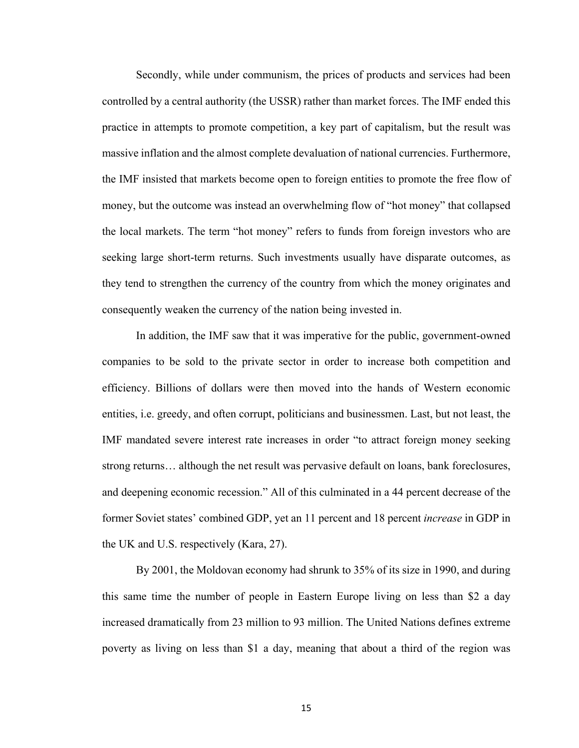Secondly, while under communism, the prices of products and services had been controlled by a central authority (the USSR) rather than market forces. The IMF ended this practice in attempts to promote competition, a key part of capitalism, but the result was massive inflation and the almost complete devaluation of national currencies. Furthermore, the IMF insisted that markets become open to foreign entities to promote the free flow of money, but the outcome was instead an overwhelming flow of "hot money" that collapsed the local markets. The term "hot money" refers to funds from foreign investors who are seeking large short-term returns. Such investments usually have disparate outcomes, as they tend to strengthen the currency of the country from which the money originates and consequently weaken the currency of the nation being invested in.

In addition, the IMF saw that it was imperative for the public, government-owned companies to be sold to the private sector in order to increase both competition and efficiency. Billions of dollars were then moved into the hands of Western economic entities, i.e. greedy, and often corrupt, politicians and businessmen. Last, but not least, the IMF mandated severe interest rate increases in order "to attract foreign money seeking strong returns… although the net result was pervasive default on loans, bank foreclosures, and deepening economic recession." All of this culminated in a 44 percent decrease of the former Soviet states' combined GDP, yet an 11 percent and 18 percent *increase* in GDP in the UK and U.S. respectively (Kara, 27).

By 2001, the Moldovan economy had shrunk to 35% of its size in 1990, and during this same time the number of people in Eastern Europe living on less than \$2 a day increased dramatically from 23 million to 93 million. The United Nations defines extreme poverty as living on less than \$1 a day, meaning that about a third of the region was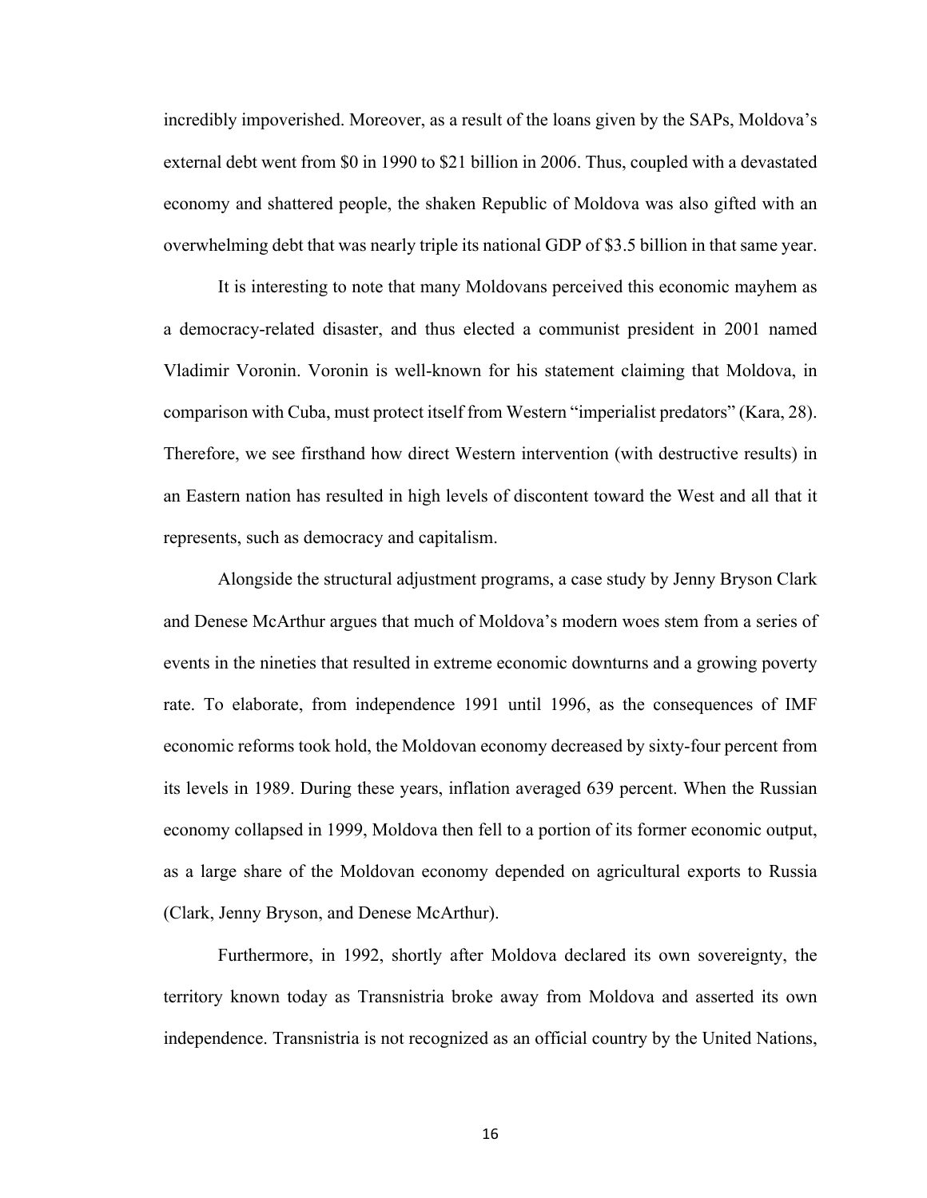incredibly impoverished. Moreover, as a result of the loans given by the SAPs, Moldova's external debt went from $0 in 1990 to $21 billion in 2006. Thus, coupled with a devastated economy and shattered people, the shaken Republic of Moldova was also gifted with an overwhelming debt that was nearly triple its national GDP of $3.5 billion in that same year.

It is interesting to note that many Moldovans perceived this economic mayhem as a democracy-related disaster, and thus elected a communist president in 2001 named Vladimir Voronin. Voronin is well-known for his statement claiming that Moldova, in comparison with Cuba, must protect itself from Western "imperialist predators" (Kara, 28). Therefore, we see firsthand how direct Western intervention (with destructive results) in an Eastern nation has resulted in high levels of discontent toward the West and all that it represents, such as democracy and capitalism.

Alongside the structural adjustment programs, a case study by Jenny Bryson Clark and Denese McArthur argues that much of Moldova's modern woes stem from a series of events in the nineties that resulted in extreme economic downturns and a growing poverty rate. To elaborate, from independence 1991 until 1996, as the consequences of IMF economic reforms took hold, the Moldovan economy decreased by sixty-four percent from its levels in 1989. During these years, inflation averaged 639 percent. When the Russian economy collapsed in 1999, Moldova then fell to a portion of its former economic output, as a large share of the Moldovan economy depended on agricultural exports to Russia (Clark, Jenny Bryson, and Denese McArthur).

Furthermore, in 1992, shortly after Moldova declared its own sovereignty, the territory known today as Transnistria broke away from Moldova and asserted its own independence. Transnistria is not recognized as an official country by the United Nations,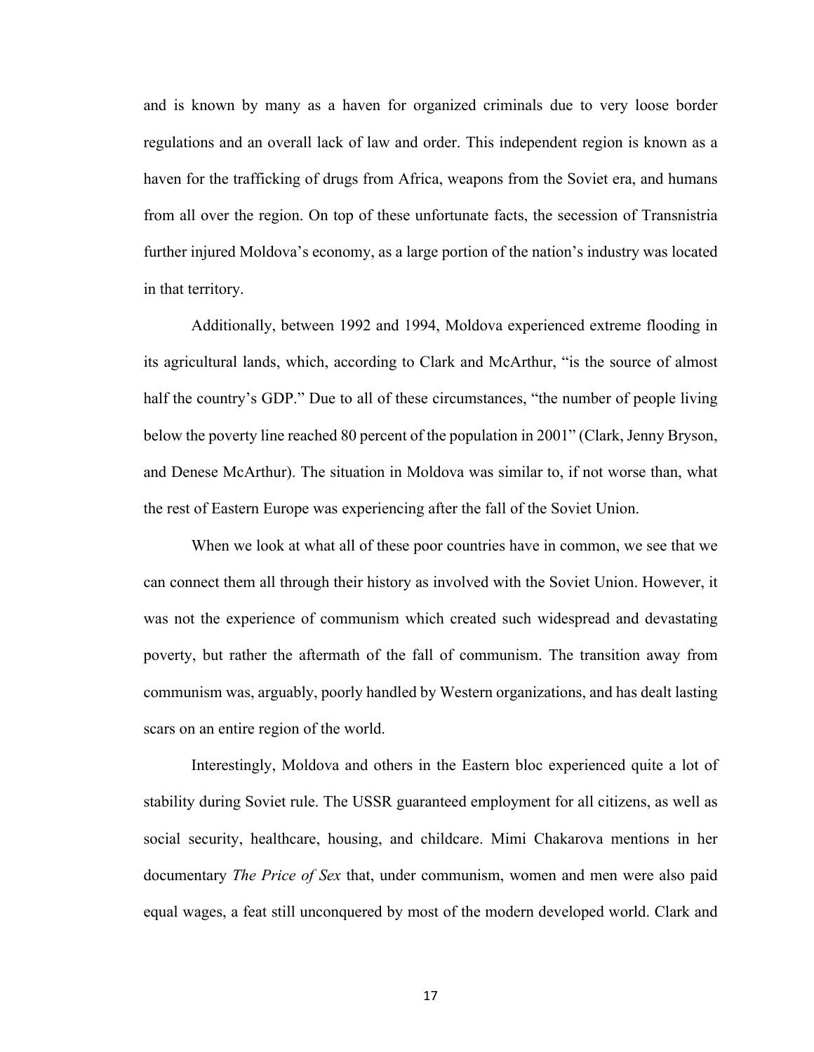and is known by many as a haven for organized criminals due to very loose border regulations and an overall lack of law and order. This independent region is known as a haven for the trafficking of drugs from Africa, weapons from the Soviet era, and humans from all over the region. On top of these unfortunate facts, the secession of Transnistria further injured Moldova's economy, as a large portion of the nation's industry was located in that territory.

Additionally, between 1992 and 1994, Moldova experienced extreme flooding in its agricultural lands, which, according to Clark and McArthur, "is the source of almost half the country's GDP." Due to all of these circumstances, "the number of people living below the poverty line reached 80 percent of the population in 2001" (Clark, Jenny Bryson, and Denese McArthur). The situation in Moldova was similar to, if not worse than, what the rest of Eastern Europe was experiencing after the fall of the Soviet Union.

When we look at what all of these poor countries have in common, we see that we can connect them all through their history as involved with the Soviet Union. However, it was not the experience of communism which created such widespread and devastating poverty, but rather the aftermath of the fall of communism. The transition away from communism was, arguably, poorly handled by Western organizations, and has dealt lasting scars on an entire region of the world.

Interestingly, Moldova and others in the Eastern bloc experienced quite a lot of stability during Soviet rule. The USSR guaranteed employment for all citizens, as well as social security, healthcare, housing, and childcare. Mimi Chakarova mentions in her documentary *The Price of Sex* that, under communism, women and men were also paid equal wages, a feat still unconquered by most of the modern developed world. Clark and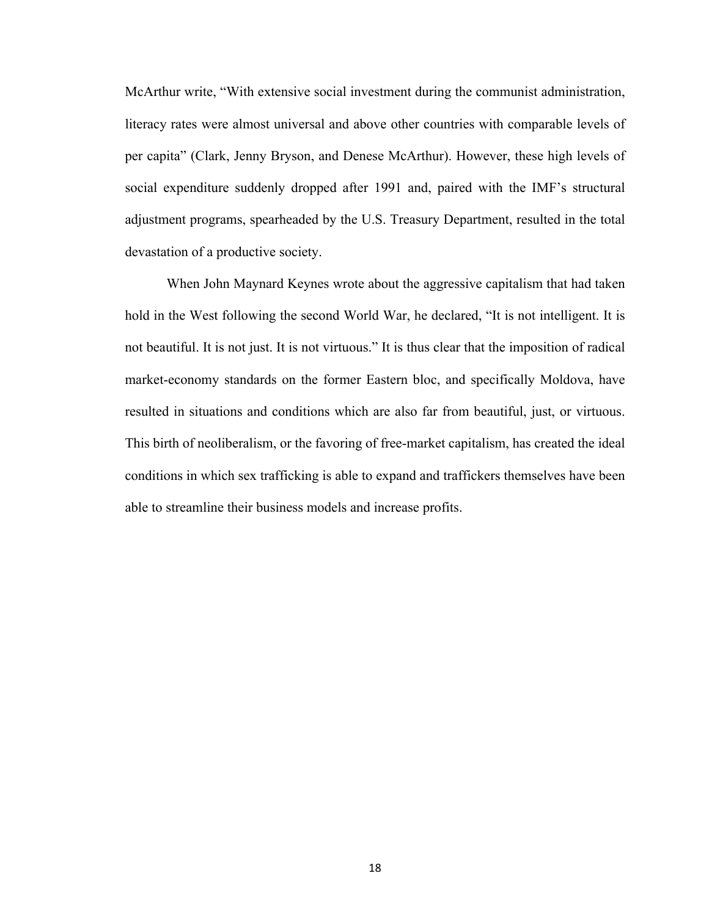McArthur write, "With extensive social investment during the communist administration, literacy rates were almost universal and above other countries with comparable levels of per capita" (Clark, Jenny Bryson, and Denese McArthur). However, these high levels of social expenditure suddenly dropped after 1991 and, paired with the IMF's structural adjustment programs, spearheaded by the U.S. Treasury Department, resulted in the total devastation of a productive society.

When John Maynard Keynes wrote about the aggressive capitalism that had taken hold in the West following the second World War, he declared, "It is not intelligent. It is not beautiful. It is not just. It is not virtuous." It is thus clear that the imposition of radical market-economy standards on the former Eastern bloc, and specifically Moldova, have resulted in situations and conditions which are also far from beautiful, just, or virtuous. This birth of neoliberalism, or the favoring of free-market capitalism, has created the ideal conditions in which sex trafficking is able to expand and traffickers themselves have been able to streamline their business models and increase profits.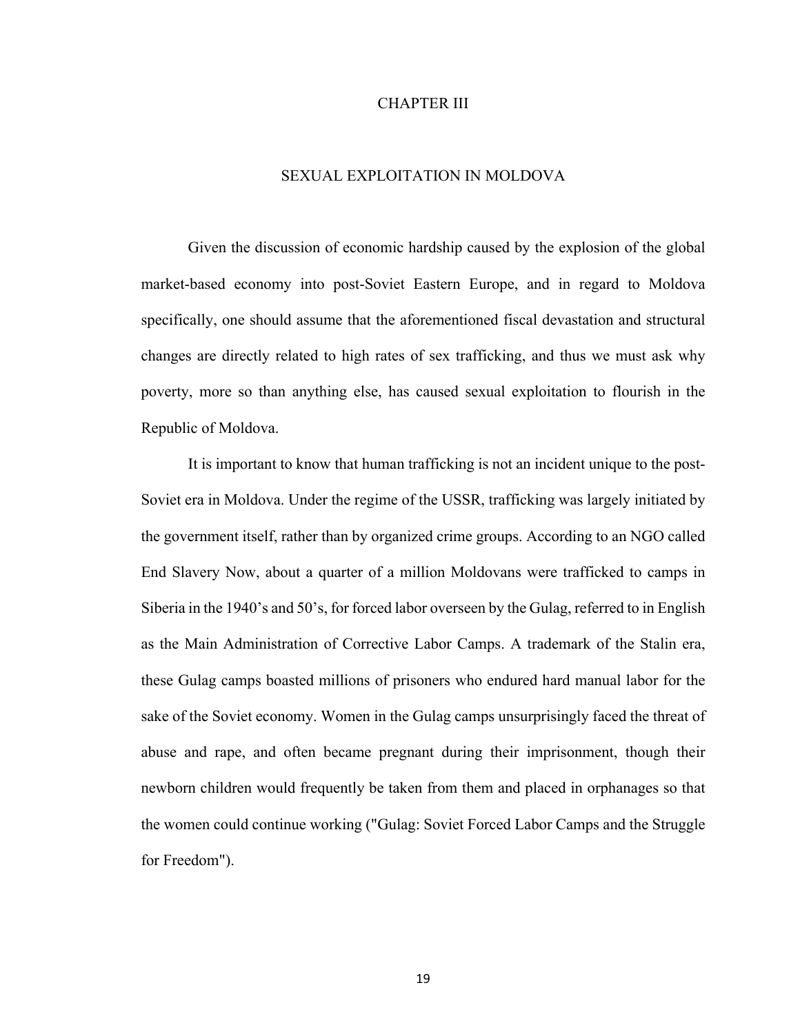# CHAPTER III

## SEXUAL EXPLOITATION IN MOLDOVA

Given the discussion of economic hardship caused by the explosion of the global market-based economy into post-Soviet Eastern Europe, and in regard to Moldova specifically, one should assume that the aforementioned fiscal devastation and structural changes are directly related to high rates of sex trafficking, and thus we must ask why poverty, more so than anything else, has caused sexual exploitation to flourish in the Republic of Moldova.

It is important to know that human trafficking is not an incident unique to the post-Soviet era in Moldova. Under the regime of the USSR, trafficking was largely initiated by the government itself, rather than by organized crime groups. According to an NGO called End Slavery Now, about a quarter of a million Moldovans were trafficked to camps in Siberia in the 1940's and 50's, for forced labor overseen by the Gulag, referred to in English as the Main Administration of Corrective Labor Camps. A trademark of the Stalin era, these Gulag camps boasted millions of prisoners who endured hard manual labor for the sake of the Soviet economy. Women in the Gulag camps unsurprisingly faced the threat of abuse and rape, and often became pregnant during their imprisonment, though their newborn children would frequently be taken from them and placed in orphanages so that the women could continue working ("Gulag: Soviet Forced Labor Camps and the Struggle for Freedom").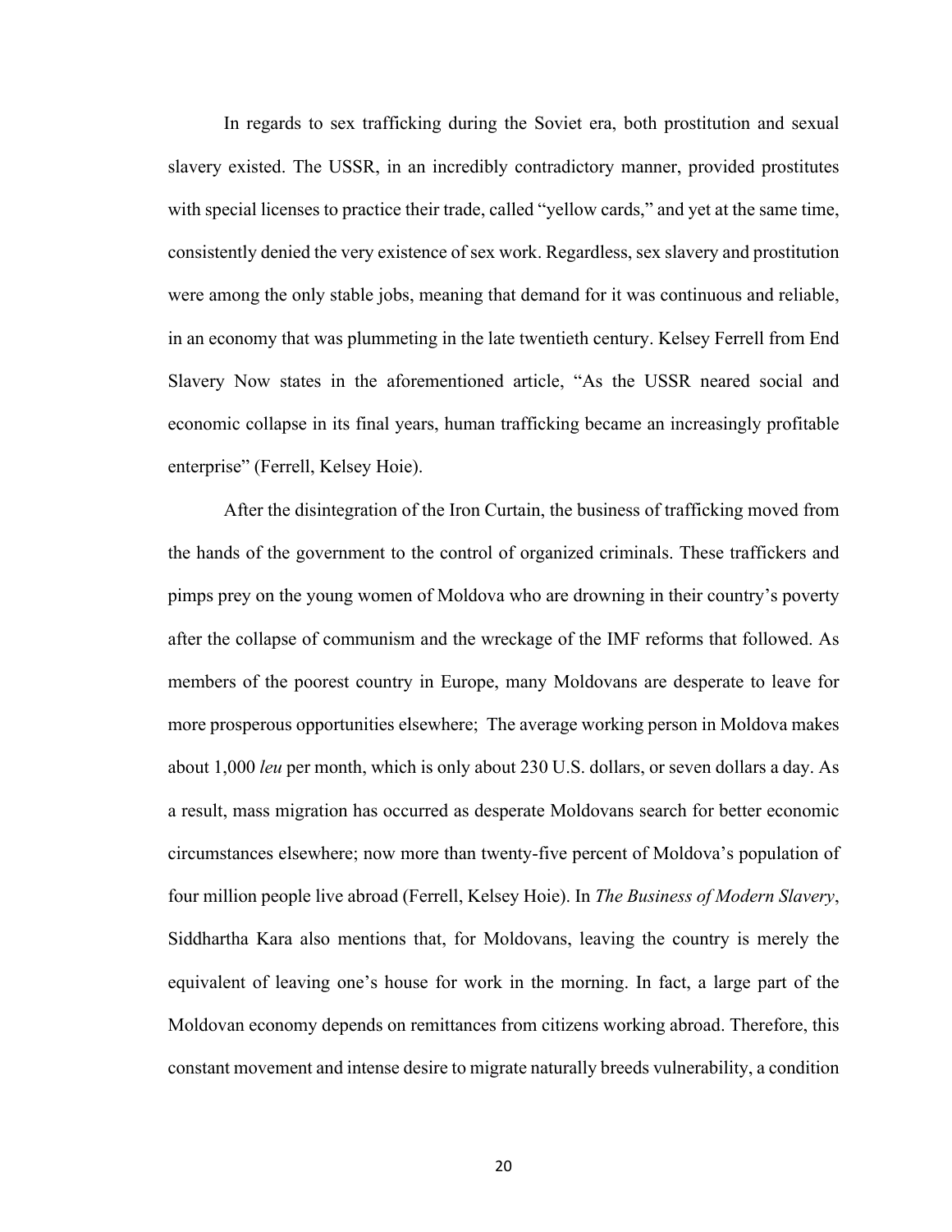In regards to sex trafficking during the Soviet era, both prostitution and sexual slavery existed. The USSR, in an incredibly contradictory manner, provided prostitutes with special licenses to practice their trade, called "yellow cards," and yet at the same time, consistently denied the very existence of sex work. Regardless, sex slavery and prostitution were among the only stable jobs, meaning that demand for it was continuous and reliable, in an economy that was plummeting in the late twentieth century. Kelsey Ferrell from End Slavery Now states in the aforementioned article, "As the USSR neared social and economic collapse in its final years, human trafficking became an increasingly profitable enterprise" (Ferrell, Kelsey Hoie).

After the disintegration of the Iron Curtain, the business of trafficking moved from the hands of the government to the control of organized criminals. These traffickers and pimps prey on the young women of Moldova who are drowning in their country's poverty after the collapse of communism and the wreckage of the IMF reforms that followed. As members of the poorest country in Europe, many Moldovans are desperate to leave for more prosperous opportunities elsewhere;  The average working person in Moldova makes about 1,000 *leu* per month, which is only about 230 U.S. dollars, or seven dollars a day. As a result, mass migration has occurred as desperate Moldovans search for better economic circumstances elsewhere; now more than twenty-five percent of Moldova's population of four million people live abroad (Ferrell, Kelsey Hoie). In *The Business of Modern Slavery*, Siddhartha Kara also mentions that, for Moldovans, leaving the country is merely the equivalent of leaving one's house for work in the morning. In fact, a large part of the Moldovan economy depends on remittances from citizens working abroad. Therefore, this constant movement and intense desire to migrate naturally breeds vulnerability, a condition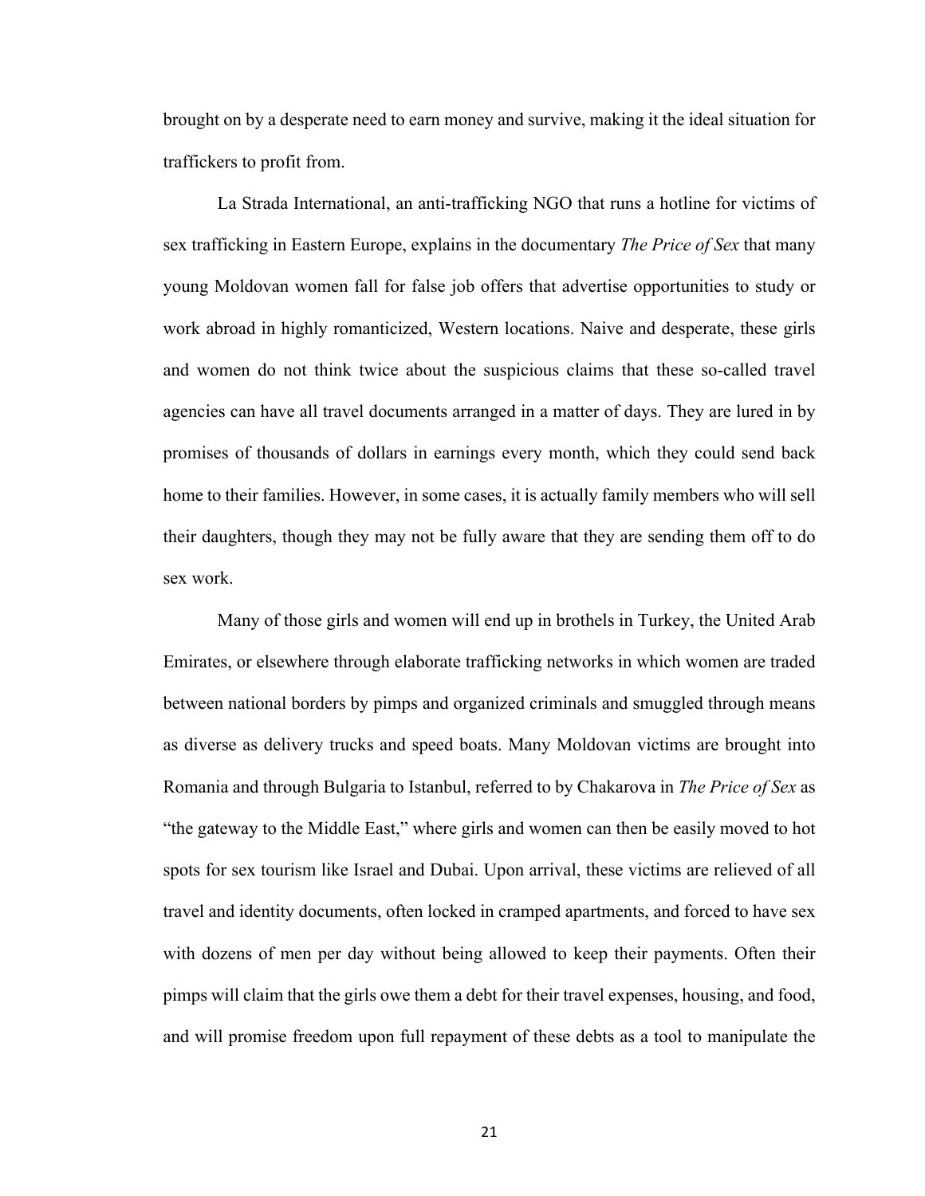brought on by a desperate need to earn money and survive, making it the ideal situation for traffickers to profit from.

La Strada International, an anti-trafficking NGO that runs a hotline for victims of sex trafficking in Eastern Europe, explains in the documentary *The Price of Sex* that many young Moldovan women fall for false job offers that advertise opportunities to study or work abroad in highly romanticized, Western locations. Naive and desperate, these girls and women do not think twice about the suspicious claims that these so-called travel agencies can have all travel documents arranged in a matter of days. They are lured in by promises of thousands of dollars in earnings every month, which they could send back home to their families. However, in some cases, it is actually family members who will sell their daughters, though they may not be fully aware that they are sending them off to do sex work.

Many of those girls and women will end up in brothels in Turkey, the United Arab Emirates, or elsewhere through elaborate trafficking networks in which women are traded between national borders by pimps and organized criminals and smuggled through means as diverse as delivery trucks and speed boats. Many Moldovan victims are brought into Romania and through Bulgaria to Istanbul, referred to by Chakarova in *The Price of Sex* as "the gateway to the Middle East," where girls and women can then be easily moved to hot spots for sex tourism like Israel and Dubai. Upon arrival, these victims are relieved of all travel and identity documents, often locked in cramped apartments, and forced to have sex with dozens of men per day without being allowed to keep their payments. Often their pimps will claim that the girls owe them a debt for their travel expenses, housing, and food, and will promise freedom upon full repayment of these debts as a tool to manipulate the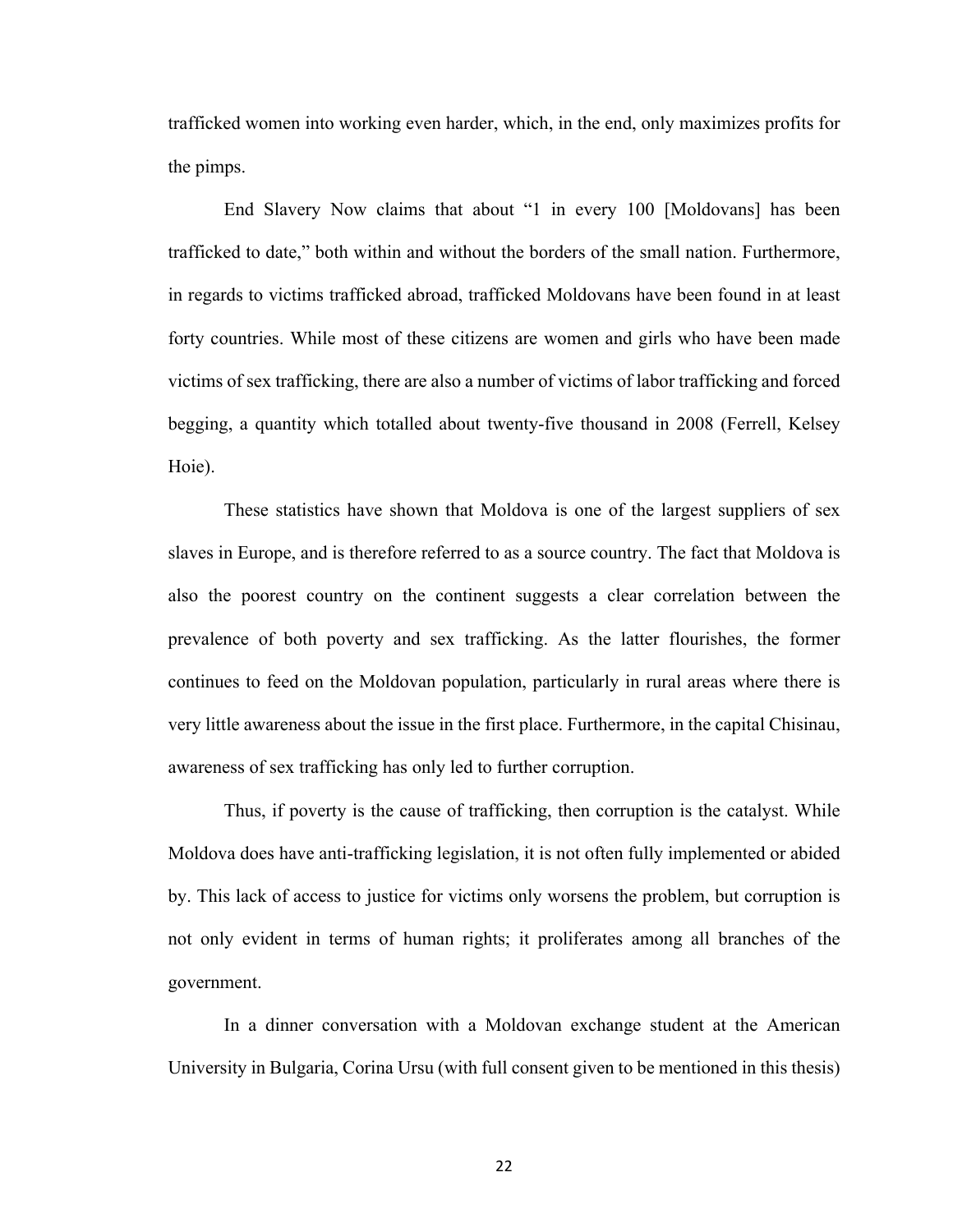trafficked women into working even harder, which, in the end, only maximizes profits for the pimps.

End Slavery Now claims that about "1 in every 100 [Moldovans] has been trafficked to date," both within and without the borders of the small nation. Furthermore, in regards to victims trafficked abroad, trafficked Moldovans have been found in at least forty countries. While most of these citizens are women and girls who have been made victims of sex trafficking, there are also a number of victims of labor trafficking and forced begging, a quantity which totalled about twenty-five thousand in 2008 (Ferrell, Kelsey Hoie).

These statistics have shown that Moldova is one of the largest suppliers of sex slaves in Europe, and is therefore referred to as a source country. The fact that Moldova is also the poorest country on the continent suggests a clear correlation between the prevalence of both poverty and sex trafficking. As the latter flourishes, the former continues to feed on the Moldovan population, particularly in rural areas where there is very little awareness about the issue in the first place. Furthermore, in the capital Chisinau, awareness of sex trafficking has only led to further corruption.

Thus, if poverty is the cause of trafficking, then corruption is the catalyst. While Moldova does have anti-trafficking legislation, it is not often fully implemented or abided by. This lack of access to justice for victims only worsens the problem, but corruption is not only evident in terms of human rights; it proliferates among all branches of the government.

In a dinner conversation with a Moldovan exchange student at the American University in Bulgaria, Corina Ursu (with full consent given to be mentioned in this thesis)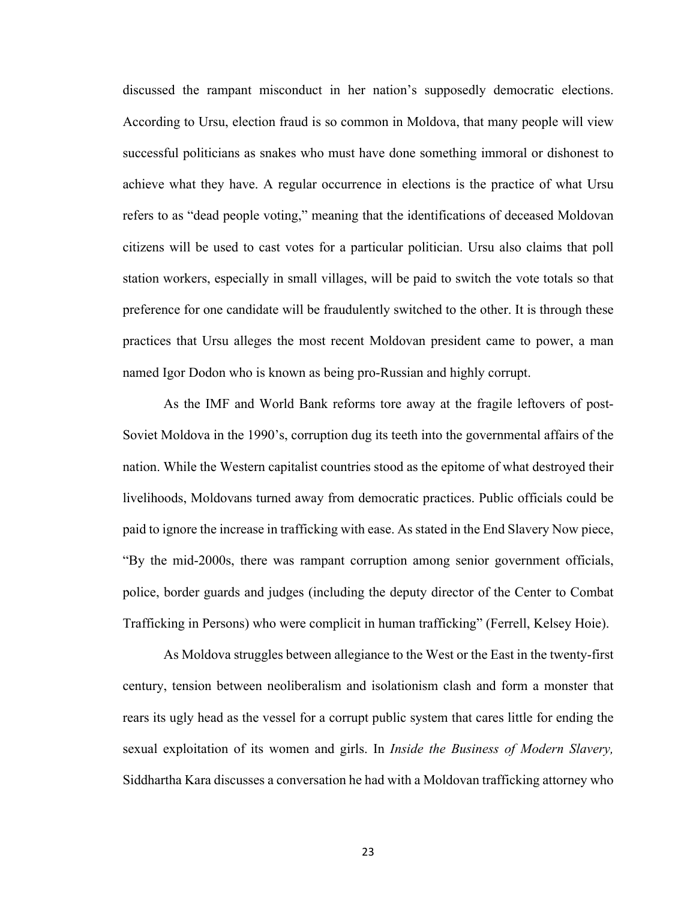discussed the rampant misconduct in her nation's supposedly democratic elections. According to Ursu, election fraud is so common in Moldova, that many people will view successful politicians as snakes who must have done something immoral or dishonest to achieve what they have. A regular occurrence in elections is the practice of what Ursu refers to as "dead people voting," meaning that the identifications of deceased Moldovan citizens will be used to cast votes for a particular politician. Ursu also claims that poll station workers, especially in small villages, will be paid to switch the vote totals so that preference for one candidate will be fraudulently switched to the other. It is through these practices that Ursu alleges the most recent Moldovan president came to power, a man named Igor Dodon who is known as being pro-Russian and highly corrupt.

As the IMF and World Bank reforms tore away at the fragile leftovers of post-Soviet Moldova in the 1990's, corruption dug its teeth into the governmental affairs of the nation. While the Western capitalist countries stood as the epitome of what destroyed their livelihoods, Moldovans turned away from democratic practices. Public officials could be paid to ignore the increase in trafficking with ease. As stated in the End Slavery Now piece, "By the mid-2000s, there was rampant corruption among senior government officials, police, border guards and judges (including the deputy director of the Center to Combat Trafficking in Persons) who were complicit in human trafficking" (Ferrell, Kelsey Hoie).

As Moldova struggles between allegiance to the West or the East in the twenty-first century, tension between neoliberalism and isolationism clash and form a monster that rears its ugly head as the vessel for a corrupt public system that cares little for ending the sexual exploitation of its women and girls. In *Inside the Business of Modern Slavery,* Siddhartha Kara discusses a conversation he had with a Moldovan trafficking attorney who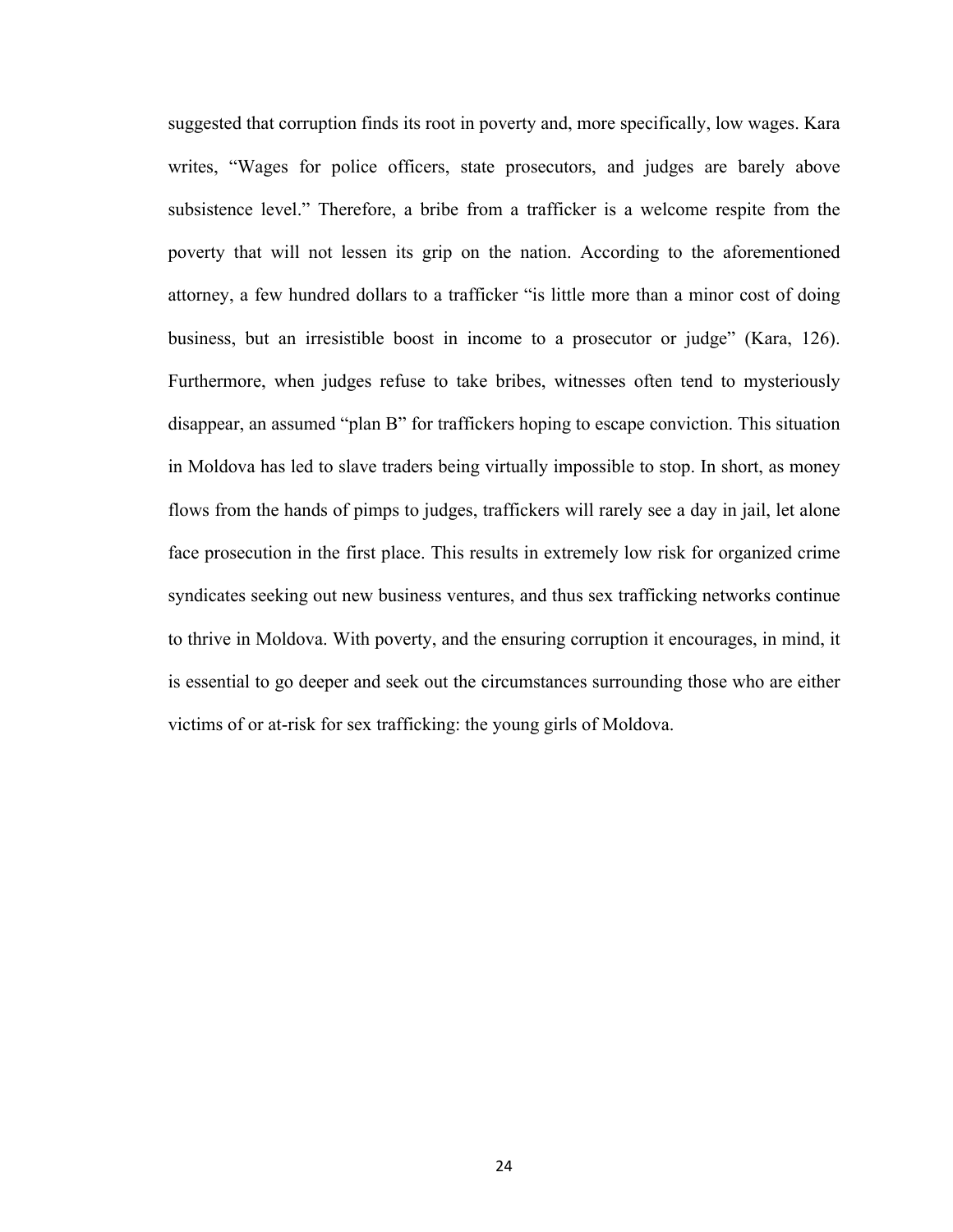suggested that corruption finds its root in poverty and, more specifically, low wages. Kara writes, "Wages for police officers, state prosecutors, and judges are barely above subsistence level." Therefore, a bribe from a trafficker is a welcome respite from the poverty that will not lessen its grip on the nation. According to the aforementioned attorney, a few hundred dollars to a trafficker "is little more than a minor cost of doing business, but an irresistible boost in income to a prosecutor or judge" (Kara, 126). Furthermore, when judges refuse to take bribes, witnesses often tend to mysteriously disappear, an assumed "plan B" for traffickers hoping to escape conviction. This situation in Moldova has led to slave traders being virtually impossible to stop. In short, as money flows from the hands of pimps to judges, traffickers will rarely see a day in jail, let alone face prosecution in the first place. This results in extremely low risk for organized crime syndicates seeking out new business ventures, and thus sex trafficking networks continue to thrive in Moldova. With poverty, and the ensuring corruption it encourages, in mind, it is essential to go deeper and seek out the circumstances surrounding those who are either victims of or at-risk for sex trafficking: the young girls of Moldova.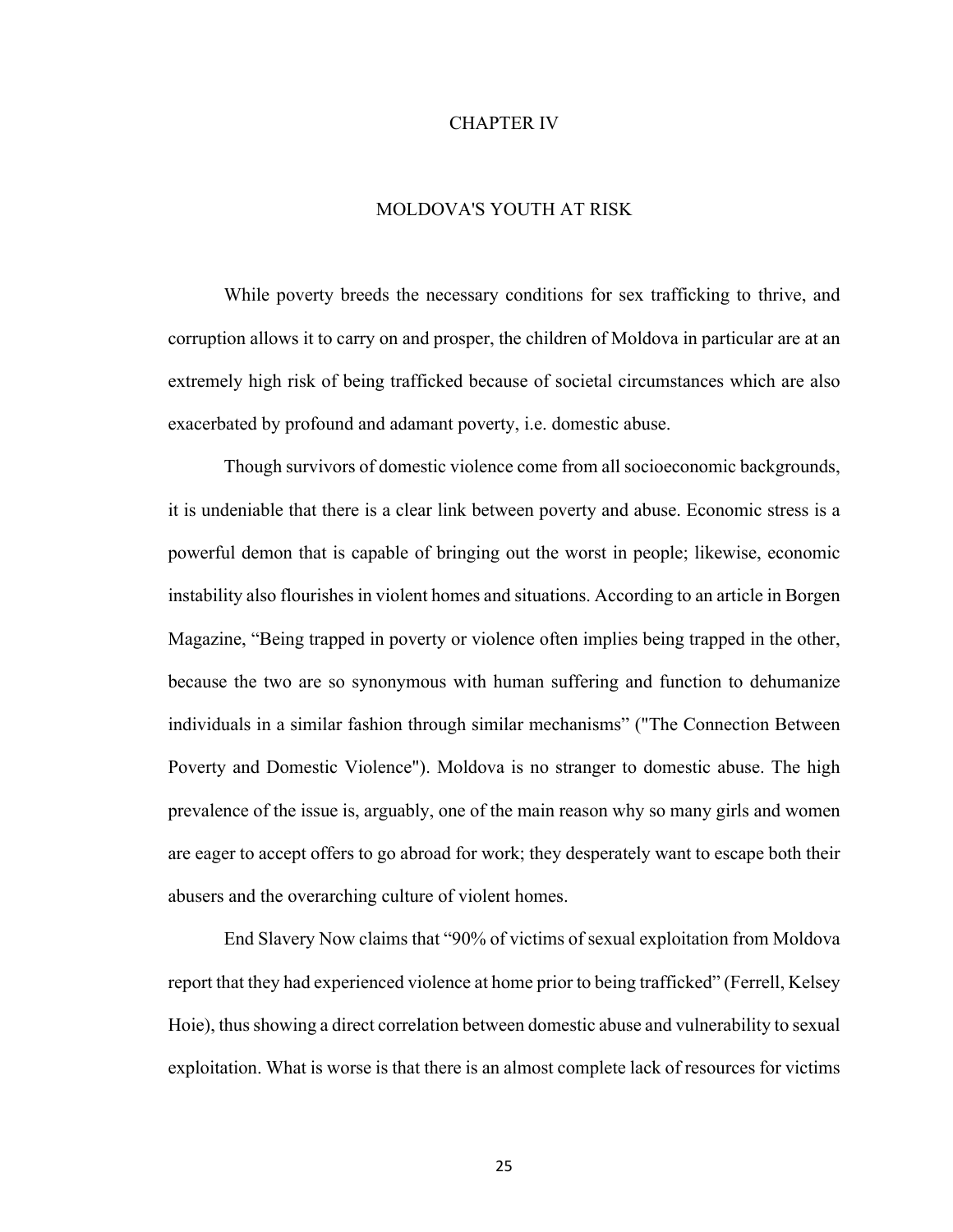# CHAPTER IV

## MOLDOVA'S YOUTH AT RISK

While poverty breeds the necessary conditions for sex trafficking to thrive, and corruption allows it to carry on and prosper, the children of Moldova in particular are at an extremely high risk of being trafficked because of societal circumstances which are also exacerbated by profound and adamant poverty, i.e. domestic abuse.

Though survivors of domestic violence come from all socioeconomic backgrounds, it is undeniable that there is a clear link between poverty and abuse. Economic stress is a powerful demon that is capable of bringing out the worst in people; likewise, economic instability also flourishes in violent homes and situations. According to an article in Borgen Magazine, "Being trapped in poverty or violence often implies being trapped in the other, because the two are so synonymous with human suffering and function to dehumanize individuals in a similar fashion through similar mechanisms" ("The Connection Between Poverty and Domestic Violence"). Moldova is no stranger to domestic abuse. The high prevalence of the issue is, arguably, one of the main reason why so many girls and women are eager to accept offers to go abroad for work; they desperately want to escape both their abusers and the overarching culture of violent homes.

End Slavery Now claims that "90% of victims of sexual exploitation from Moldova report that they had experienced violence at home prior to being trafficked" (Ferrell, Kelsey Hoie), thus showing a direct correlation between domestic abuse and vulnerability to sexual exploitation. What is worse is that there is an almost complete lack of resources for victims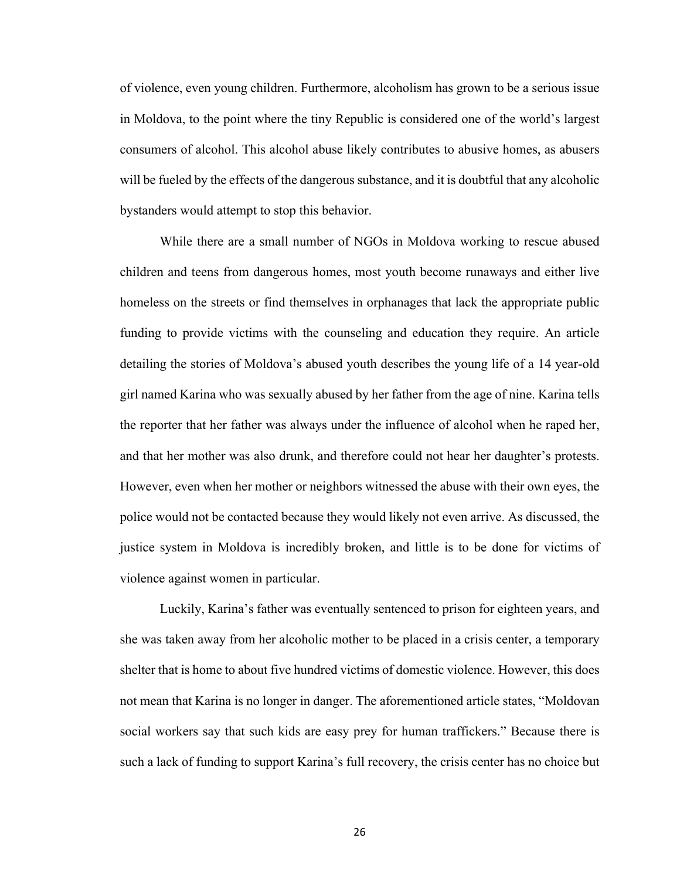of violence, even young children. Furthermore, alcoholism has grown to be a serious issue in Moldova, to the point where the tiny Republic is considered one of the world's largest consumers of alcohol. This alcohol abuse likely contributes to abusive homes, as abusers will be fueled by the effects of the dangerous substance, and it is doubtful that any alcoholic bystanders would attempt to stop this behavior.

While there are a small number of NGOs in Moldova working to rescue abused children and teens from dangerous homes, most youth become runaways and either live homeless on the streets or find themselves in orphanages that lack the appropriate public funding to provide victims with the counseling and education they require. An article detailing the stories of Moldova's abused youth describes the young life of a 14 year-old girl named Karina who was sexually abused by her father from the age of nine. Karina tells the reporter that her father was always under the influence of alcohol when he raped her, and that her mother was also drunk, and therefore could not hear her daughter's protests. However, even when her mother or neighbors witnessed the abuse with their own eyes, the police would not be contacted because they would likely not even arrive. As discussed, the justice system in Moldova is incredibly broken, and little is to be done for victims of violence against women in particular.

Luckily, Karina's father was eventually sentenced to prison for eighteen years, and she was taken away from her alcoholic mother to be placed in a crisis center, a temporary shelter that is home to about five hundred victims of domestic violence. However, this does not mean that Karina is no longer in danger. The aforementioned article states, "Moldovan social workers say that such kids are easy prey for human traffickers." Because there is such a lack of funding to support Karina's full recovery, the crisis center has no choice but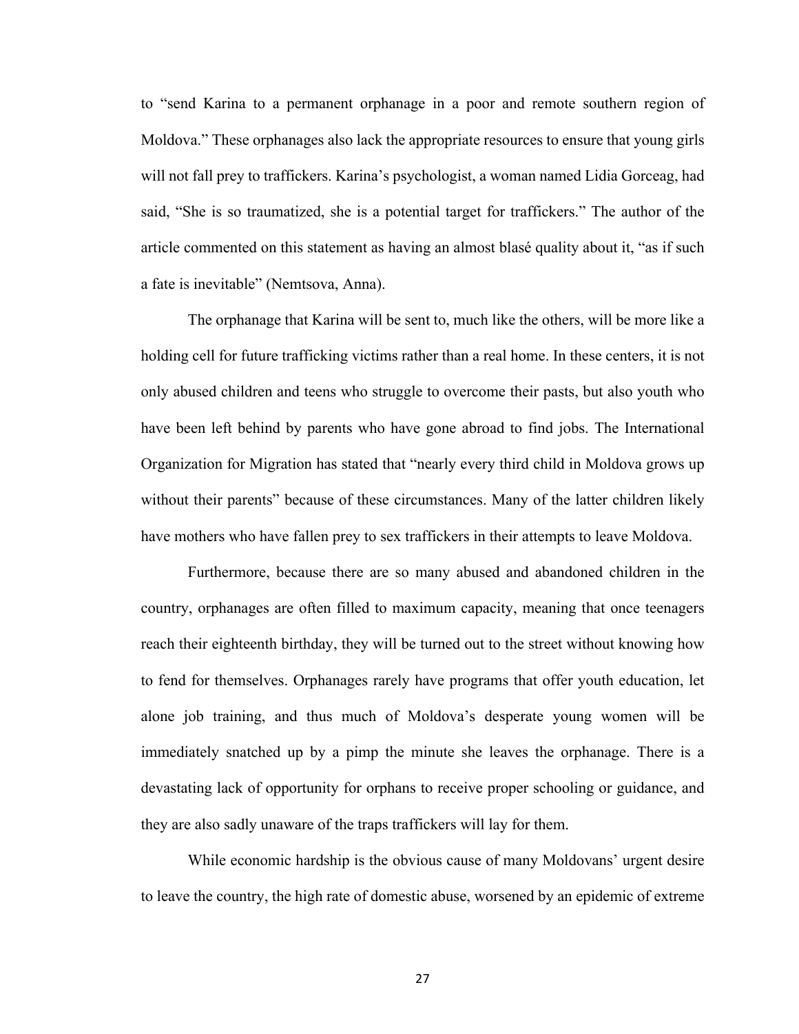to "send Karina to a permanent orphanage in a poor and remote southern region of Moldova." These orphanages also lack the appropriate resources to ensure that young girls will not fall prey to traffickers. Karina's psychologist, a woman named Lidia Gorceag, had said, "She is so traumatized, she is a potential target for traffickers." The author of the article commented on this statement as having an almost blasé quality about it, "as if such a fate is inevitable" (Nemtsova, Anna).

The orphanage that Karina will be sent to, much like the others, will be more like a holding cell for future trafficking victims rather than a real home. In these centers, it is not only abused children and teens who struggle to overcome their pasts, but also youth who have been left behind by parents who have gone abroad to find jobs. The International Organization for Migration has stated that "nearly every third child in Moldova grows up without their parents" because of these circumstances. Many of the latter children likely have mothers who have fallen prey to sex traffickers in their attempts to leave Moldova.

Furthermore, because there are so many abused and abandoned children in the country, orphanages are often filled to maximum capacity, meaning that once teenagers reach their eighteenth birthday, they will be turned out to the street without knowing how to fend for themselves. Orphanages rarely have programs that offer youth education, let alone job training, and thus much of Moldova's desperate young women will be immediately snatched up by a pimp the minute she leaves the orphanage. There is a devastating lack of opportunity for orphans to receive proper schooling or guidance, and they are also sadly unaware of the traps traffickers will lay for them.

While economic hardship is the obvious cause of many Moldovans' urgent desire to leave the country, the high rate of domestic abuse, worsened by an epidemic of extreme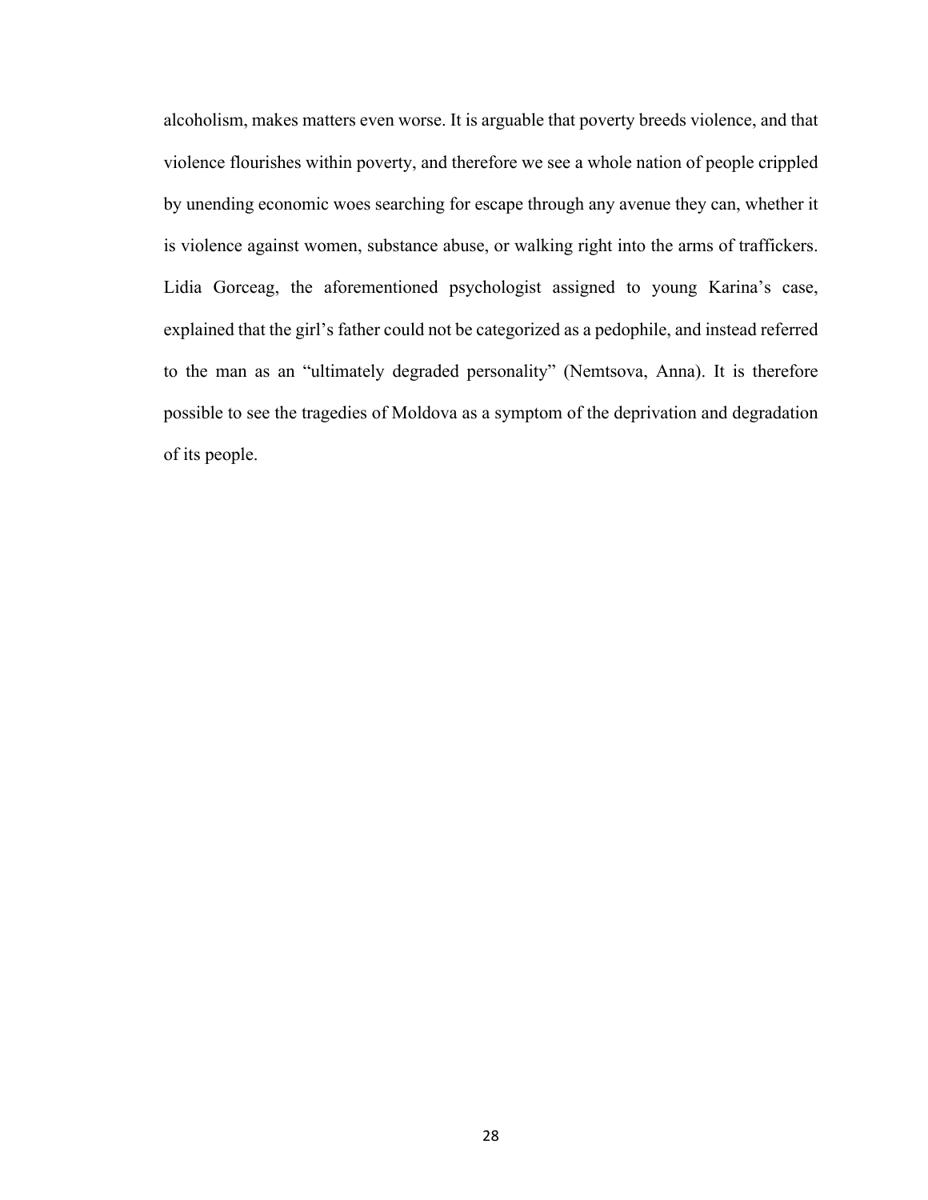alcoholism, makes matters even worse. It is arguable that poverty breeds violence, and that violence flourishes within poverty, and therefore we see a whole nation of people crippled by unending economic woes searching for escape through any avenue they can, whether it is violence against women, substance abuse, or walking right into the arms of traffickers. Lidia Gorceag, the aforementioned psychologist assigned to young Karina's case, explained that the girl's father could not be categorized as a pedophile, and instead referred to the man as an "ultimately degraded personality" (Nemtsova, Anna). It is therefore possible to see the tragedies of Moldova as a symptom of the deprivation and degradation of its people.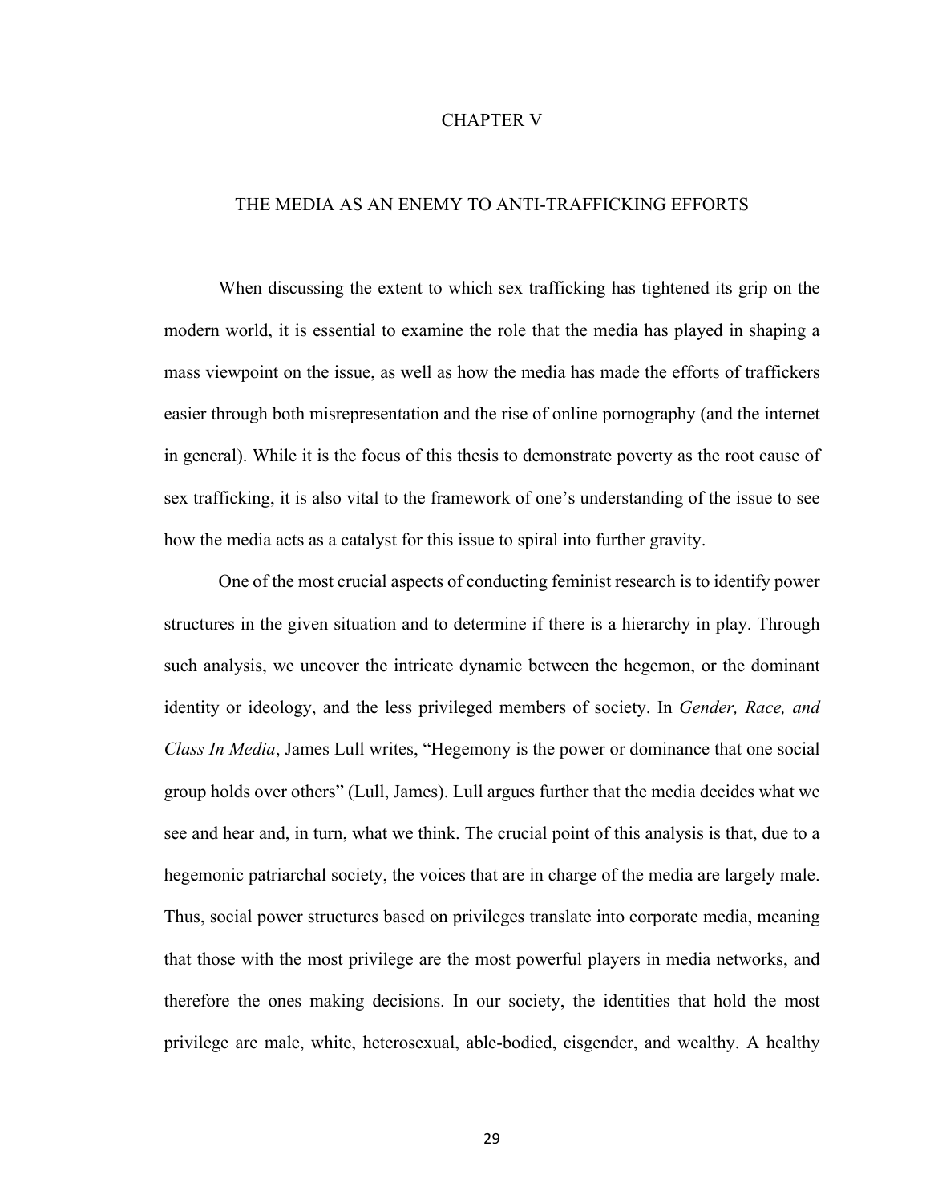# CHAPTER V

## THE MEDIA AS AN ENEMY TO ANTI-TRAFFICKING EFFORTS

When discussing the extent to which sex trafficking has tightened its grip on the modern world, it is essential to examine the role that the media has played in shaping a mass viewpoint on the issue, as well as how the media has made the efforts of traffickers easier through both misrepresentation and the rise of online pornography (and the internet in general). While it is the focus of this thesis to demonstrate poverty as the root cause of sex trafficking, it is also vital to the framework of one's understanding of the issue to see how the media acts as a catalyst for this issue to spiral into further gravity.

One of the most crucial aspects of conducting feminist research is to identify power structures in the given situation and to determine if there is a hierarchy in play. Through such analysis, we uncover the intricate dynamic between the hegemon, or the dominant identity or ideology, and the less privileged members of society. In *Gender, Race, and Class In Media*, James Lull writes, "Hegemony is the power or dominance that one social group holds over others" (Lull, James). Lull argues further that the media decides what we see and hear and, in turn, what we think. The crucial point of this analysis is that, due to a hegemonic patriarchal society, the voices that are in charge of the media are largely male. Thus, social power structures based on privileges translate into corporate media, meaning that those with the most privilege are the most powerful players in media networks, and therefore the ones making decisions. In our society, the identities that hold the most privilege are male, white, heterosexual, able-bodied, cisgender, and wealthy. A healthy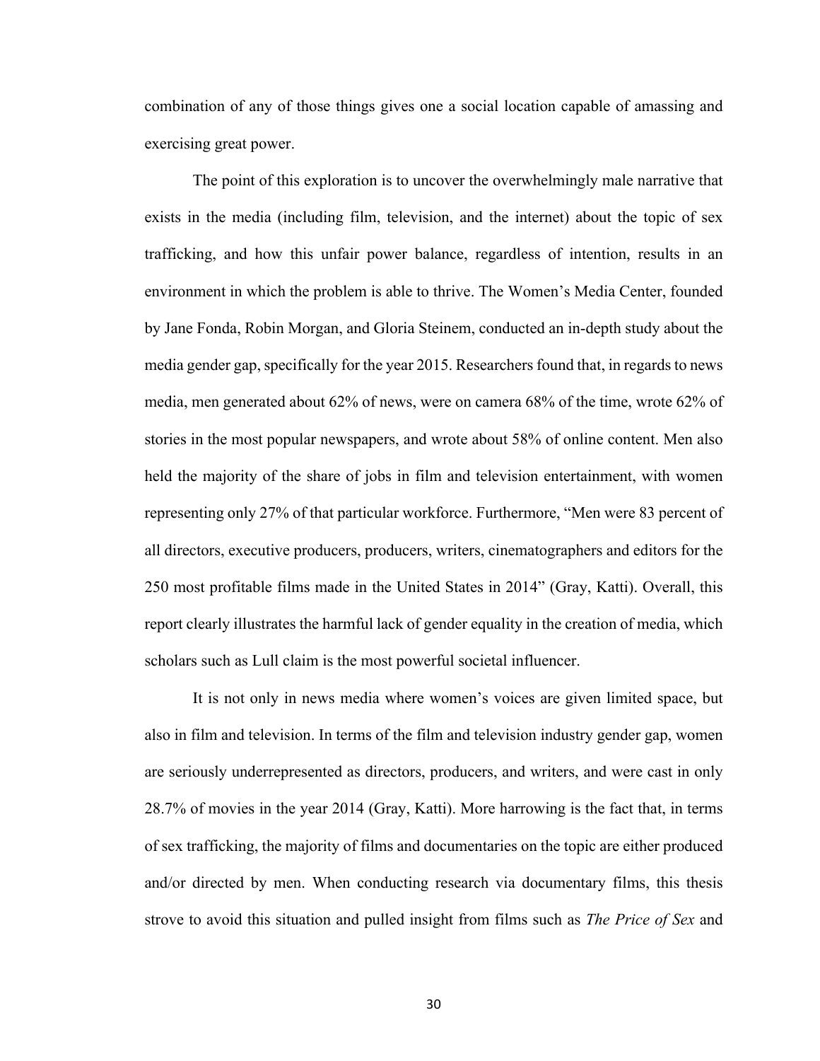combination of any of those things gives one a social location capable of amassing and exercising great power.

The point of this exploration is to uncover the overwhelmingly male narrative that exists in the media (including film, television, and the internet) about the topic of sex trafficking, and how this unfair power balance, regardless of intention, results in an environment in which the problem is able to thrive. The Women's Media Center, founded by Jane Fonda, Robin Morgan, and Gloria Steinem, conducted an in-depth study about the media gender gap, specifically for the year 2015. Researchers found that, in regards to news media, men generated about 62% of news, were on camera 68% of the time, wrote 62% of stories in the most popular newspapers, and wrote about 58% of online content. Men also held the majority of the share of jobs in film and television entertainment, with women representing only 27% of that particular workforce. Furthermore, "Men were 83 percent of all directors, executive producers, producers, writers, cinematographers and editors for the 250 most profitable films made in the United States in 2014" (Gray, Katti). Overall, this report clearly illustrates the harmful lack of gender equality in the creation of media, which scholars such as Lull claim is the most powerful societal influencer.

It is not only in news media where women's voices are given limited space, but also in film and television. In terms of the film and television industry gender gap, women are seriously underrepresented as directors, producers, and writers, and were cast in only 28.7% of movies in the year 2014 (Gray, Katti). More harrowing is the fact that, in terms of sex trafficking, the majority of films and documentaries on the topic are either produced and/or directed by men. When conducting research via documentary films, this thesis strove to avoid this situation and pulled insight from films such as *The Price of Sex* and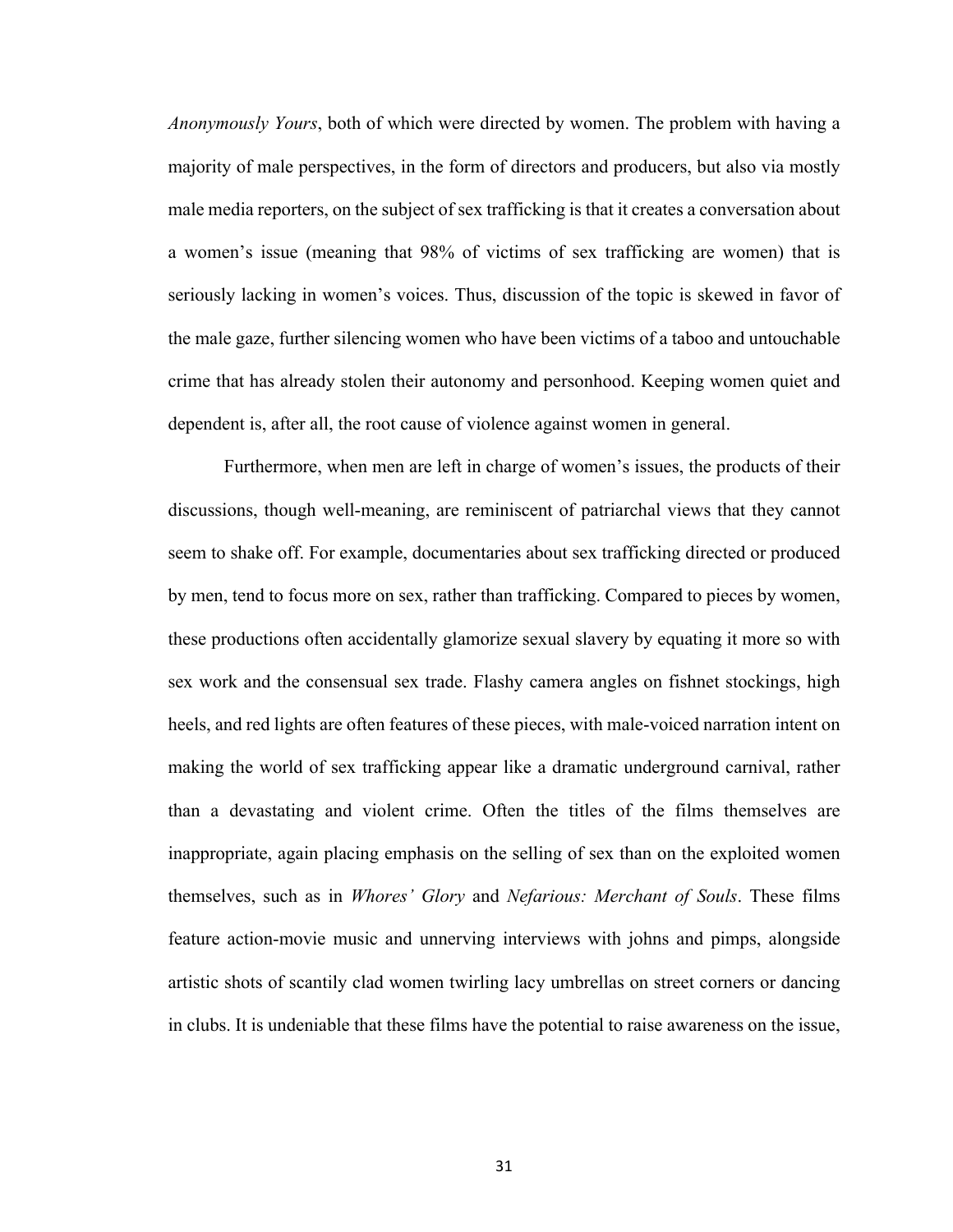*Anonymously Yours*, both of which were directed by women. The problem with having a majority of male perspectives, in the form of directors and producers, but also via mostly male media reporters, on the subject of sex trafficking is that it creates a conversation about a women's issue (meaning that 98% of victims of sex trafficking are women) that is seriously lacking in women's voices. Thus, discussion of the topic is skewed in favor of the male gaze, further silencing women who have been victims of a taboo and untouchable crime that has already stolen their autonomy and personhood. Keeping women quiet and dependent is, after all, the root cause of violence against women in general.

Furthermore, when men are left in charge of women's issues, the products of their discussions, though well-meaning, are reminiscent of patriarchal views that they cannot seem to shake off. For example, documentaries about sex trafficking directed or produced by men, tend to focus more on sex, rather than trafficking. Compared to pieces by women, these productions often accidentally glamorize sexual slavery by equating it more so with sex work and the consensual sex trade. Flashy camera angles on fishnet stockings, high heels, and red lights are often features of these pieces, with male-voiced narration intent on making the world of sex trafficking appear like a dramatic underground carnival, rather than a devastating and violent crime. Often the titles of the films themselves are inappropriate, again placing emphasis on the selling of sex than on the exploited women themselves, such as in *Whores' Glory* and *Nefarious: Merchant of Souls*. These films feature action-movie music and unnerving interviews with johns and pimps, alongside artistic shots of scantily clad women twirling lacy umbrellas on street corners or dancing in clubs. It is undeniable that these films have the potential to raise awareness on the issue,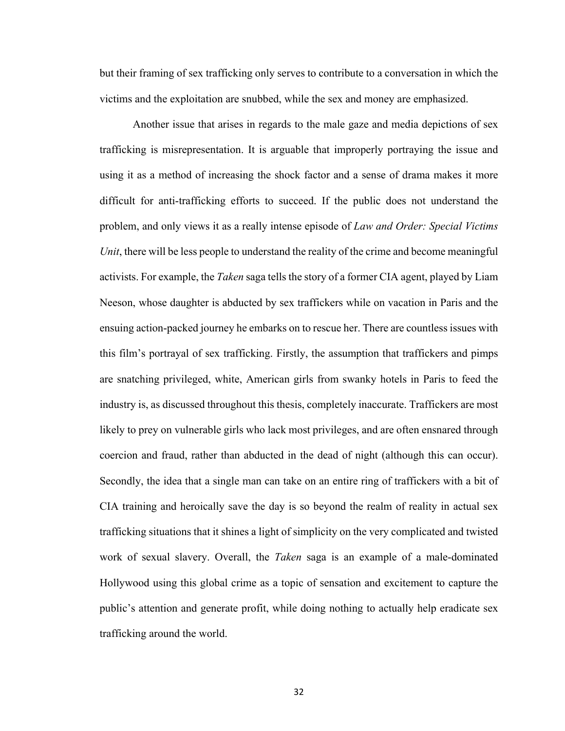but their framing of sex trafficking only serves to contribute to a conversation in which the victims and the exploitation are snubbed, while the sex and money are emphasized.

Another issue that arises in regards to the male gaze and media depictions of sex trafficking is misrepresentation. It is arguable that improperly portraying the issue and using it as a method of increasing the shock factor and a sense of drama makes it more difficult for anti-trafficking efforts to succeed. If the public does not understand the problem, and only views it as a really intense episode of *Law and Order: Special Victims Unit*, there will be less people to understand the reality of the crime and become meaningful activists. For example, the *Taken* saga tells the story of a former CIA agent, played by Liam Neeson, whose daughter is abducted by sex traffickers while on vacation in Paris and the ensuing action-packed journey he embarks on to rescue her. There are countless issues with this film's portrayal of sex trafficking. Firstly, the assumption that traffickers and pimps are snatching privileged, white, American girls from swanky hotels in Paris to feed the industry is, as discussed throughout this thesis, completely inaccurate. Traffickers are most likely to prey on vulnerable girls who lack most privileges, and are often ensnared through coercion and fraud, rather than abducted in the dead of night (although this can occur). Secondly, the idea that a single man can take on an entire ring of traffickers with a bit of CIA training and heroically save the day is so beyond the realm of reality in actual sex trafficking situations that it shines a light of simplicity on the very complicated and twisted work of sexual slavery. Overall, the *Taken* saga is an example of a male-dominated Hollywood using this global crime as a topic of sensation and excitement to capture the public's attention and generate profit, while doing nothing to actually help eradicate sex trafficking around the world.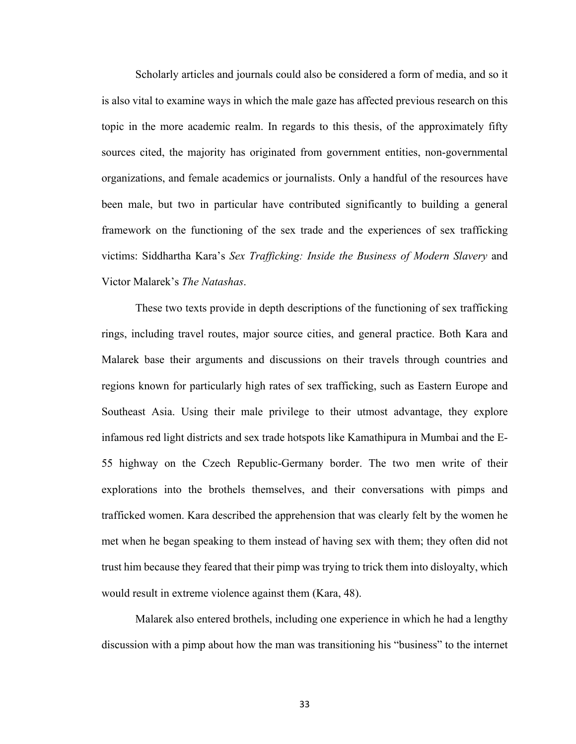Scholarly articles and journals could also be considered a form of media, and so it is also vital to examine ways in which the male gaze has affected previous research on this topic in the more academic realm. In regards to this thesis, of the approximately fifty sources cited, the majority has originated from government entities, non-governmental organizations, and female academics or journalists. Only a handful of the resources have been male, but two in particular have contributed significantly to building a general framework on the functioning of the sex trade and the experiences of sex trafficking victims: Siddhartha Kara's *Sex Trafficking: Inside the Business of Modern Slavery* and Victor Malarek's *The Natashas*.

These two texts provide in depth descriptions of the functioning of sex trafficking rings, including travel routes, major source cities, and general practice. Both Kara and Malarek base their arguments and discussions on their travels through countries and regions known for particularly high rates of sex trafficking, such as Eastern Europe and Southeast Asia. Using their male privilege to their utmost advantage, they explore infamous red light districts and sex trade hotspots like Kamathipura in Mumbai and the E-55 highway on the Czech Republic-Germany border. The two men write of their explorations into the brothels themselves, and their conversations with pimps and trafficked women. Kara described the apprehension that was clearly felt by the women he met when he began speaking to them instead of having sex with them; they often did not trust him because they feared that their pimp was trying to trick them into disloyalty, which would result in extreme violence against them (Kara, 48).

Malarek also entered brothels, including one experience in which he had a lengthy discussion with a pimp about how the man was transitioning his "business" to the internet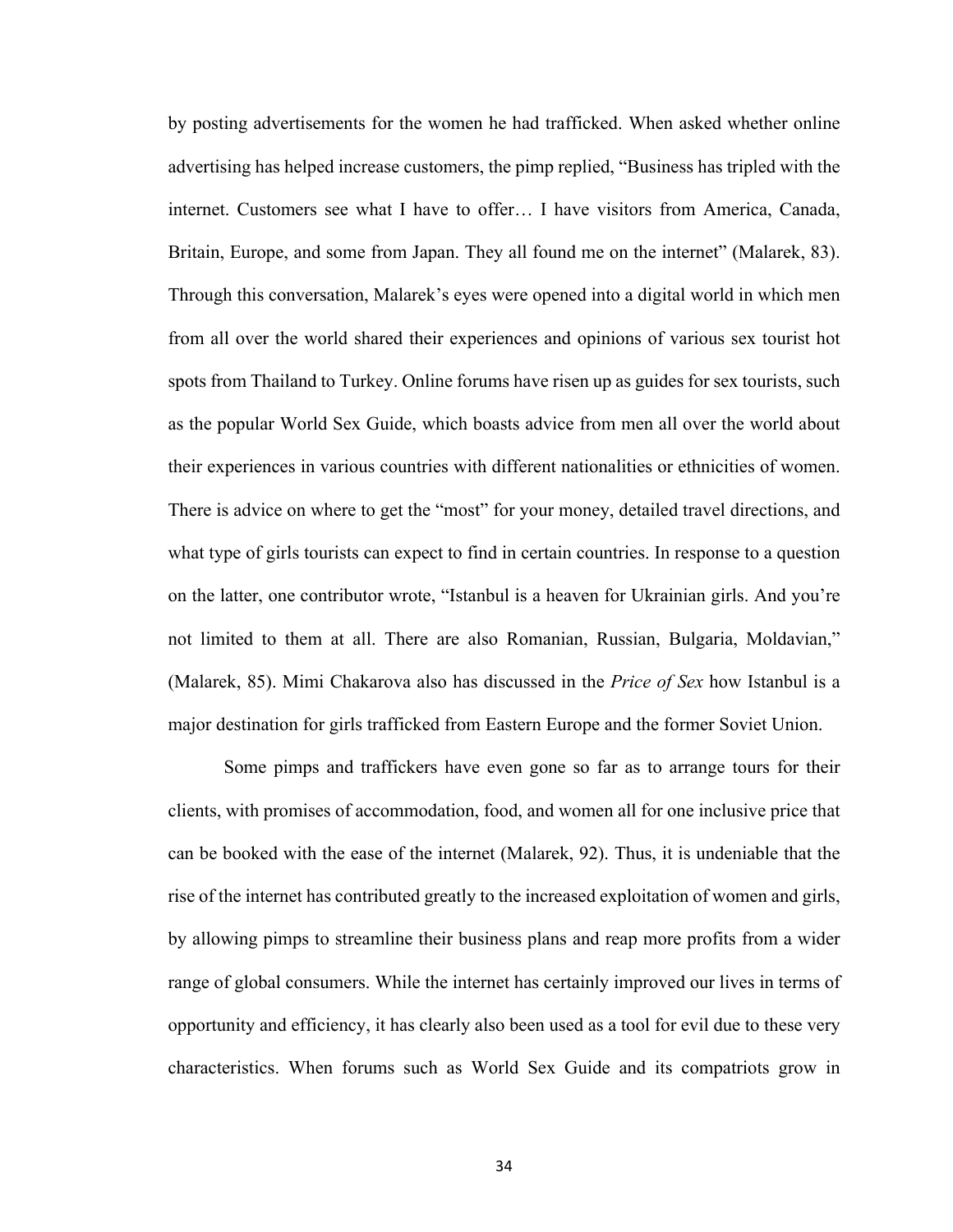by posting advertisements for the women he had trafficked. When asked whether online advertising has helped increase customers, the pimp replied, "Business has tripled with the internet. Customers see what I have to offer… I have visitors from America, Canada, Britain, Europe, and some from Japan. They all found me on the internet" (Malarek, 83). Through this conversation, Malarek's eyes were opened into a digital world in which men from all over the world shared their experiences and opinions of various sex tourist hot spots from Thailand to Turkey. Online forums have risen up as guides for sex tourists, such as the popular World Sex Guide, which boasts advice from men all over the world about their experiences in various countries with different nationalities or ethnicities of women. There is advice on where to get the "most" for your money, detailed travel directions, and what type of girls tourists can expect to find in certain countries. In response to a question on the latter, one contributor wrote, "Istanbul is a heaven for Ukrainian girls. And you're not limited to them at all. There are also Romanian, Russian, Bulgaria, Moldavian," (Malarek, 85). Mimi Chakarova also has discussed in the *Price of Sex* how Istanbul is a major destination for girls trafficked from Eastern Europe and the former Soviet Union.

Some pimps and traffickers have even gone so far as to arrange tours for their clients, with promises of accommodation, food, and women all for one inclusive price that can be booked with the ease of the internet (Malarek, 92). Thus, it is undeniable that the rise of the internet has contributed greatly to the increased exploitation of women and girls, by allowing pimps to streamline their business plans and reap more profits from a wider range of global consumers. While the internet has certainly improved our lives in terms of opportunity and efficiency, it has clearly also been used as a tool for evil due to these very characteristics. When forums such as World Sex Guide and its compatriots grow in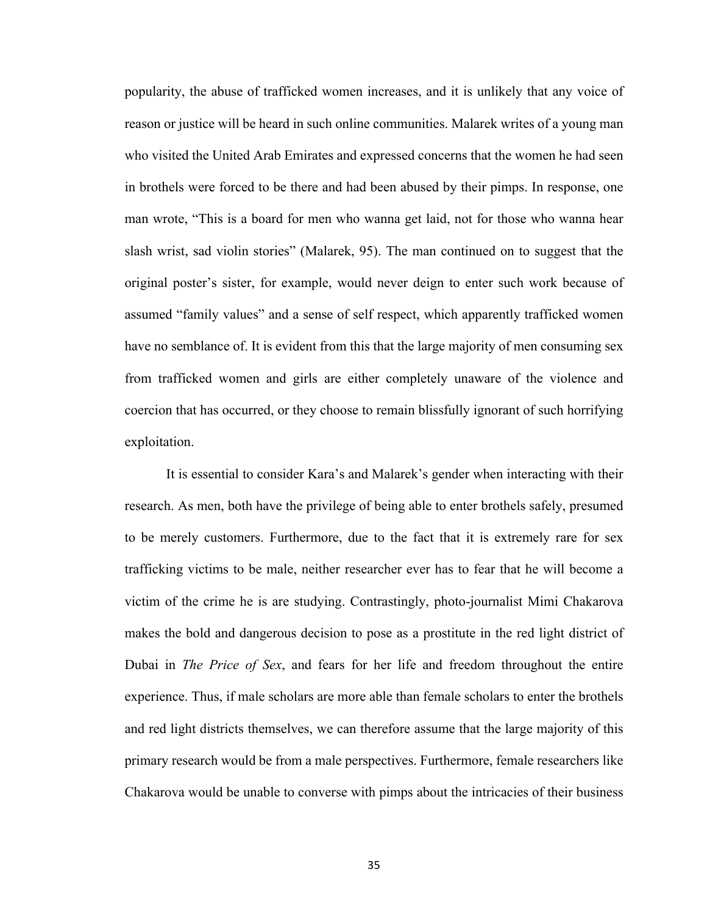popularity, the abuse of trafficked women increases, and it is unlikely that any voice of reason or justice will be heard in such online communities. Malarek writes of a young man who visited the United Arab Emirates and expressed concerns that the women he had seen in brothels were forced to be there and had been abused by their pimps. In response, one man wrote, "This is a board for men who wanna get laid, not for those who wanna hear slash wrist, sad violin stories" (Malarek, 95). The man continued on to suggest that the original poster's sister, for example, would never deign to enter such work because of assumed "family values" and a sense of self respect, which apparently trafficked women have no semblance of. It is evident from this that the large majority of men consuming sex from trafficked women and girls are either completely unaware of the violence and coercion that has occurred, or they choose to remain blissfully ignorant of such horrifying exploitation.

It is essential to consider Kara's and Malarek's gender when interacting with their research. As men, both have the privilege of being able to enter brothels safely, presumed to be merely customers. Furthermore, due to the fact that it is extremely rare for sex trafficking victims to be male, neither researcher ever has to fear that he will become a victim of the crime he is are studying. Contrastingly, photo-journalist Mimi Chakarova makes the bold and dangerous decision to pose as a prostitute in the red light district of Dubai in *The Price of Sex*, and fears for her life and freedom throughout the entire experience. Thus, if male scholars are more able than female scholars to enter the brothels and red light districts themselves, we can therefore assume that the large majority of this primary research would be from a male perspectives. Furthermore, female researchers like Chakarova would be unable to converse with pimps about the intricacies of their business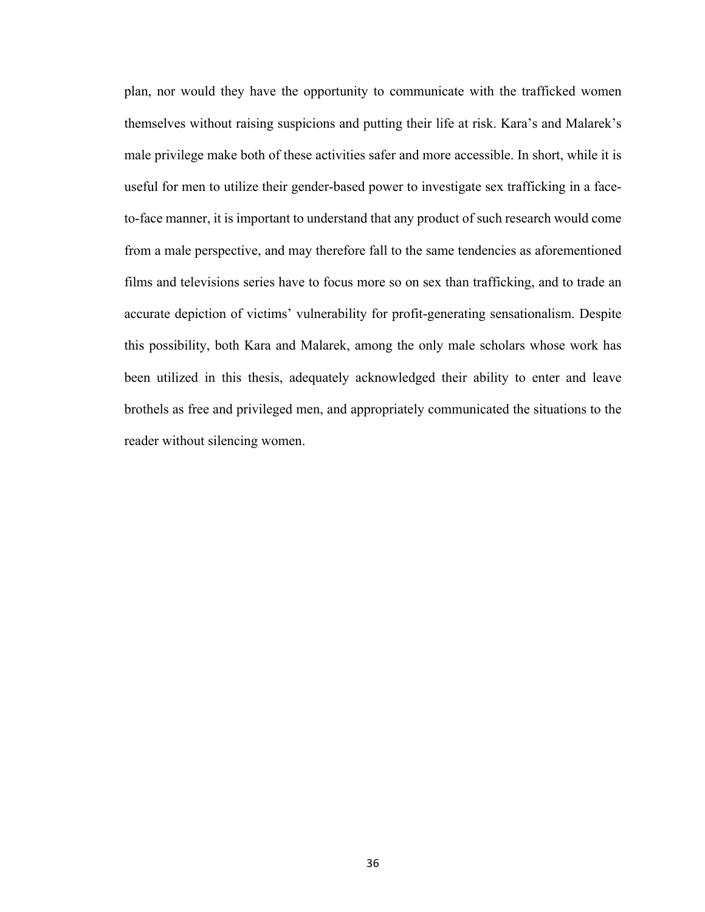plan, nor would they have the opportunity to communicate with the trafficked women themselves without raising suspicions and putting their life at risk. Kara's and Malarek's male privilege make both of these activities safer and more accessible. In short, while it is useful for men to utilize their gender-based power to investigate sex trafficking in a face-to-face manner, it is important to understand that any product of such research would come from a male perspective, and may therefore fall to the same tendencies as aforementioned films and televisions series have to focus more so on sex than trafficking, and to trade an accurate depiction of victims' vulnerability for profit-generating sensationalism. Despite this possibility, both Kara and Malarek, among the only male scholars whose work has been utilized in this thesis, adequately acknowledged their ability to enter and leave brothels as free and privileged men, and appropriately communicated the situations to the reader without silencing women.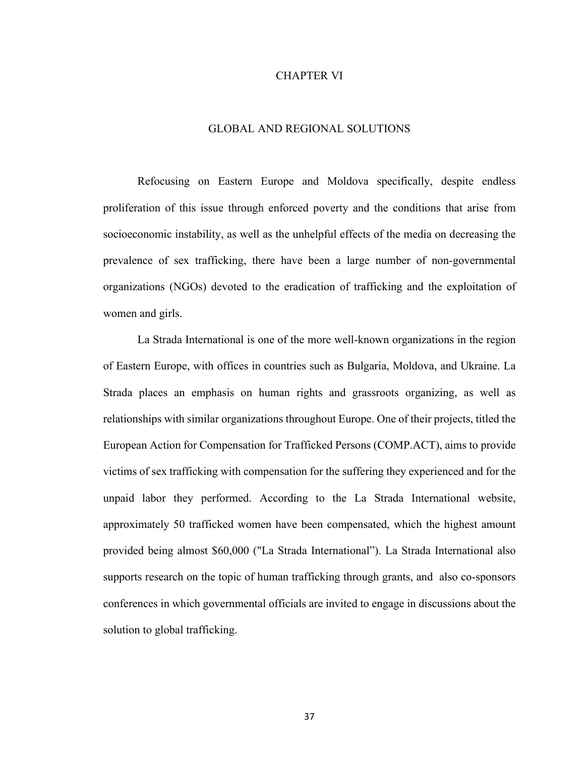# CHAPTER VI

## GLOBAL AND REGIONAL SOLUTIONS

Refocusing on Eastern Europe and Moldova specifically, despite endless proliferation of this issue through enforced poverty and the conditions that arise from socioeconomic instability, as well as the unhelpful effects of the media on decreasing the prevalence of sex trafficking, there have been a large number of non-governmental organizations (NGOs) devoted to the eradication of trafficking and the exploitation of women and girls.

La Strada International is one of the more well-known organizations in the region of Eastern Europe, with offices in countries such as Bulgaria, Moldova, and Ukraine. La Strada places an emphasis on human rights and grassroots organizing, as well as relationships with similar organizations throughout Europe. One of their projects, titled the European Action for Compensation for Trafficked Persons (COMP.ACT), aims to provide victims of sex trafficking with compensation for the suffering they experienced and for the unpaid labor they performed. According to the La Strada International website, approximately 50 trafficked women have been compensated, which the highest amount provided being almost $60,000 ("La Strada International"). La Strada International also supports research on the topic of human trafficking through grants, and also co-sponsors conferences in which governmental officials are invited to engage in discussions about the solution to global trafficking.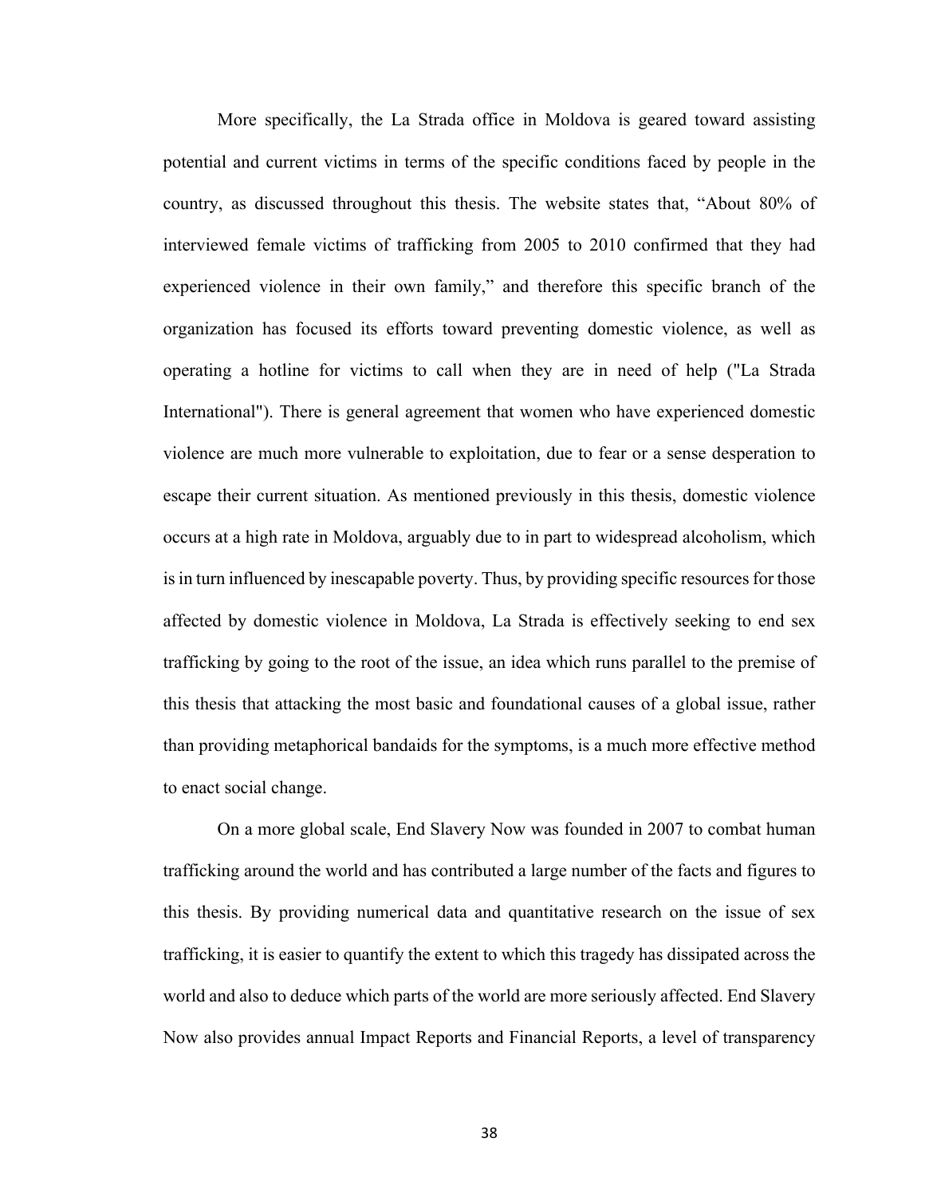More specifically, the La Strada office in Moldova is geared toward assisting potential and current victims in terms of the specific conditions faced by people in the country, as discussed throughout this thesis. The website states that, "About 80% of interviewed female victims of trafficking from 2005 to 2010 confirmed that they had experienced violence in their own family," and therefore this specific branch of the organization has focused its efforts toward preventing domestic violence, as well as operating a hotline for victims to call when they are in need of help ("La Strada International"). There is general agreement that women who have experienced domestic violence are much more vulnerable to exploitation, due to fear or a sense desperation to escape their current situation. As mentioned previously in this thesis, domestic violence occurs at a high rate in Moldova, arguably due to in part to widespread alcoholism, which is in turn influenced by inescapable poverty. Thus, by providing specific resources for those affected by domestic violence in Moldova, La Strada is effectively seeking to end sex trafficking by going to the root of the issue, an idea which runs parallel to the premise of this thesis that attacking the most basic and foundational causes of a global issue, rather than providing metaphorical bandaids for the symptoms, is a much more effective method to enact social change.

On a more global scale, End Slavery Now was founded in 2007 to combat human trafficking around the world and has contributed a large number of the facts and figures to this thesis. By providing numerical data and quantitative research on the issue of sex trafficking, it is easier to quantify the extent to which this tragedy has dissipated across the world and also to deduce which parts of the world are more seriously affected. End Slavery Now also provides annual Impact Reports and Financial Reports, a level of transparency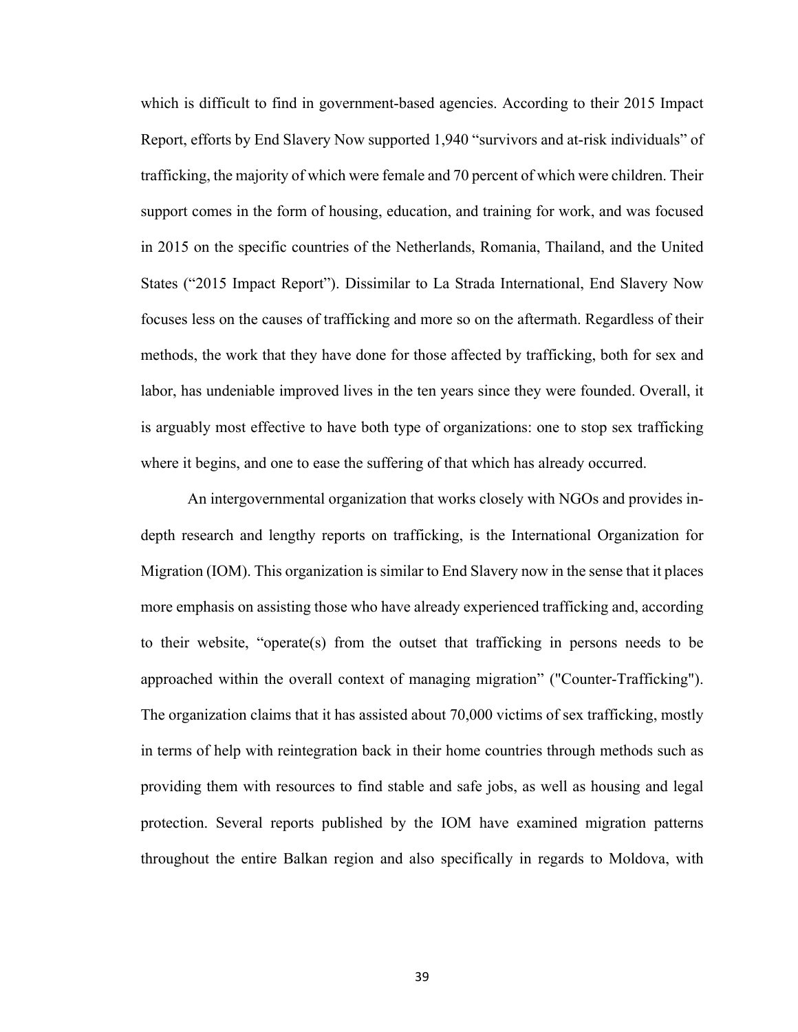which is difficult to find in government-based agencies. According to their 2015 Impact Report, efforts by End Slavery Now supported 1,940 "survivors and at-risk individuals" of trafficking, the majority of which were female and 70 percent of which were children. Their support comes in the form of housing, education, and training for work, and was focused in 2015 on the specific countries of the Netherlands, Romania, Thailand, and the United States ("2015 Impact Report"). Dissimilar to La Strada International, End Slavery Now focuses less on the causes of trafficking and more so on the aftermath. Regardless of their methods, the work that they have done for those affected by trafficking, both for sex and labor, has undeniable improved lives in the ten years since they were founded. Overall, it is arguably most effective to have both type of organizations: one to stop sex trafficking where it begins, and one to ease the suffering of that which has already occurred.

An intergovernmental organization that works closely with NGOs and provides in-depth research and lengthy reports on trafficking, is the International Organization for Migration (IOM). This organization is similar to End Slavery now in the sense that it places more emphasis on assisting those who have already experienced trafficking and, according to their website, "operate(s) from the outset that trafficking in persons needs to be approached within the overall context of managing migration" ("Counter-Trafficking"). The organization claims that it has assisted about 70,000 victims of sex trafficking, mostly in terms of help with reintegration back in their home countries through methods such as providing them with resources to find stable and safe jobs, as well as housing and legal protection. Several reports published by the IOM have examined migration patterns throughout the entire Balkan region and also specifically in regards to Moldova, with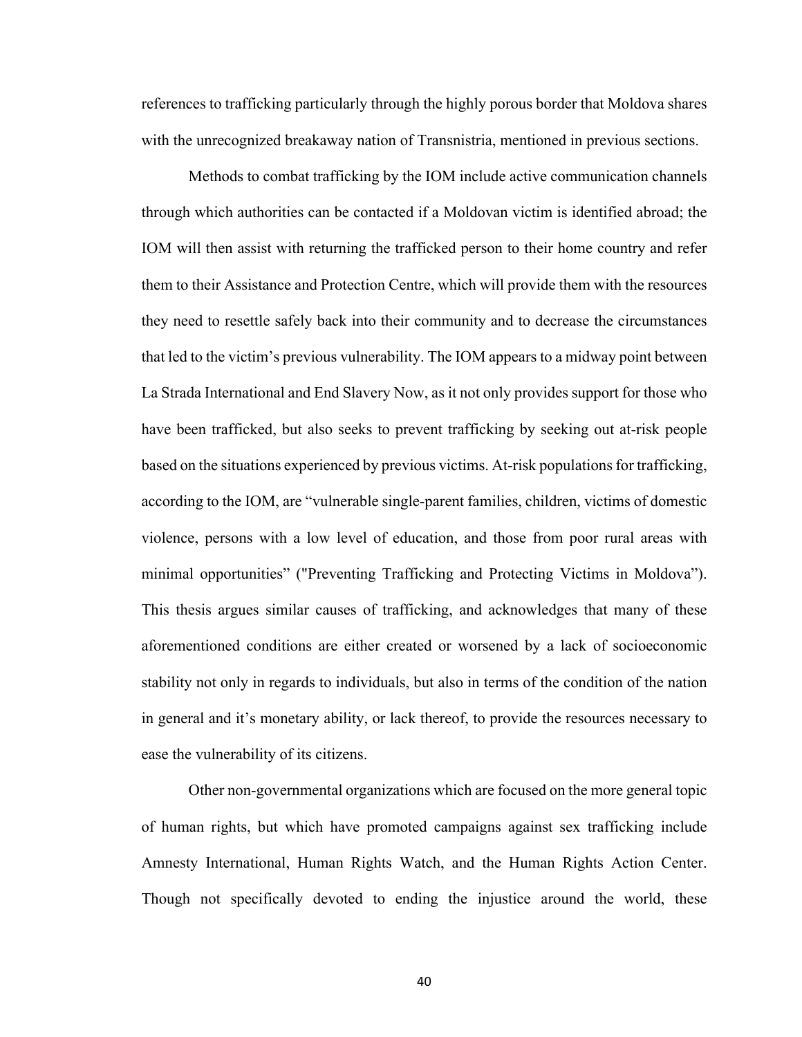references to trafficking particularly through the highly porous border that Moldova shares with the unrecognized breakaway nation of Transnistria, mentioned in previous sections.

Methods to combat trafficking by the IOM include active communication channels through which authorities can be contacted if a Moldovan victim is identified abroad; the IOM will then assist with returning the trafficked person to their home country and refer them to their Assistance and Protection Centre, which will provide them with the resources they need to resettle safely back into their community and to decrease the circumstances that led to the victim's previous vulnerability. The IOM appears to a midway point between La Strada International and End Slavery Now, as it not only provides support for those who have been trafficked, but also seeks to prevent trafficking by seeking out at-risk people based on the situations experienced by previous victims. At-risk populations for trafficking, according to the IOM, are "vulnerable single-parent families, children, victims of domestic violence, persons with a low level of education, and those from poor rural areas with minimal opportunities" ("Preventing Trafficking and Protecting Victims in Moldova"). This thesis argues similar causes of trafficking, and acknowledges that many of these aforementioned conditions are either created or worsened by a lack of socioeconomic stability not only in regards to individuals, but also in terms of the condition of the nation in general and it's monetary ability, or lack thereof, to provide the resources necessary to ease the vulnerability of its citizens.

Other non-governmental organizations which are focused on the more general topic of human rights, but which have promoted campaigns against sex trafficking include Amnesty International, Human Rights Watch, and the Human Rights Action Center. Though not specifically devoted to ending the injustice around the world, these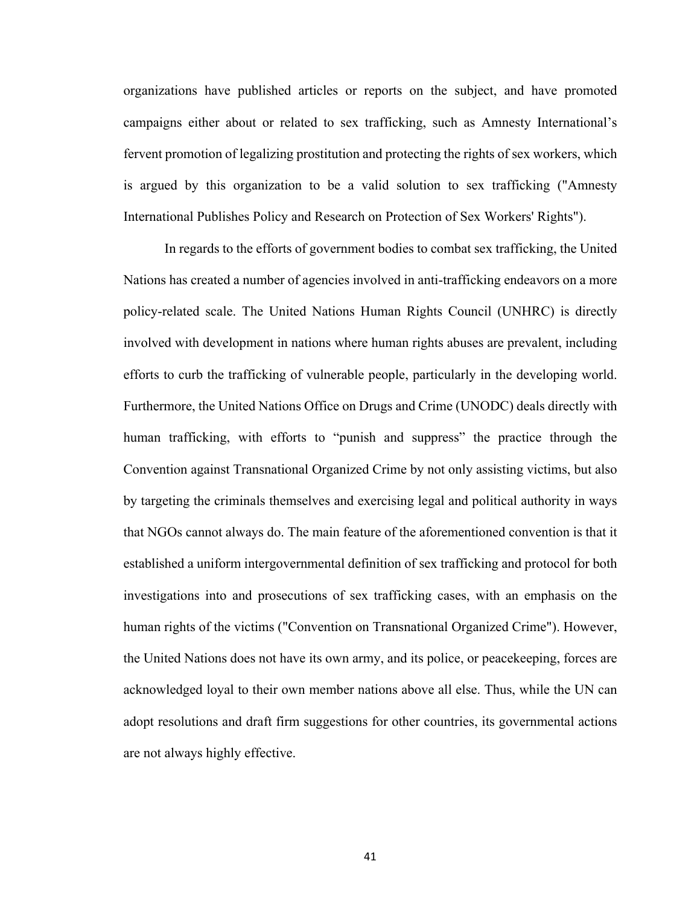organizations have published articles or reports on the subject, and have promoted campaigns either about or related to sex trafficking, such as Amnesty International's fervent promotion of legalizing prostitution and protecting the rights of sex workers, which is argued by this organization to be a valid solution to sex trafficking ("Amnesty International Publishes Policy and Research on Protection of Sex Workers' Rights").

In regards to the efforts of government bodies to combat sex trafficking, the United Nations has created a number of agencies involved in anti-trafficking endeavors on a more policy-related scale. The United Nations Human Rights Council (UNHRC) is directly involved with development in nations where human rights abuses are prevalent, including efforts to curb the trafficking of vulnerable people, particularly in the developing world. Furthermore, the United Nations Office on Drugs and Crime (UNODC) deals directly with human trafficking, with efforts to "punish and suppress" the practice through the Convention against Transnational Organized Crime by not only assisting victims, but also by targeting the criminals themselves and exercising legal and political authority in ways that NGOs cannot always do. The main feature of the aforementioned convention is that it established a uniform intergovernmental definition of sex trafficking and protocol for both investigations into and prosecutions of sex trafficking cases, with an emphasis on the human rights of the victims ("Convention on Transnational Organized Crime"). However, the United Nations does not have its own army, and its police, or peacekeeping, forces are acknowledged loyal to their own member nations above all else. Thus, while the UN can adopt resolutions and draft firm suggestions for other countries, its governmental actions are not always highly effective.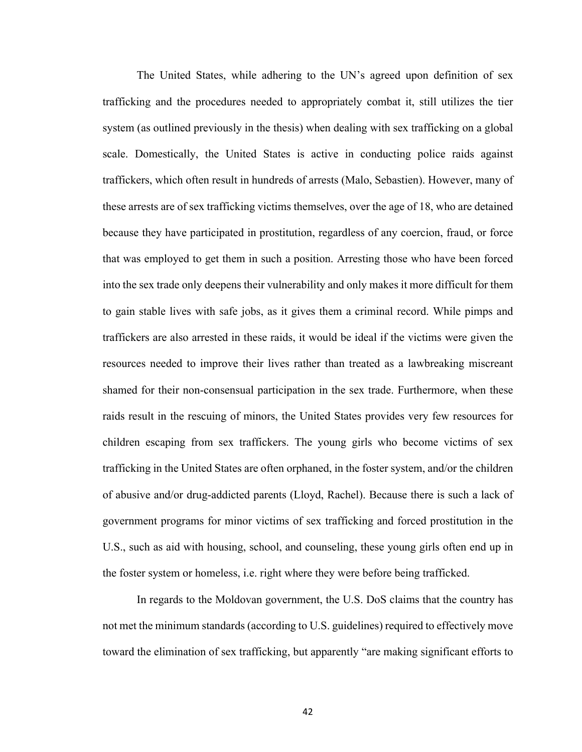The United States, while adhering to the UN's agreed upon definition of sex trafficking and the procedures needed to appropriately combat it, still utilizes the tier system (as outlined previously in the thesis) when dealing with sex trafficking on a global scale. Domestically, the United States is active in conducting police raids against traffickers, which often result in hundreds of arrests (Malo, Sebastien). However, many of these arrests are of sex trafficking victims themselves, over the age of 18, who are detained because they have participated in prostitution, regardless of any coercion, fraud, or force that was employed to get them in such a position. Arresting those who have been forced into the sex trade only deepens their vulnerability and only makes it more difficult for them to gain stable lives with safe jobs, as it gives them a criminal record. While pimps and traffickers are also arrested in these raids, it would be ideal if the victims were given the resources needed to improve their lives rather than treated as a lawbreaking miscreant shamed for their non-consensual participation in the sex trade. Furthermore, when these raids result in the rescuing of minors, the United States provides very few resources for children escaping from sex traffickers. The young girls who become victims of sex trafficking in the United States are often orphaned, in the foster system, and/or the children of abusive and/or drug-addicted parents (Lloyd, Rachel). Because there is such a lack of government programs for minor victims of sex trafficking and forced prostitution in the U.S., such as aid with housing, school, and counseling, these young girls often end up in the foster system or homeless, i.e. right where they were before being trafficked.

In regards to the Moldovan government, the U.S. DoS claims that the country has not met the minimum standards (according to U.S. guidelines) required to effectively move toward the elimination of sex trafficking, but apparently "are making significant efforts to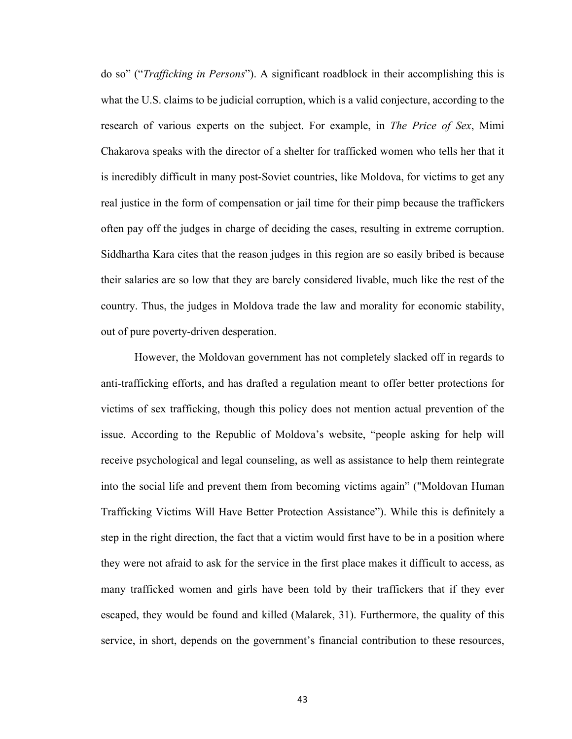do so" ("*Trafficking in Persons*"). A significant roadblock in their accomplishing this is what the U.S. claims to be judicial corruption, which is a valid conjecture, according to the research of various experts on the subject. For example, in *The Price of Sex*, Mimi Chakarova speaks with the director of a shelter for trafficked women who tells her that it is incredibly difficult in many post-Soviet countries, like Moldova, for victims to get any real justice in the form of compensation or jail time for their pimp because the traffickers often pay off the judges in charge of deciding the cases, resulting in extreme corruption. Siddhartha Kara cites that the reason judges in this region are so easily bribed is because their salaries are so low that they are barely considered livable, much like the rest of the country. Thus, the judges in Moldova trade the law and morality for economic stability, out of pure poverty-driven desperation.

However, the Moldovan government has not completely slacked off in regards to anti-trafficking efforts, and has drafted a regulation meant to offer better protections for victims of sex trafficking, though this policy does not mention actual prevention of the issue. According to the Republic of Moldova's website, "people asking for help will receive psychological and legal counseling, as well as assistance to help them reintegrate into the social life and prevent them from becoming victims again" ("Moldovan Human Trafficking Victims Will Have Better Protection Assistance"). While this is definitely a step in the right direction, the fact that a victim would first have to be in a position where they were not afraid to ask for the service in the first place makes it difficult to access, as many trafficked women and girls have been told by their traffickers that if they ever escaped, they would be found and killed (Malarek, 31). Furthermore, the quality of this service, in short, depends on the government's financial contribution to these resources,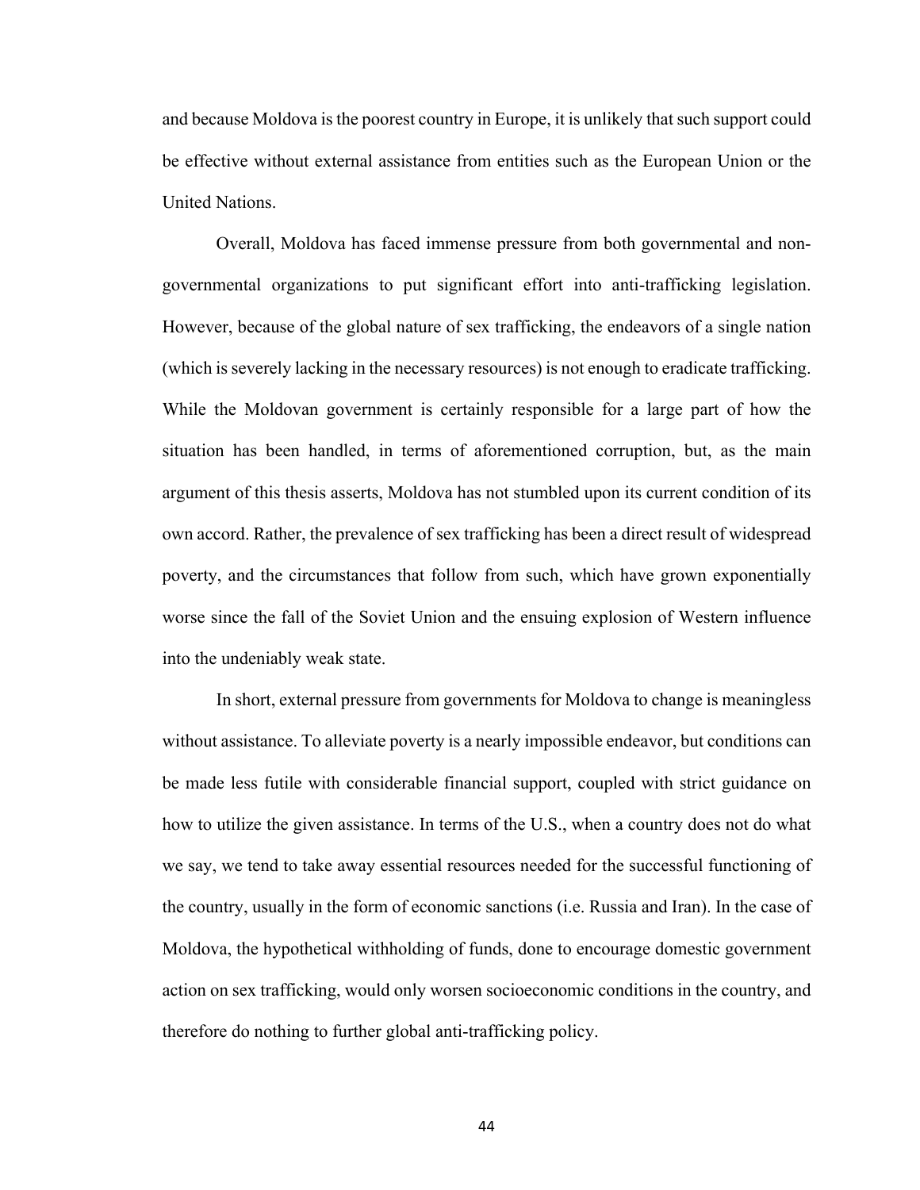and because Moldova is the poorest country in Europe, it is unlikely that such support could be effective without external assistance from entities such as the European Union or the United Nations.

Overall, Moldova has faced immense pressure from both governmental and non-governmental organizations to put significant effort into anti-trafficking legislation. However, because of the global nature of sex trafficking, the endeavors of a single nation (which is severely lacking in the necessary resources) is not enough to eradicate trafficking. While the Moldovan government is certainly responsible for a large part of how the situation has been handled, in terms of aforementioned corruption, but, as the main argument of this thesis asserts, Moldova has not stumbled upon its current condition of its own accord. Rather, the prevalence of sex trafficking has been a direct result of widespread poverty, and the circumstances that follow from such, which have grown exponentially worse since the fall of the Soviet Union and the ensuing explosion of Western influence into the undeniably weak state.

In short, external pressure from governments for Moldova to change is meaningless without assistance. To alleviate poverty is a nearly impossible endeavor, but conditions can be made less futile with considerable financial support, coupled with strict guidance on how to utilize the given assistance. In terms of the U.S., when a country does not do what we say, we tend to take away essential resources needed for the successful functioning of the country, usually in the form of economic sanctions (i.e. Russia and Iran). In the case of Moldova, the hypothetical withholding of funds, done to encourage domestic government action on sex trafficking, would only worsen socioeconomic conditions in the country, and therefore do nothing to further global anti-trafficking policy.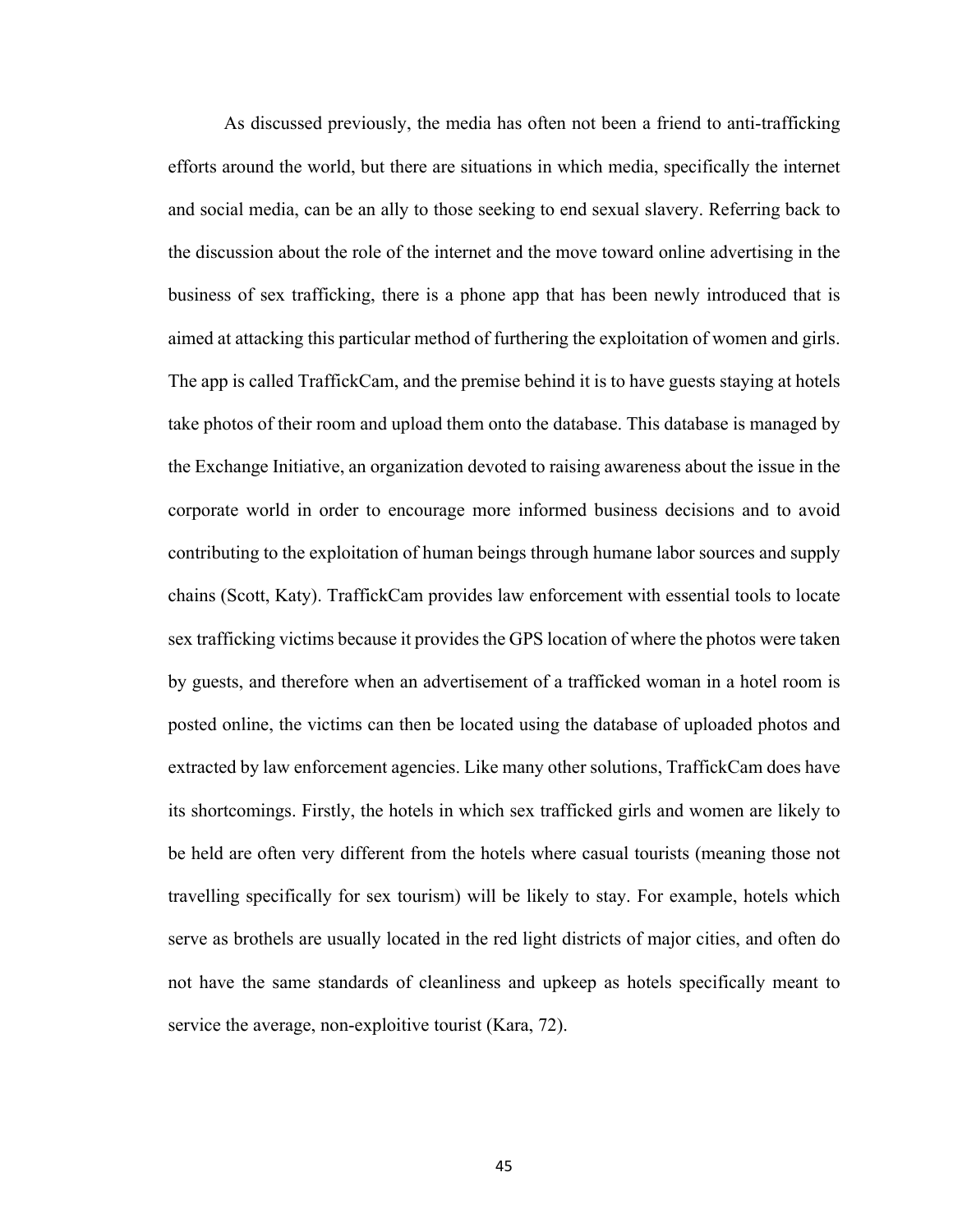As discussed previously, the media has often not been a friend to anti-trafficking efforts around the world, but there are situations in which media, specifically the internet and social media, can be an ally to those seeking to end sexual slavery. Referring back to the discussion about the role of the internet and the move toward online advertising in the business of sex trafficking, there is a phone app that has been newly introduced that is aimed at attacking this particular method of furthering the exploitation of women and girls. The app is called TraffickCam, and the premise behind it is to have guests staying at hotels take photos of their room and upload them onto the database. This database is managed by the Exchange Initiative, an organization devoted to raising awareness about the issue in the corporate world in order to encourage more informed business decisions and to avoid contributing to the exploitation of human beings through humane labor sources and supply chains (Scott, Katy). TraffickCam provides law enforcement with essential tools to locate sex trafficking victims because it provides the GPS location of where the photos were taken by guests, and therefore when an advertisement of a trafficked woman in a hotel room is posted online, the victims can then be located using the database of uploaded photos and extracted by law enforcement agencies. Like many other solutions, TraffickCam does have its shortcomings. Firstly, the hotels in which sex trafficked girls and women are likely to be held are often very different from the hotels where casual tourists (meaning those not travelling specifically for sex tourism) will be likely to stay. For example, hotels which serve as brothels are usually located in the red light districts of major cities, and often do not have the same standards of cleanliness and upkeep as hotels specifically meant to service the average, non-exploitive tourist (Kara, 72).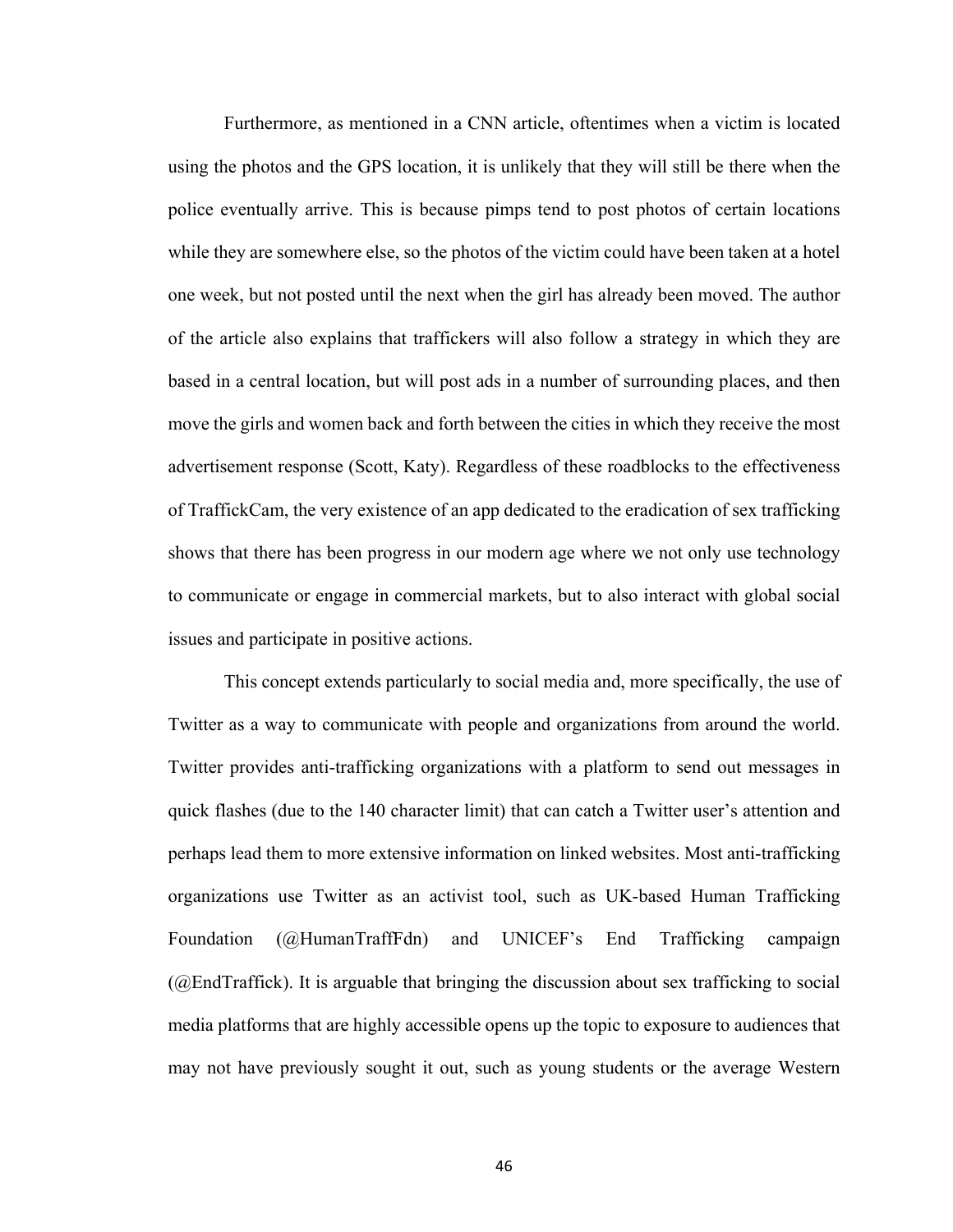Furthermore, as mentioned in a CNN article, oftentimes when a victim is located using the photos and the GPS location, it is unlikely that they will still be there when the police eventually arrive. This is because pimps tend to post photos of certain locations while they are somewhere else, so the photos of the victim could have been taken at a hotel one week, but not posted until the next when the girl has already been moved. The author of the article also explains that traffickers will also follow a strategy in which they are based in a central location, but will post ads in a number of surrounding places, and then move the girls and women back and forth between the cities in which they receive the most advertisement response (Scott, Katy). Regardless of these roadblocks to the effectiveness of TraffickCam, the very existence of an app dedicated to the eradication of sex trafficking shows that there has been progress in our modern age where we not only use technology to communicate or engage in commercial markets, but to also interact with global social issues and participate in positive actions.

This concept extends particularly to social media and, more specifically, the use of Twitter as a way to communicate with people and organizations from around the world. Twitter provides anti-trafficking organizations with a platform to send out messages in quick flashes (due to the 140 character limit) that can catch a Twitter user's attention and perhaps lead them to more extensive information on linked websites. Most anti-trafficking organizations use Twitter as an activist tool, such as UK-based Human Trafficking Foundation (@HumanTraffFdn) and UNICEF's End Trafficking campaign (@EndTraffick). It is arguable that bringing the discussion about sex trafficking to social media platforms that are highly accessible opens up the topic to exposure to audiences that may not have previously sought it out, such as young students or the average Western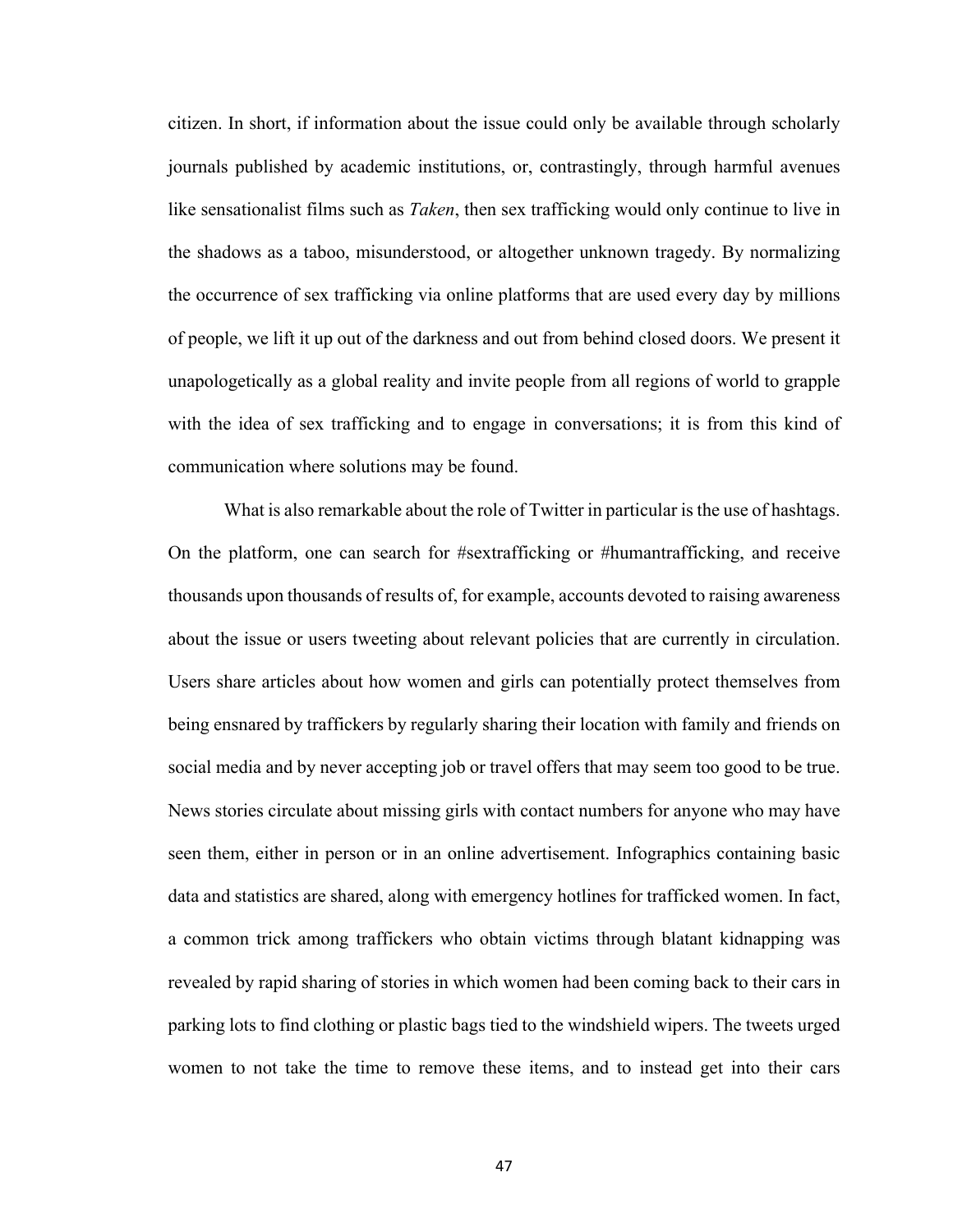citizen. In short, if information about the issue could only be available through scholarly journals published by academic institutions, or, contrastingly, through harmful avenues like sensationalist films such as *Taken*, then sex trafficking would only continue to live in the shadows as a taboo, misunderstood, or altogether unknown tragedy. By normalizing the occurrence of sex trafficking via online platforms that are used every day by millions of people, we lift it up out of the darkness and out from behind closed doors. We present it unapologetically as a global reality and invite people from all regions of world to grapple with the idea of sex trafficking and to engage in conversations; it is from this kind of communication where solutions may be found.

What is also remarkable about the role of Twitter in particular is the use of hashtags. On the platform, one can search for #sextrafficking or #humantrafficking, and receive thousands upon thousands of results of, for example, accounts devoted to raising awareness about the issue or users tweeting about relevant policies that are currently in circulation. Users share articles about how women and girls can potentially protect themselves from being ensnared by traffickers by regularly sharing their location with family and friends on social media and by never accepting job or travel offers that may seem too good to be true. News stories circulate about missing girls with contact numbers for anyone who may have seen them, either in person or in an online advertisement. Infographics containing basic data and statistics are shared, along with emergency hotlines for trafficked women. In fact, a common trick among traffickers who obtain victims through blatant kidnapping was revealed by rapid sharing of stories in which women had been coming back to their cars in parking lots to find clothing or plastic bags tied to the windshield wipers. The tweets urged women to not take the time to remove these items, and to instead get into their cars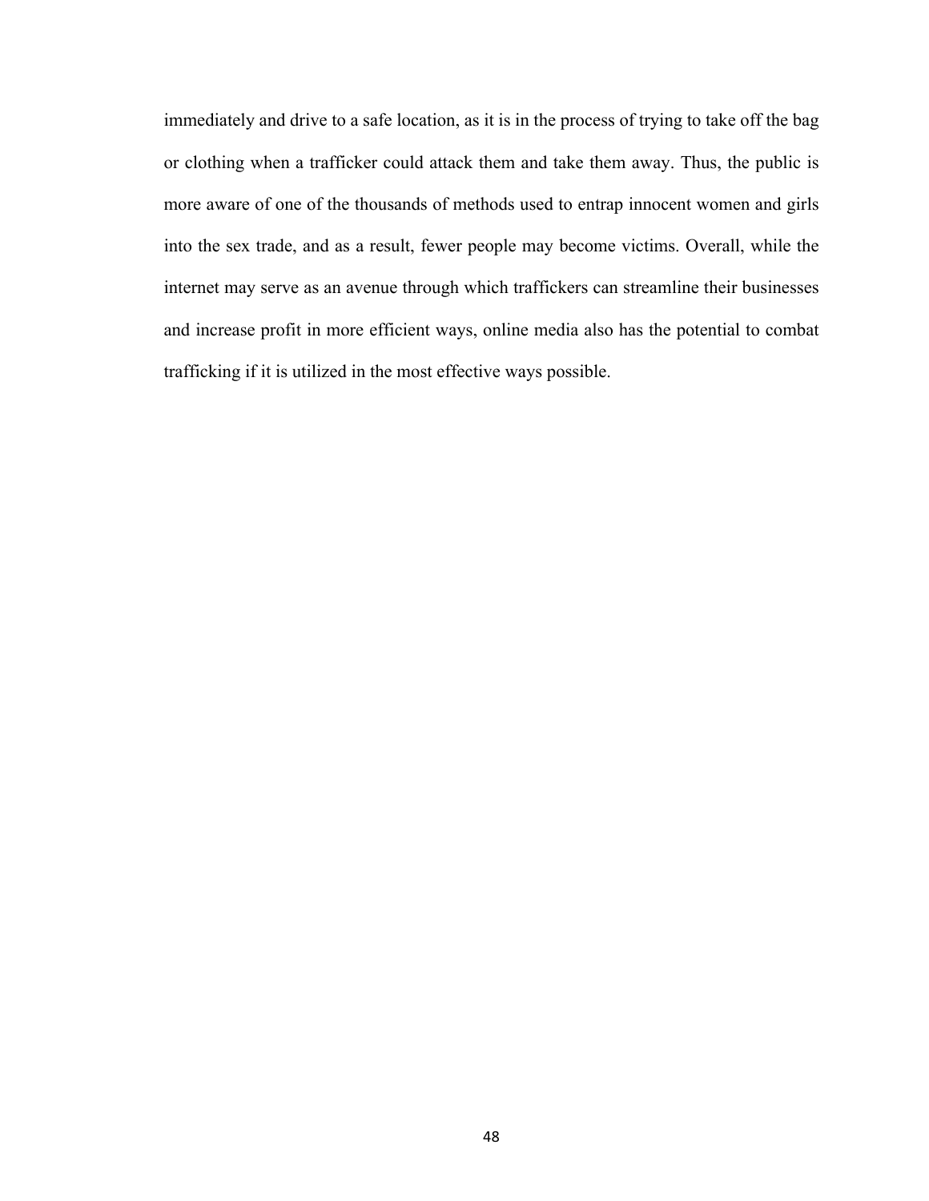immediately and drive to a safe location, as it is in the process of trying to take off the bag or clothing when a trafficker could attack them and take them away. Thus, the public is more aware of one of the thousands of methods used to entrap innocent women and girls into the sex trade, and as a result, fewer people may become victims. Overall, while the internet may serve as an avenue through which traffickers can streamline their businesses and increase profit in more efficient ways, online media also has the potential to combat trafficking if it is utilized in the most effective ways possible.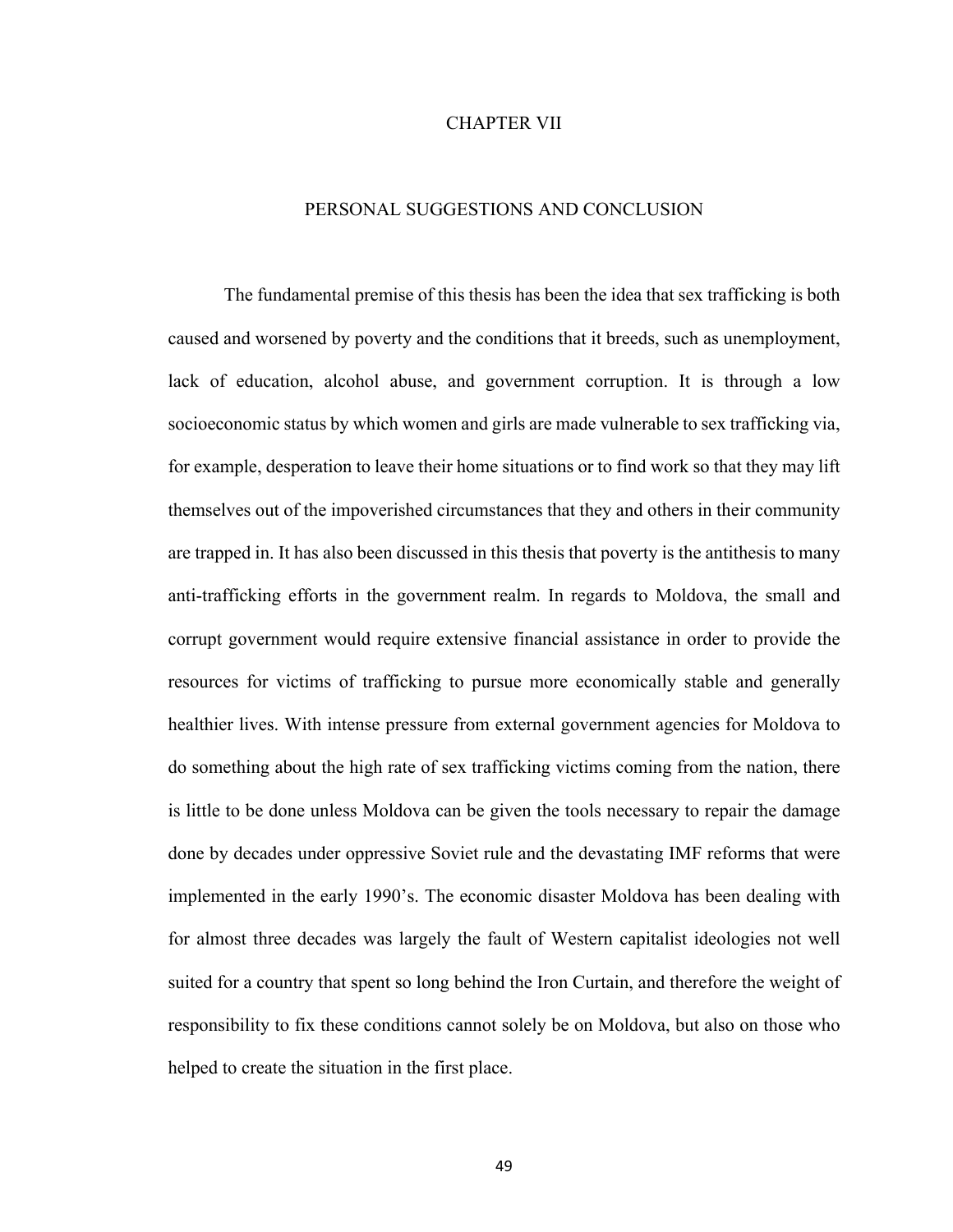# CHAPTER VII

## PERSONAL SUGGESTIONS AND CONCLUSION

The fundamental premise of this thesis has been the idea that sex trafficking is both caused and worsened by poverty and the conditions that it breeds, such as unemployment, lack of education, alcohol abuse, and government corruption. It is through a low socioeconomic status by which women and girls are made vulnerable to sex trafficking via, for example, desperation to leave their home situations or to find work so that they may lift themselves out of the impoverished circumstances that they and others in their community are trapped in. It has also been discussed in this thesis that poverty is the antithesis to many anti-trafficking efforts in the government realm. In regards to Moldova, the small and corrupt government would require extensive financial assistance in order to provide the resources for victims of trafficking to pursue more economically stable and generally healthier lives. With intense pressure from external government agencies for Moldova to do something about the high rate of sex trafficking victims coming from the nation, there is little to be done unless Moldova can be given the tools necessary to repair the damage done by decades under oppressive Soviet rule and the devastating IMF reforms that were implemented in the early 1990's. The economic disaster Moldova has been dealing with for almost three decades was largely the fault of Western capitalist ideologies not well suited for a country that spent so long behind the Iron Curtain, and therefore the weight of responsibility to fix these conditions cannot solely be on Moldova, but also on those who helped to create the situation in the first place.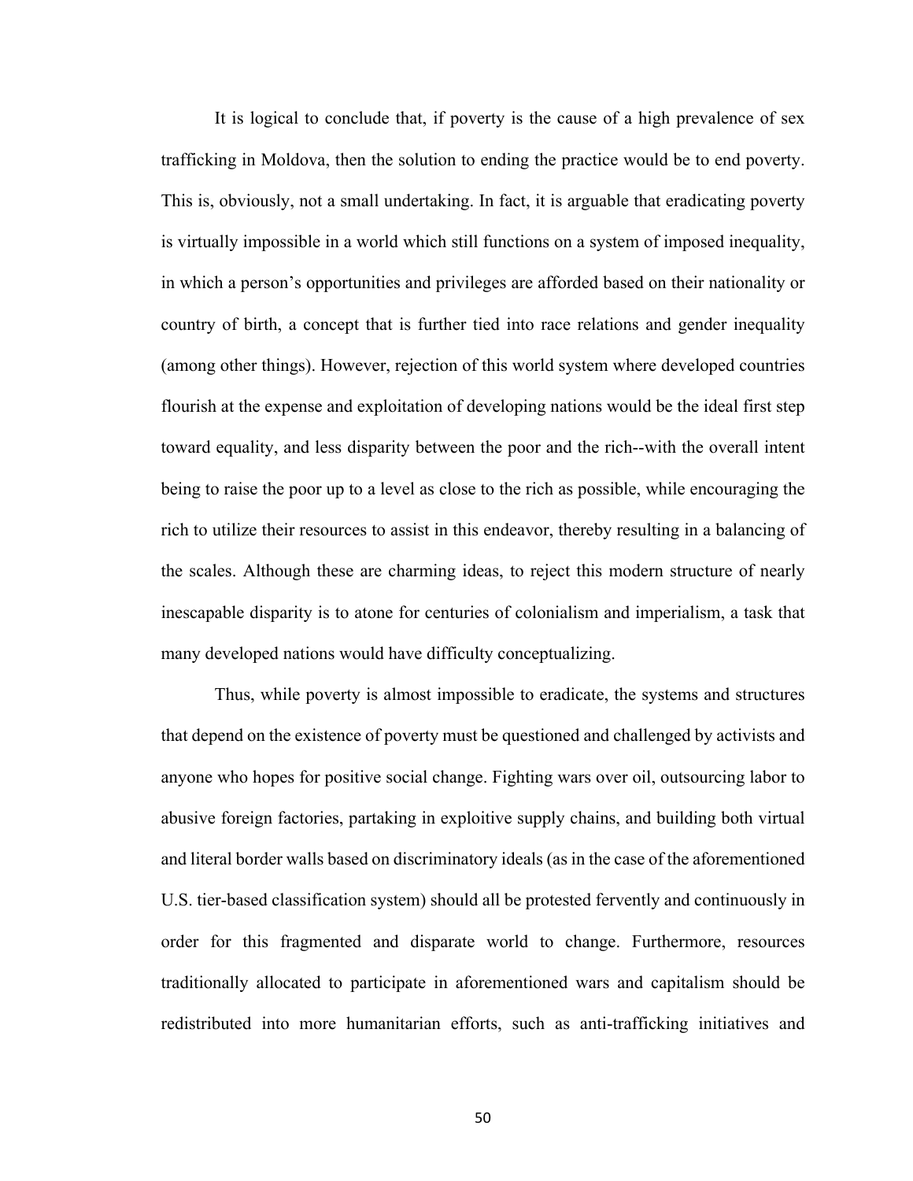It is logical to conclude that, if poverty is the cause of a high prevalence of sex trafficking in Moldova, then the solution to ending the practice would be to end poverty. This is, obviously, not a small undertaking. In fact, it is arguable that eradicating poverty is virtually impossible in a world which still functions on a system of imposed inequality, in which a person's opportunities and privileges are afforded based on their nationality or country of birth, a concept that is further tied into race relations and gender inequality (among other things). However, rejection of this world system where developed countries flourish at the expense and exploitation of developing nations would be the ideal first step toward equality, and less disparity between the poor and the rich--with the overall intent being to raise the poor up to a level as close to the rich as possible, while encouraging the rich to utilize their resources to assist in this endeavor, thereby resulting in a balancing of the scales. Although these are charming ideas, to reject this modern structure of nearly inescapable disparity is to atone for centuries of colonialism and imperialism, a task that many developed nations would have difficulty conceptualizing.

Thus, while poverty is almost impossible to eradicate, the systems and structures that depend on the existence of poverty must be questioned and challenged by activists and anyone who hopes for positive social change. Fighting wars over oil, outsourcing labor to abusive foreign factories, partaking in exploitive supply chains, and building both virtual and literal border walls based on discriminatory ideals (as in the case of the aforementioned U.S. tier-based classification system) should all be protested fervently and continuously in order for this fragmented and disparate world to change. Furthermore, resources traditionally allocated to participate in aforementioned wars and capitalism should be redistributed into more humanitarian efforts, such as anti-trafficking initiatives and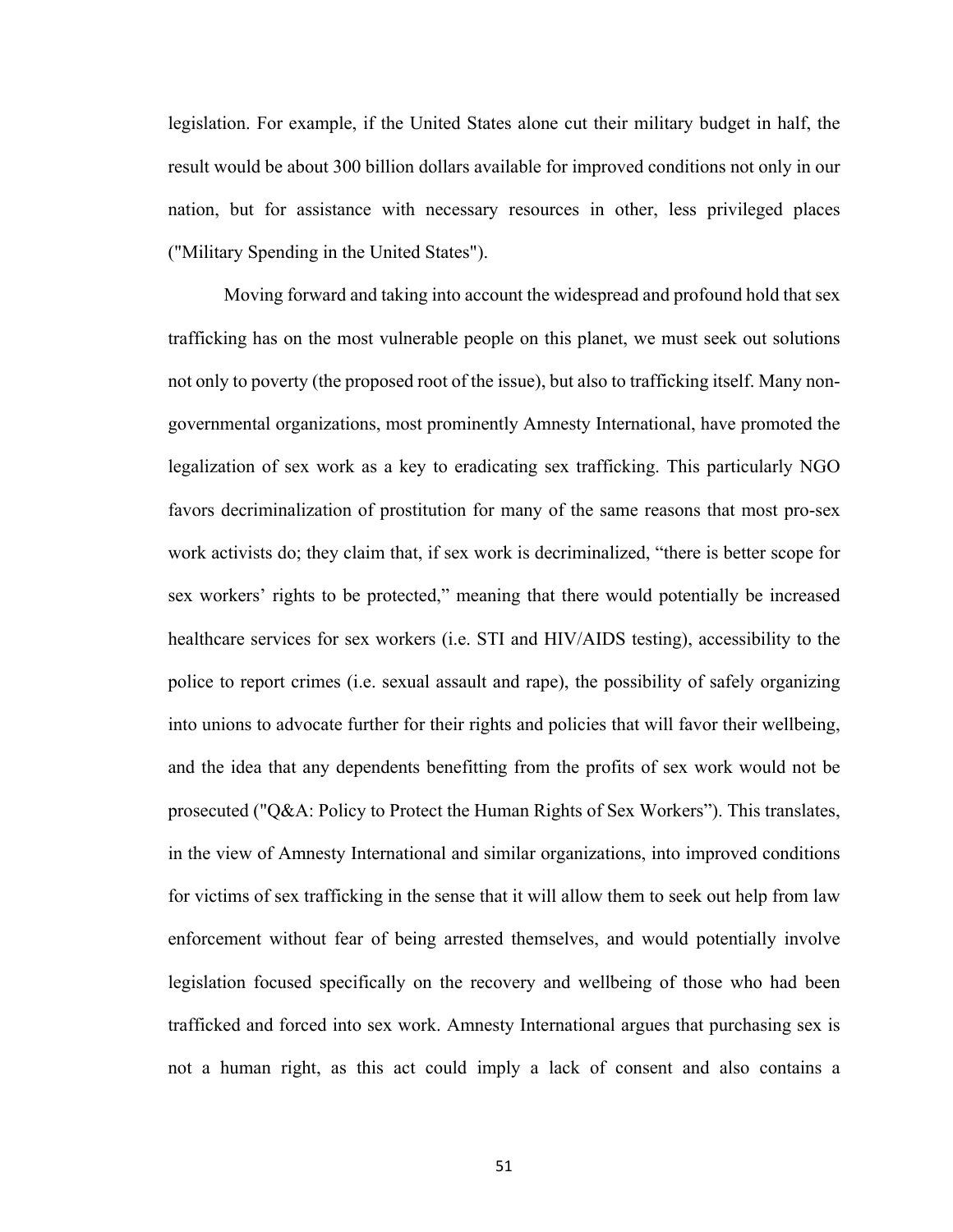legislation. For example, if the United States alone cut their military budget in half, the result would be about 300 billion dollars available for improved conditions not only in our nation, but for assistance with necessary resources in other, less privileged places ("Military Spending in the United States").

Moving forward and taking into account the widespread and profound hold that sex trafficking has on the most vulnerable people on this planet, we must seek out solutions not only to poverty (the proposed root of the issue), but also to trafficking itself. Many non-governmental organizations, most prominently Amnesty International, have promoted the legalization of sex work as a key to eradicating sex trafficking. This particularly NGO favors decriminalization of prostitution for many of the same reasons that most pro-sex work activists do; they claim that, if sex work is decriminalized, "there is better scope for sex workers' rights to be protected," meaning that there would potentially be increased healthcare services for sex workers (i.e. STI and HIV/AIDS testing), accessibility to the police to report crimes (i.e. sexual assault and rape), the possibility of safely organizing into unions to advocate further for their rights and policies that will favor their wellbeing, and the idea that any dependents benefitting from the profits of sex work would not be prosecuted ("Q&A: Policy to Protect the Human Rights of Sex Workers"). This translates, in the view of Amnesty International and similar organizations, into improved conditions for victims of sex trafficking in the sense that it will allow them to seek out help from law enforcement without fear of being arrested themselves, and would potentially involve legislation focused specifically on the recovery and wellbeing of those who had been trafficked and forced into sex work. Amnesty International argues that purchasing sex is not a human right, as this act could imply a lack of consent and also contains a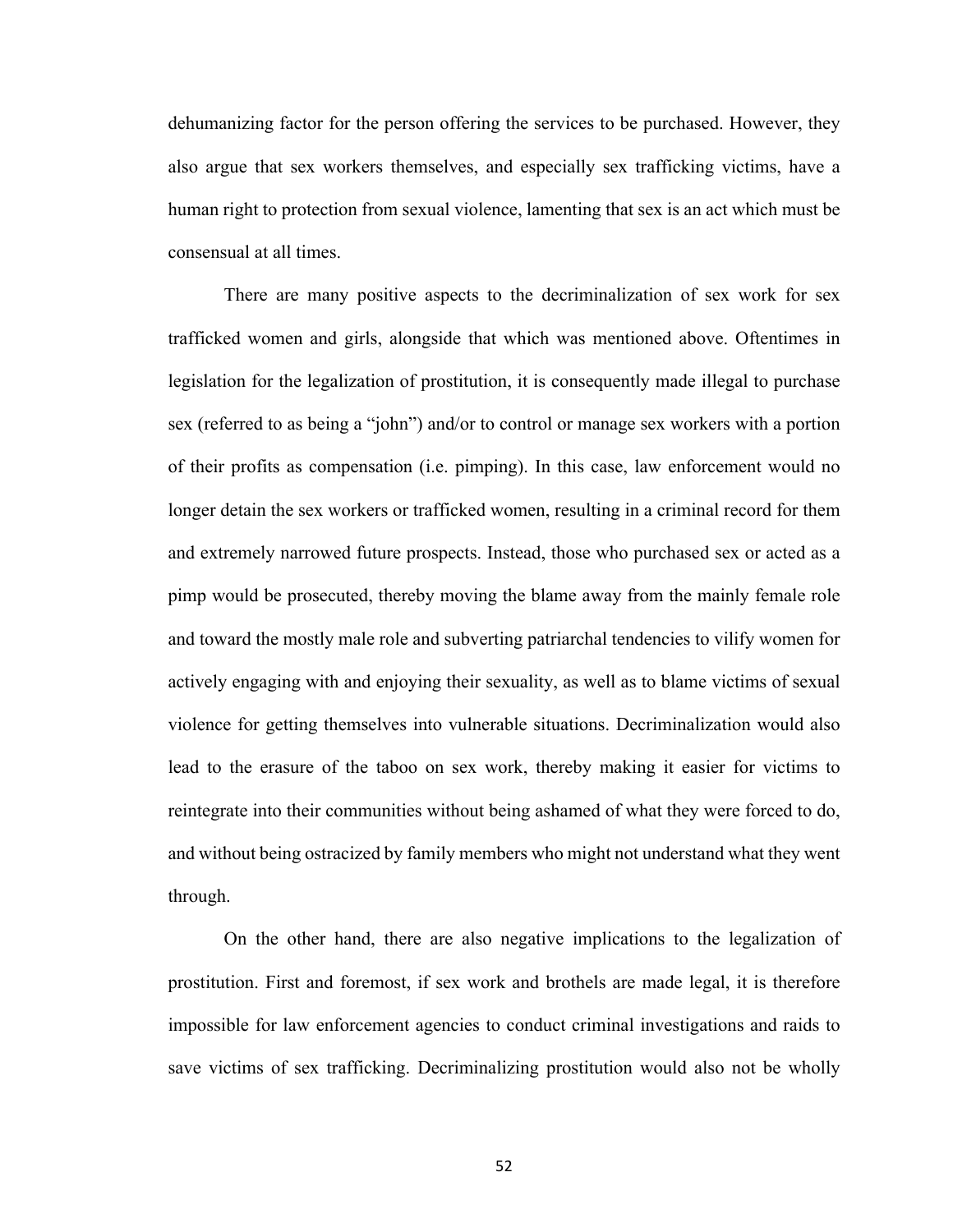dehumanizing factor for the person offering the services to be purchased. However, they also argue that sex workers themselves, and especially sex trafficking victims, have a human right to protection from sexual violence, lamenting that sex is an act which must be consensual at all times.

There are many positive aspects to the decriminalization of sex work for sex trafficked women and girls, alongside that which was mentioned above. Oftentimes in legislation for the legalization of prostitution, it is consequently made illegal to purchase sex (referred to as being a "john") and/or to control or manage sex workers with a portion of their profits as compensation (i.e. pimping). In this case, law enforcement would no longer detain the sex workers or trafficked women, resulting in a criminal record for them and extremely narrowed future prospects. Instead, those who purchased sex or acted as a pimp would be prosecuted, thereby moving the blame away from the mainly female role and toward the mostly male role and subverting patriarchal tendencies to vilify women for actively engaging with and enjoying their sexuality, as well as to blame victims of sexual violence for getting themselves into vulnerable situations. Decriminalization would also lead to the erasure of the taboo on sex work, thereby making it easier for victims to reintegrate into their communities without being ashamed of what they were forced to do, and without being ostracized by family members who might not understand what they went through.

On the other hand, there are also negative implications to the legalization of prostitution. First and foremost, if sex work and brothels are made legal, it is therefore impossible for law enforcement agencies to conduct criminal investigations and raids to save victims of sex trafficking. Decriminalizing prostitution would also not be wholly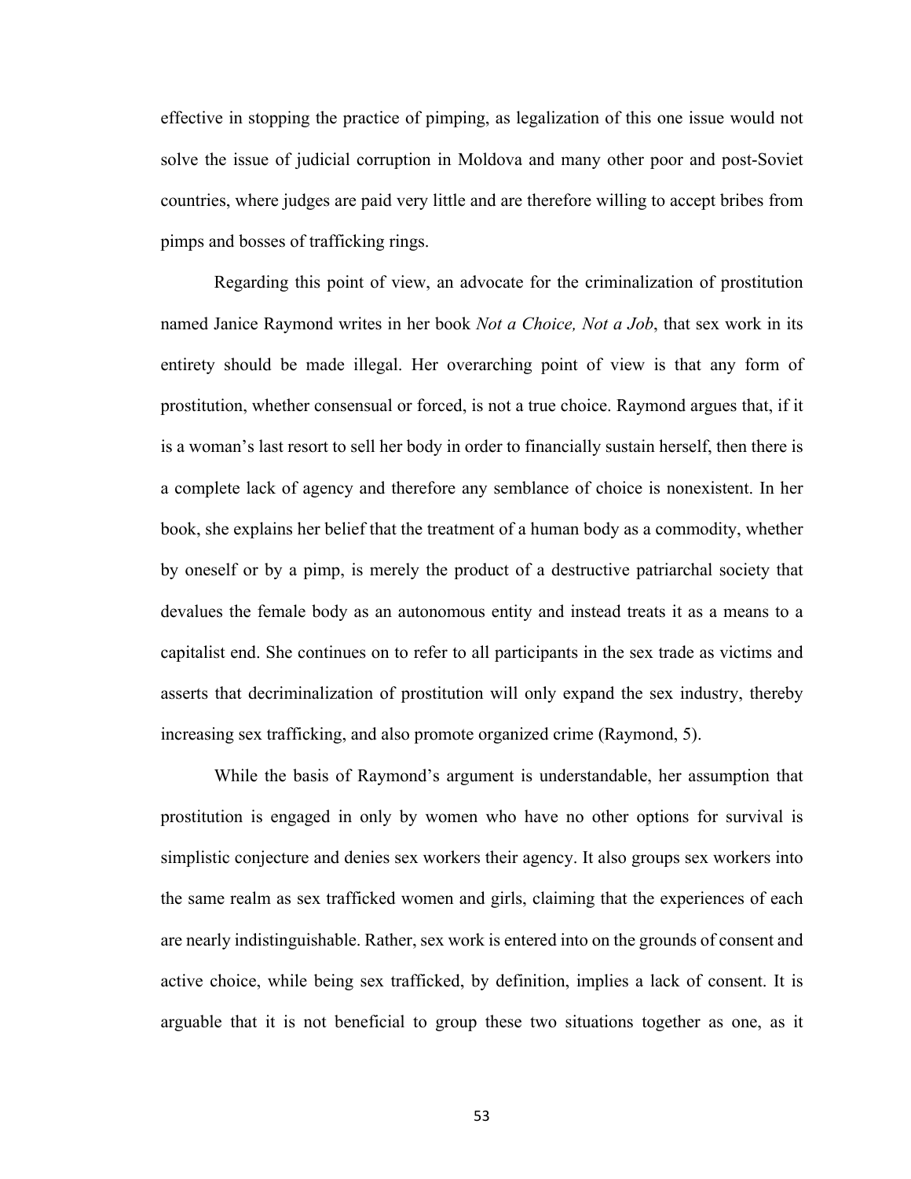effective in stopping the practice of pimping, as legalization of this one issue would not solve the issue of judicial corruption in Moldova and many other poor and post-Soviet countries, where judges are paid very little and are therefore willing to accept bribes from pimps and bosses of trafficking rings.

Regarding this point of view, an advocate for the criminalization of prostitution named Janice Raymond writes in her book *Not a Choice, Not a Job*, that sex work in its entirety should be made illegal. Her overarching point of view is that any form of prostitution, whether consensual or forced, is not a true choice. Raymond argues that, if it is a woman's last resort to sell her body in order to financially sustain herself, then there is a complete lack of agency and therefore any semblance of choice is nonexistent. In her book, she explains her belief that the treatment of a human body as a commodity, whether by oneself or by a pimp, is merely the product of a destructive patriarchal society that devalues the female body as an autonomous entity and instead treats it as a means to a capitalist end. She continues on to refer to all participants in the sex trade as victims and asserts that decriminalization of prostitution will only expand the sex industry, thereby increasing sex trafficking, and also promote organized crime (Raymond, 5).

While the basis of Raymond's argument is understandable, her assumption that prostitution is engaged in only by women who have no other options for survival is simplistic conjecture and denies sex workers their agency. It also groups sex workers into the same realm as sex trafficked women and girls, claiming that the experiences of each are nearly indistinguishable. Rather, sex work is entered into on the grounds of consent and active choice, while being sex trafficked, by definition, implies a lack of consent. It is arguable that it is not beneficial to group these two situations together as one, as it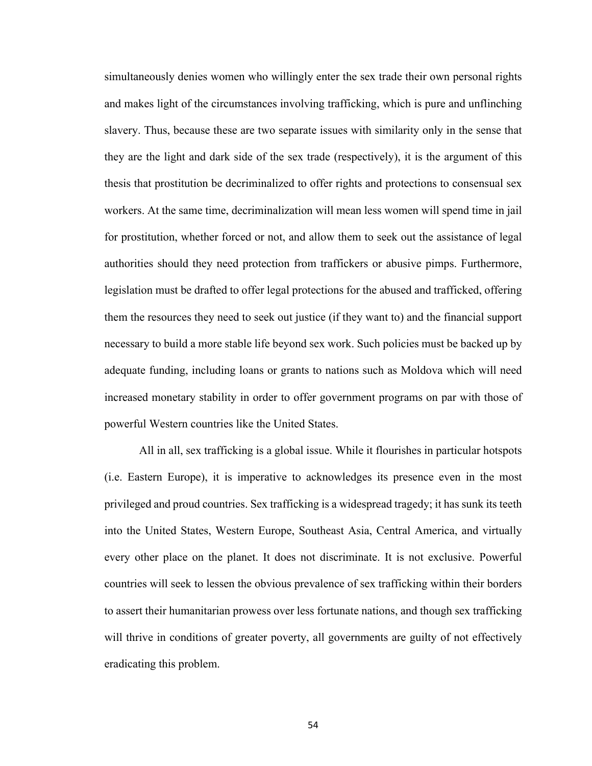simultaneously denies women who willingly enter the sex trade their own personal rights and makes light of the circumstances involving trafficking, which is pure and unflinching slavery. Thus, because these are two separate issues with similarity only in the sense that they are the light and dark side of the sex trade (respectively), it is the argument of this thesis that prostitution be decriminalized to offer rights and protections to consensual sex workers. At the same time, decriminalization will mean less women will spend time in jail for prostitution, whether forced or not, and allow them to seek out the assistance of legal authorities should they need protection from traffickers or abusive pimps. Furthermore, legislation must be drafted to offer legal protections for the abused and trafficked, offering them the resources they need to seek out justice (if they want to) and the financial support necessary to build a more stable life beyond sex work. Such policies must be backed up by adequate funding, including loans or grants to nations such as Moldova which will need increased monetary stability in order to offer government programs on par with those of powerful Western countries like the United States.

All in all, sex trafficking is a global issue. While it flourishes in particular hotspots (i.e. Eastern Europe), it is imperative to acknowledges its presence even in the most privileged and proud countries. Sex trafficking is a widespread tragedy; it has sunk its teeth into the United States, Western Europe, Southeast Asia, Central America, and virtually every other place on the planet. It does not discriminate. It is not exclusive. Powerful countries will seek to lessen the obvious prevalence of sex trafficking within their borders to assert their humanitarian prowess over less fortunate nations, and though sex trafficking will thrive in conditions of greater poverty, all governments are guilty of not effectively eradicating this problem.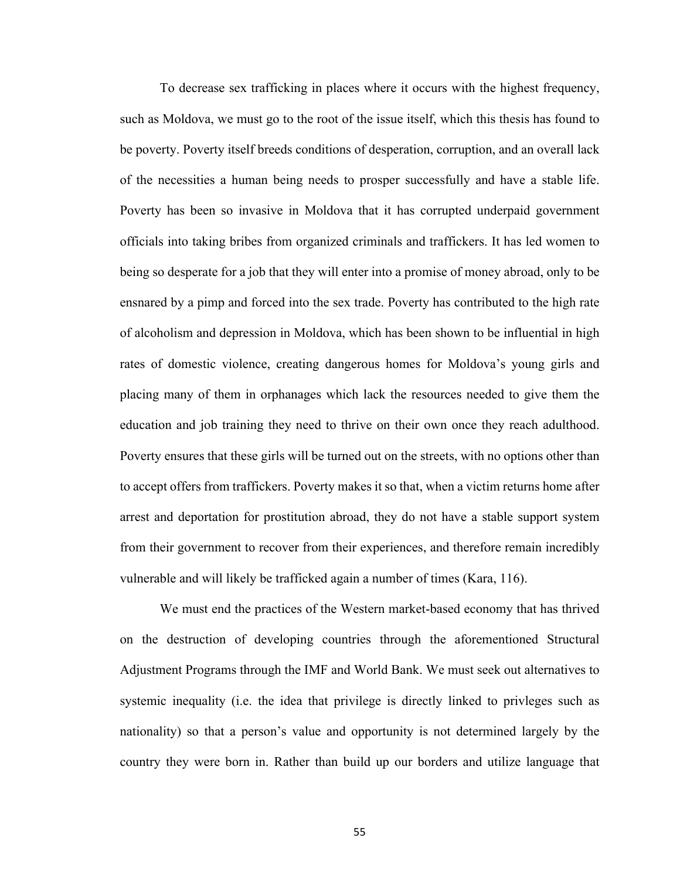To decrease sex trafficking in places where it occurs with the highest frequency, such as Moldova, we must go to the root of the issue itself, which this thesis has found to be poverty. Poverty itself breeds conditions of desperation, corruption, and an overall lack of the necessities a human being needs to prosper successfully and have a stable life. Poverty has been so invasive in Moldova that it has corrupted underpaid government officials into taking bribes from organized criminals and traffickers. It has led women to being so desperate for a job that they will enter into a promise of money abroad, only to be ensnared by a pimp and forced into the sex trade. Poverty has contributed to the high rate of alcoholism and depression in Moldova, which has been shown to be influential in high rates of domestic violence, creating dangerous homes for Moldova's young girls and placing many of them in orphanages which lack the resources needed to give them the education and job training they need to thrive on their own once they reach adulthood. Poverty ensures that these girls will be turned out on the streets, with no options other than to accept offers from traffickers. Poverty makes it so that, when a victim returns home after arrest and deportation for prostitution abroad, they do not have a stable support system from their government to recover from their experiences, and therefore remain incredibly vulnerable and will likely be trafficked again a number of times (Kara, 116).

We must end the practices of the Western market-based economy that has thrived on the destruction of developing countries through the aforementioned Structural Adjustment Programs through the IMF and World Bank. We must seek out alternatives to systemic inequality (i.e. the idea that privilege is directly linked to privleges such as nationality) so that a person's value and opportunity is not determined largely by the country they were born in. Rather than build up our borders and utilize language that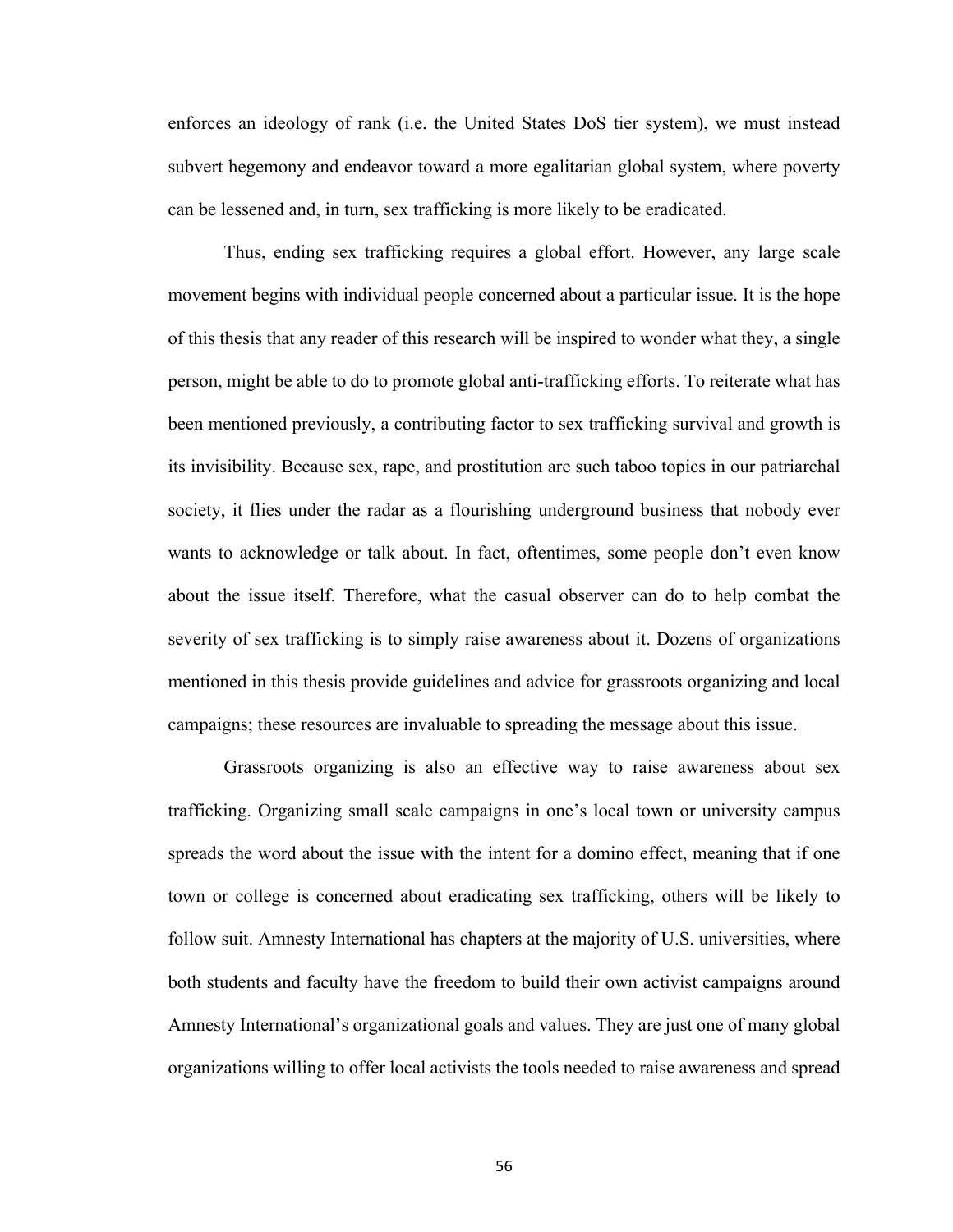enforces an ideology of rank (i.e. the United States DoS tier system), we must instead subvert hegemony and endeavor toward a more egalitarian global system, where poverty can be lessened and, in turn, sex trafficking is more likely to be eradicated.

Thus, ending sex trafficking requires a global effort. However, any large scale movement begins with individual people concerned about a particular issue. It is the hope of this thesis that any reader of this research will be inspired to wonder what they, a single person, might be able to do to promote global anti-trafficking efforts. To reiterate what has been mentioned previously, a contributing factor to sex trafficking survival and growth is its invisibility. Because sex, rape, and prostitution are such taboo topics in our patriarchal society, it flies under the radar as a flourishing underground business that nobody ever wants to acknowledge or talk about. In fact, oftentimes, some people don't even know about the issue itself. Therefore, what the casual observer can do to help combat the severity of sex trafficking is to simply raise awareness about it. Dozens of organizations mentioned in this thesis provide guidelines and advice for grassroots organizing and local campaigns; these resources are invaluable to spreading the message about this issue.

Grassroots organizing is also an effective way to raise awareness about sex trafficking. Organizing small scale campaigns in one's local town or university campus spreads the word about the issue with the intent for a domino effect, meaning that if one town or college is concerned about eradicating sex trafficking, others will be likely to follow suit. Amnesty International has chapters at the majority of U.S. universities, where both students and faculty have the freedom to build their own activist campaigns around Amnesty International's organizational goals and values. They are just one of many global organizations willing to offer local activists the tools needed to raise awareness and spread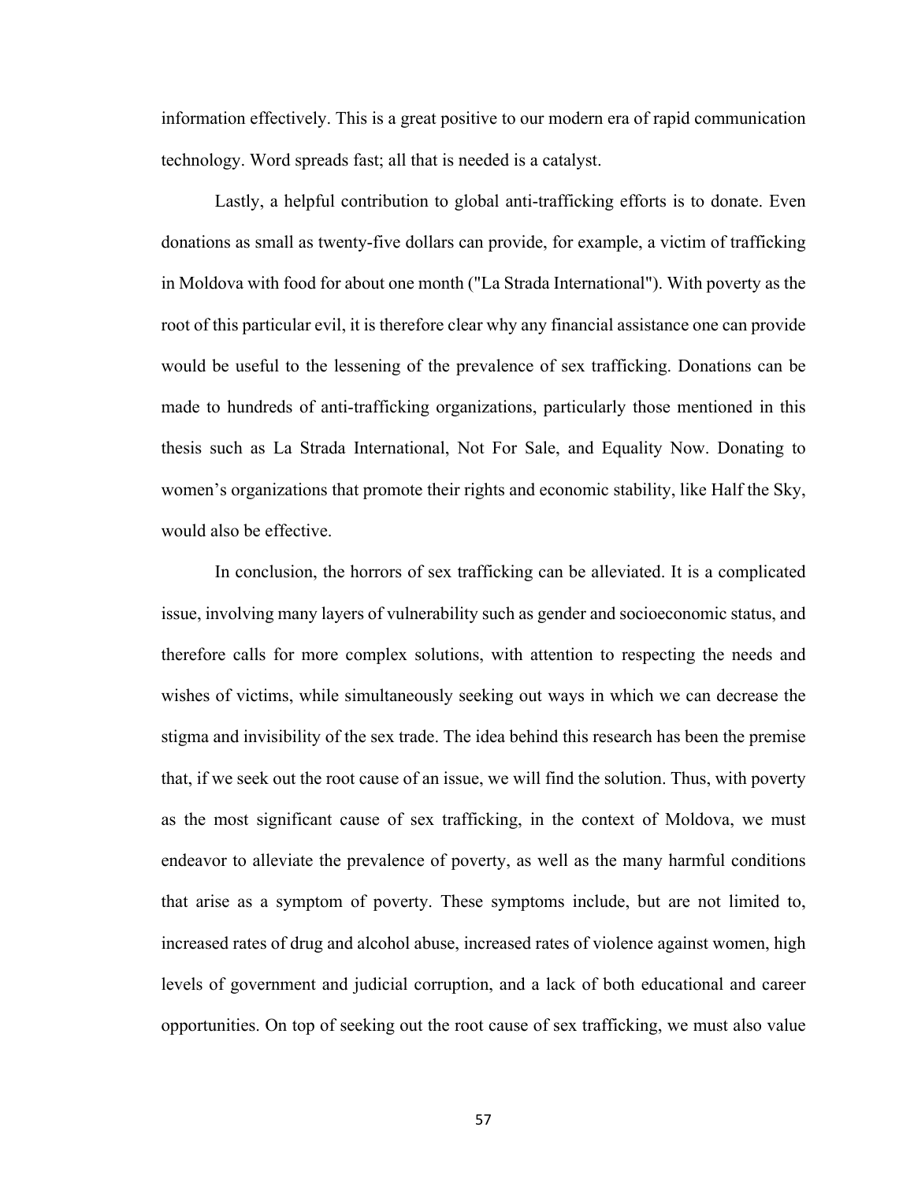information effectively. This is a great positive to our modern era of rapid communication technology. Word spreads fast; all that is needed is a catalyst.

Lastly, a helpful contribution to global anti-trafficking efforts is to donate. Even donations as small as twenty-five dollars can provide, for example, a victim of trafficking in Moldova with food for about one month ("La Strada International"). With poverty as the root of this particular evil, it is therefore clear why any financial assistance one can provide would be useful to the lessening of the prevalence of sex trafficking. Donations can be made to hundreds of anti-trafficking organizations, particularly those mentioned in this thesis such as La Strada International, Not For Sale, and Equality Now. Donating to women's organizations that promote their rights and economic stability, like Half the Sky, would also be effective.

In conclusion, the horrors of sex trafficking can be alleviated. It is a complicated issue, involving many layers of vulnerability such as gender and socioeconomic status, and therefore calls for more complex solutions, with attention to respecting the needs and wishes of victims, while simultaneously seeking out ways in which we can decrease the stigma and invisibility of the sex trade. The idea behind this research has been the premise that, if we seek out the root cause of an issue, we will find the solution. Thus, with poverty as the most significant cause of sex trafficking, in the context of Moldova, we must endeavor to alleviate the prevalence of poverty, as well as the many harmful conditions that arise as a symptom of poverty. These symptoms include, but are not limited to, increased rates of drug and alcohol abuse, increased rates of violence against women, high levels of government and judicial corruption, and a lack of both educational and career opportunities. On top of seeking out the root cause of sex trafficking, we must also value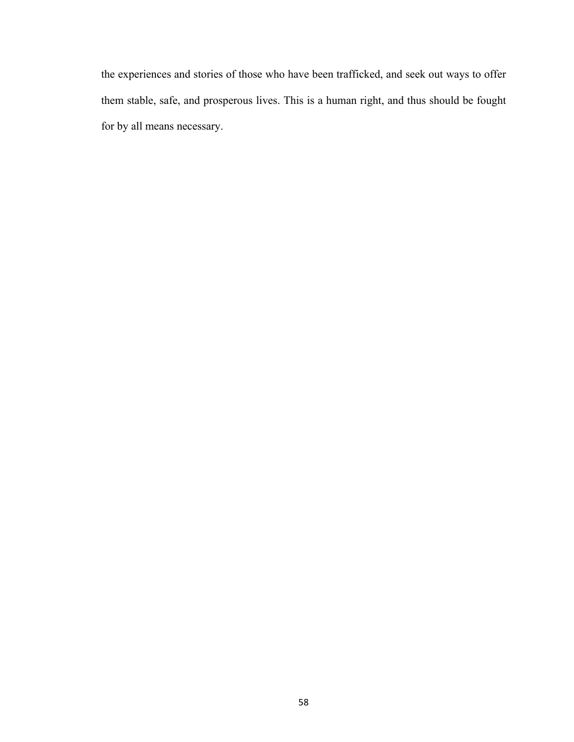the experiences and stories of those who have been trafficked, and seek out ways to offer them stable, safe, and prosperous lives. This is a human right, and thus should be fought for by all means necessary.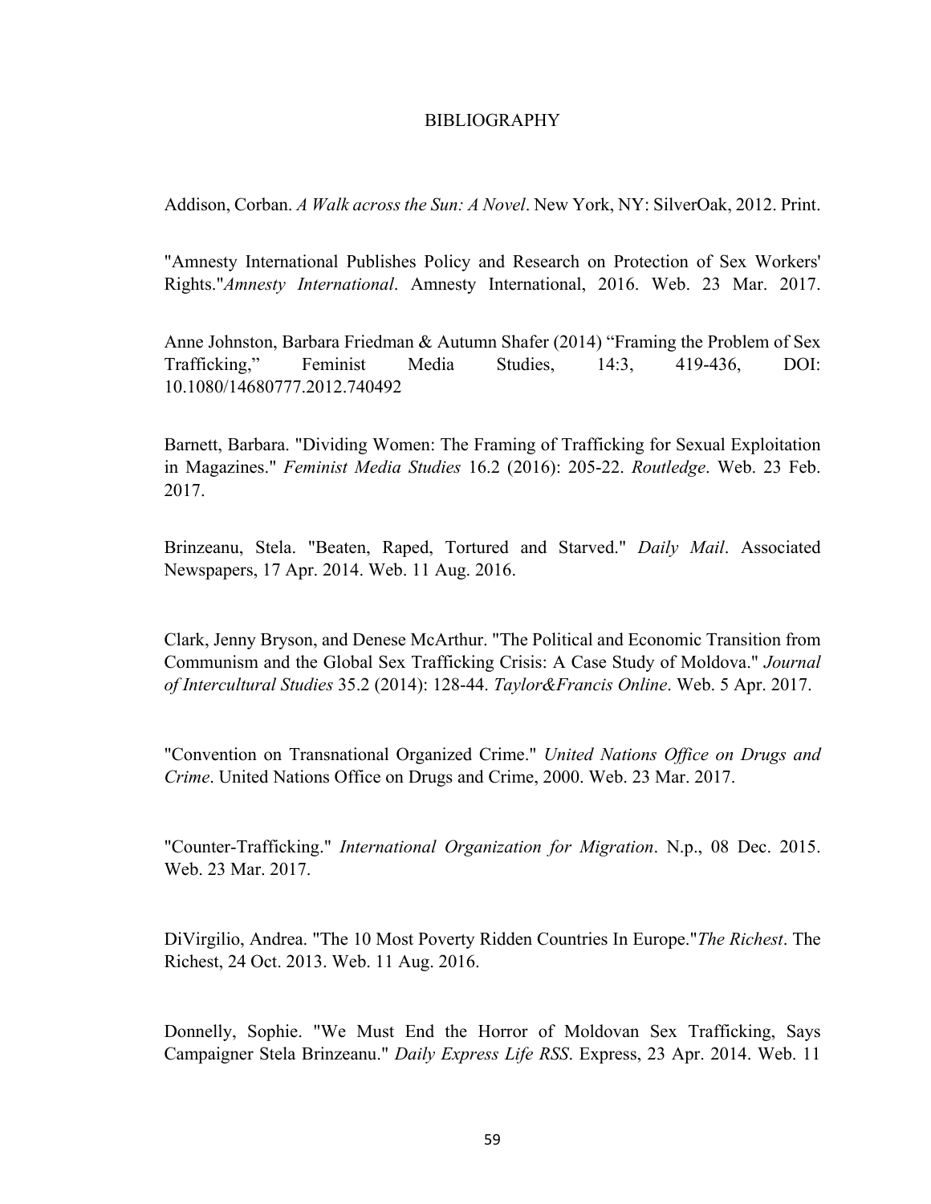# BIBLIOGRAPHY

Addison, Corban. *A Walk across the Sun: A Novel*. New York, NY: SilverOak, 2012. Print.

"Amnesty International Publishes Policy and Research on Protection of Sex Workers' Rights."*Amnesty International*. Amnesty International, 2016. Web. 23 Mar. 2017.

Anne Johnston, Barbara Friedman & Autumn Shafer (2014) "Framing the Problem of Sex Trafficking," Feminist Media Studies, 14:3, 419-436, DOI: 10.1080/14680777.2012.740492

Barnett, Barbara. "Dividing Women: The Framing of Trafficking for Sexual Exploitation in Magazines." *Feminist Media Studies* 16.2 (2016): 205-22. *Routledge*. Web. 23 Feb. 2017.

Brinzeanu, Stela. "Beaten, Raped, Tortured and Starved." *Daily Mail*. Associated Newspapers, 17 Apr. 2014. Web. 11 Aug. 2016.

Clark, Jenny Bryson, and Denese McArthur. "The Political and Economic Transition from Communism and the Global Sex Trafficking Crisis: A Case Study of Moldova." *Journal of Intercultural Studies* 35.2 (2014): 128-44. *Taylor&Francis Online*. Web. 5 Apr. 2017.

"Convention on Transnational Organized Crime." *United Nations Office on Drugs and Crime*. United Nations Office on Drugs and Crime, 2000. Web. 23 Mar. 2017.

"Counter-Trafficking." *International Organization for Migration*. N.p., 08 Dec. 2015. Web. 23 Mar. 2017.

DiVirgilio, Andrea. "The 10 Most Poverty Ridden Countries In Europe."*The Richest*. The Richest, 24 Oct. 2013. Web. 11 Aug. 2016.

Donnelly, Sophie. "We Must End the Horror of Moldovan Sex Trafficking, Says Campaigner Stela Brinzeanu." *Daily Express Life RSS*. Express, 23 Apr. 2014. Web. 11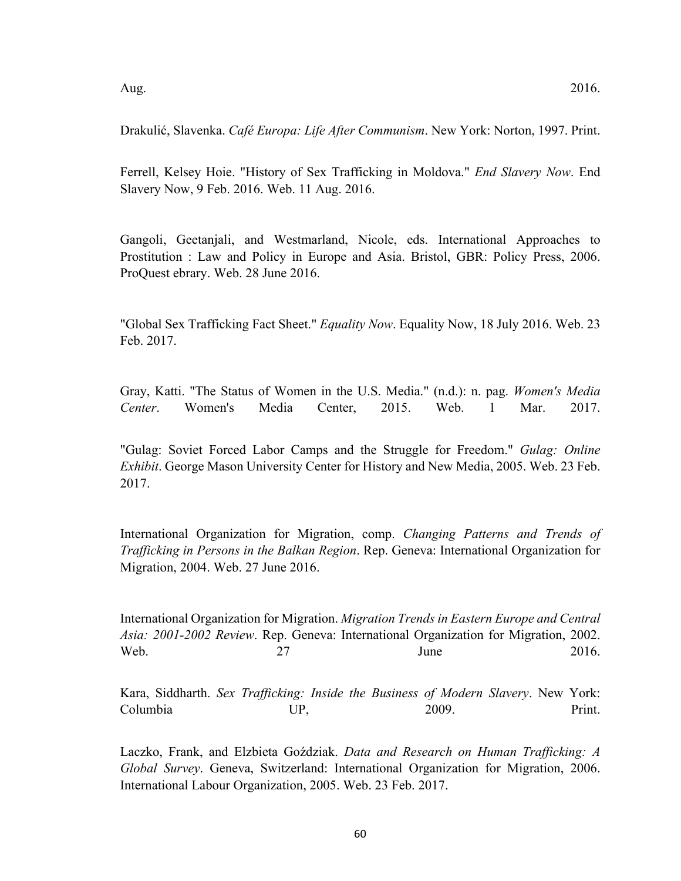Aug. 2016.

Drakulić, Slavenka. *Café Europa: Life After Communism*. New York: Norton, 1997. Print.

Ferrell, Kelsey Hoie. "History of Sex Trafficking in Moldova." *End Slavery Now*. End Slavery Now, 9 Feb. 2016. Web. 11 Aug. 2016.

Gangoli, Geetanjali, and Westmarland, Nicole, eds. International Approaches to Prostitution : Law and Policy in Europe and Asia. Bristol, GBR: Policy Press, 2006. ProQuest ebrary. Web. 28 June 2016.

"Global Sex Trafficking Fact Sheet." *Equality Now*. Equality Now, 18 July 2016. Web. 23 Feb. 2017.

Gray, Katti. "The Status of Women in the U.S. Media." (n.d.): n. pag. *Women's Media Center*. Women's Media Center, 2015. Web. 1 Mar. 2017.

"Gulag: Soviet Forced Labor Camps and the Struggle for Freedom." *Gulag: Online Exhibit*. George Mason University Center for History and New Media, 2005. Web. 23 Feb. 2017.

International Organization for Migration, comp. *Changing Patterns and Trends of Trafficking in Persons in the Balkan Region*. Rep. Geneva: International Organization for Migration, 2004. Web. 27 June 2016.

International Organization for Migration. *Migration Trends in Eastern Europe and Central Asia: 2001-2002 Review*. Rep. Geneva: International Organization for Migration, 2002. Web. 27 June 2016.

Kara, Siddharth. *Sex Trafficking: Inside the Business of Modern Slavery*. New York: Columbia UP, 2009. Print.

Laczko, Frank, and Elzbieta Goździak. *Data and Research on Human Trafficking: A Global Survey*. Geneva, Switzerland: International Organization for Migration, 2006. International Labour Organization, 2005. Web. 23 Feb. 2017.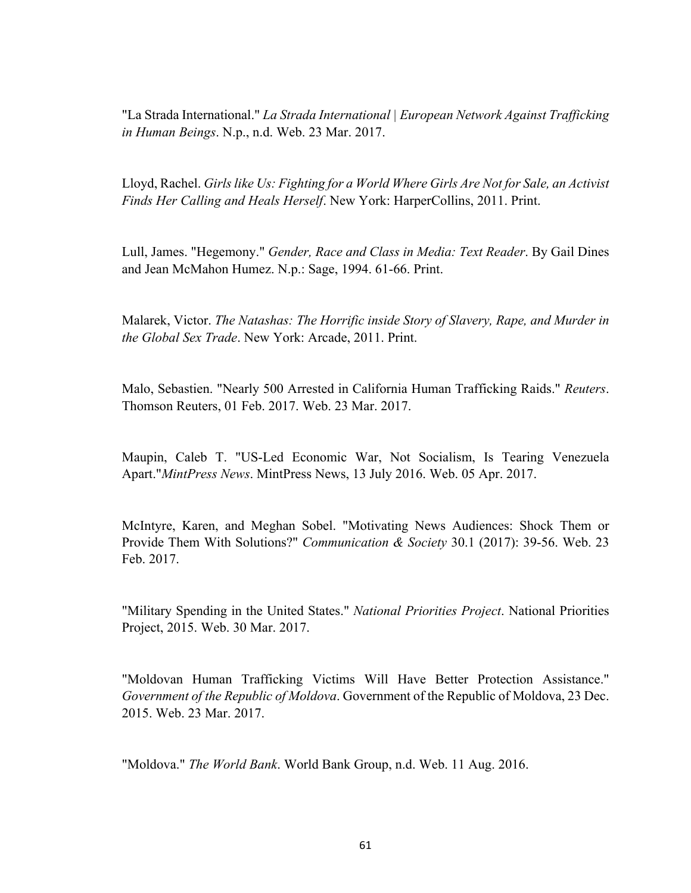"La Strada International." *La Strada International | European Network Against Trafficking in Human Beings*. N.p., n.d. Web. 23 Mar. 2017.

Lloyd, Rachel. *Girls like Us: Fighting for a World Where Girls Are Not for Sale, an Activist Finds Her Calling and Heals Herself*. New York: HarperCollins, 2011. Print.

Lull, James. "Hegemony." *Gender, Race and Class in Media: Text Reader*. By Gail Dines and Jean McMahon Humez. N.p.: Sage, 1994. 61-66. Print.

Malarek, Victor. *The Natashas: The Horrific inside Story of Slavery, Rape, and Murder in the Global Sex Trade*. New York: Arcade, 2011. Print.

Malo, Sebastien. "Nearly 500 Arrested in California Human Trafficking Raids." *Reuters*. Thomson Reuters, 01 Feb. 2017. Web. 23 Mar. 2017.

Maupin, Caleb T. "US-Led Economic War, Not Socialism, Is Tearing Venezuela Apart."*MintPress News*. MintPress News, 13 July 2016. Web. 05 Apr. 2017.

McIntyre, Karen, and Meghan Sobel. "Motivating News Audiences: Shock Them or Provide Them With Solutions?" *Communication & Society* 30.1 (2017): 39-56. Web. 23 Feb. 2017.

"Military Spending in the United States." *National Priorities Project*. National Priorities Project, 2015. Web. 30 Mar. 2017.

"Moldovan Human Trafficking Victims Will Have Better Protection Assistance." *Government of the Republic of Moldova*. Government of the Republic of Moldova, 23 Dec. 2015. Web. 23 Mar. 2017.

"Moldova." *The World Bank*. World Bank Group, n.d. Web. 11 Aug. 2016.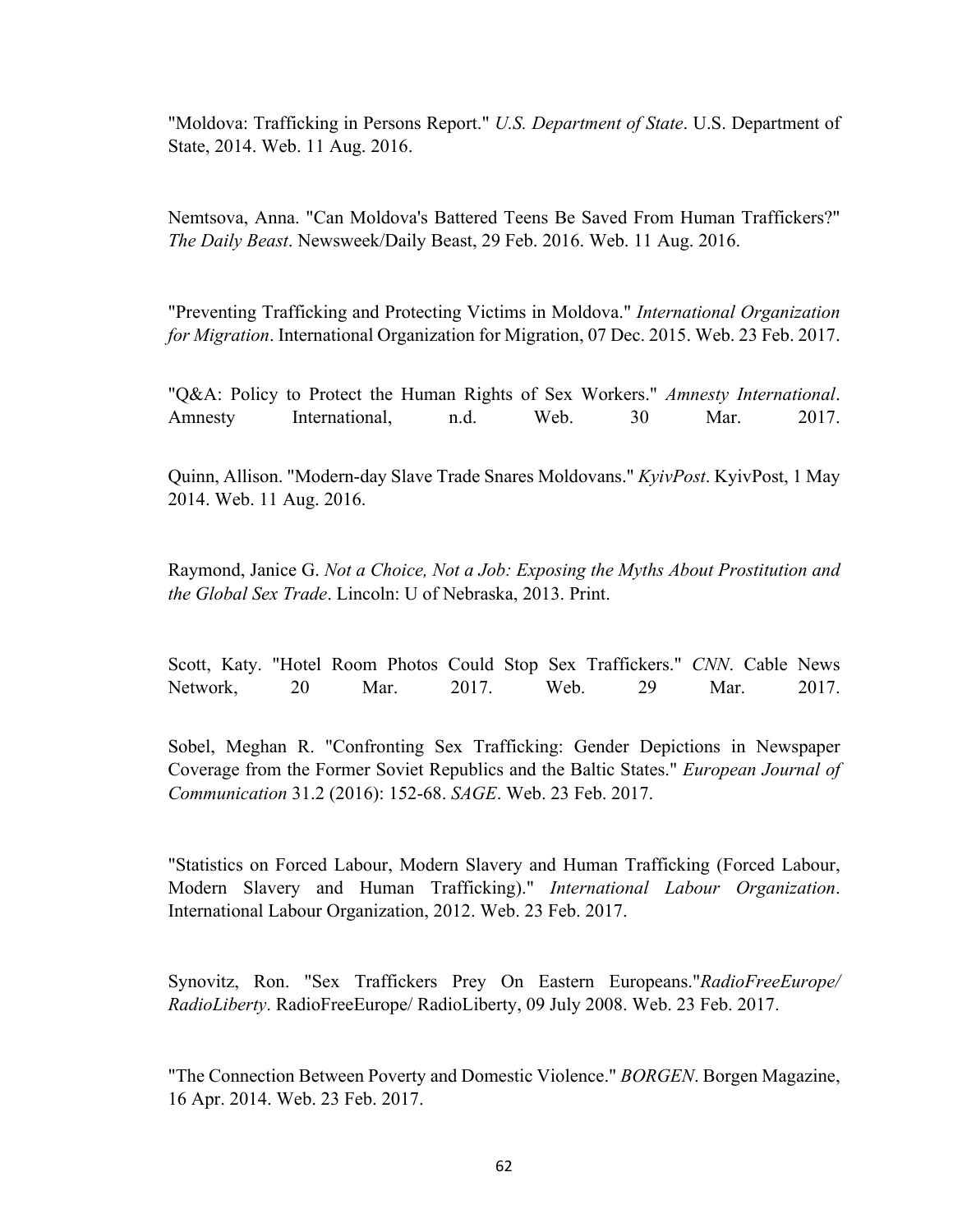"Moldova: Trafficking in Persons Report." *U.S. Department of State*. U.S. Department of State, 2014. Web. 11 Aug. 2016.

Nemtsova, Anna. "Can Moldova's Battered Teens Be Saved From Human Traffickers?" *The Daily Beast*. Newsweek/Daily Beast, 29 Feb. 2016. Web. 11 Aug. 2016.

"Preventing Trafficking and Protecting Victims in Moldova." *International Organization for Migration*. International Organization for Migration, 07 Dec. 2015. Web. 23 Feb. 2017.

"Q&A: Policy to Protect the Human Rights of Sex Workers." *Amnesty International*. Amnesty International, n.d. Web. 30 Mar. 2017.

Quinn, Allison. "Modern-day Slave Trade Snares Moldovans." *KyivPost*. KyivPost, 1 May 2014. Web. 11 Aug. 2016.

Raymond, Janice G. *Not a Choice, Not a Job: Exposing the Myths About Prostitution and the Global Sex Trade*. Lincoln: U of Nebraska, 2013. Print.

Scott, Katy. "Hotel Room Photos Could Stop Sex Traffickers." *CNN*. Cable News Network, 20 Mar. 2017. Web. 29 Mar. 2017.

Sobel, Meghan R. "Confronting Sex Trafficking: Gender Depictions in Newspaper Coverage from the Former Soviet Republics and the Baltic States." *European Journal of Communication* 31.2 (2016): 152-68. *SAGE*. Web. 23 Feb. 2017.

"Statistics on Forced Labour, Modern Slavery and Human Trafficking (Forced Labour, Modern Slavery and Human Trafficking)." *International Labour Organization*. International Labour Organization, 2012. Web. 23 Feb. 2017.

Synovitz, Ron. "Sex Traffickers Prey On Eastern Europeans."*RadioFreeEurope/ RadioLiberty*. RadioFreeEurope/ RadioLiberty, 09 July 2008. Web. 23 Feb. 2017.

"The Connection Between Poverty and Domestic Violence." *BORGEN*. Borgen Magazine, 16 Apr. 2014. Web. 23 Feb. 2017.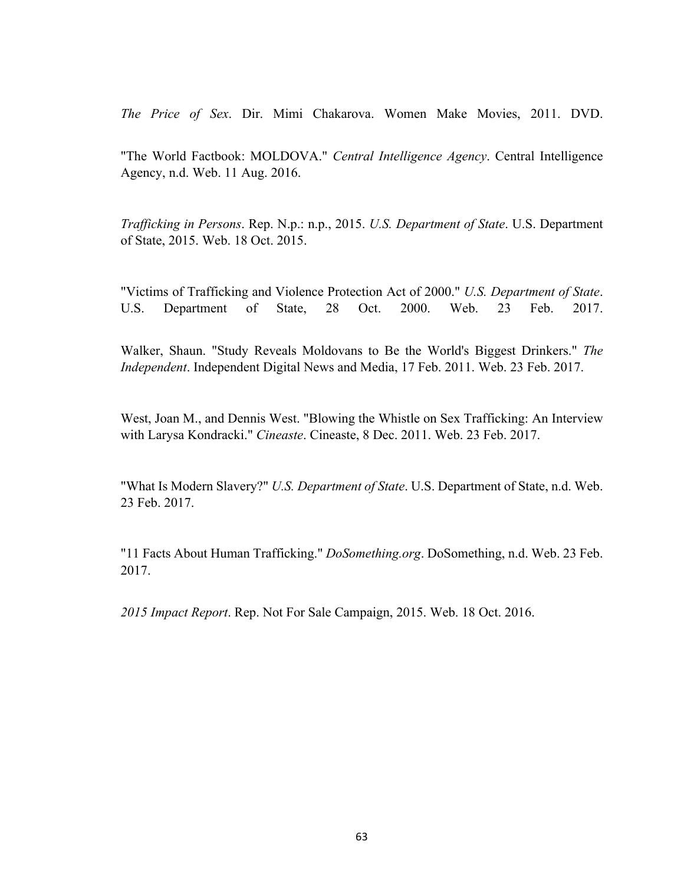*The Price of Sex*. Dir. Mimi Chakarova. Women Make Movies, 2011. DVD.

"The World Factbook: MOLDOVA." *Central Intelligence Agency*. Central Intelligence Agency, n.d. Web. 11 Aug. 2016.

*Trafficking in Persons*. Rep. N.p.: n.p., 2015. *U.S. Department of State*. U.S. Department of State, 2015. Web. 18 Oct. 2015.

"Victims of Trafficking and Violence Protection Act of 2000." *U.S. Department of State*. U.S. Department of State, 28 Oct. 2000. Web. 23 Feb. 2017.

Walker, Shaun. "Study Reveals Moldovans to Be the World's Biggest Drinkers." *The Independent*. Independent Digital News and Media, 17 Feb. 2011. Web. 23 Feb. 2017.

West, Joan M., and Dennis West. "Blowing the Whistle on Sex Trafficking: An Interview with Larysa Kondracki." *Cineaste*. Cineaste, 8 Dec. 2011. Web. 23 Feb. 2017.

"What Is Modern Slavery?" *U.S. Department of State*. U.S. Department of State, n.d. Web. 23 Feb. 2017.

"11 Facts About Human Trafficking." *DoSomething.org*. DoSomething, n.d. Web. 23 Feb. 2017.

*2015 Impact Report*. Rep. Not For Sale Campaign, 2015. Web. 18 Oct. 2016.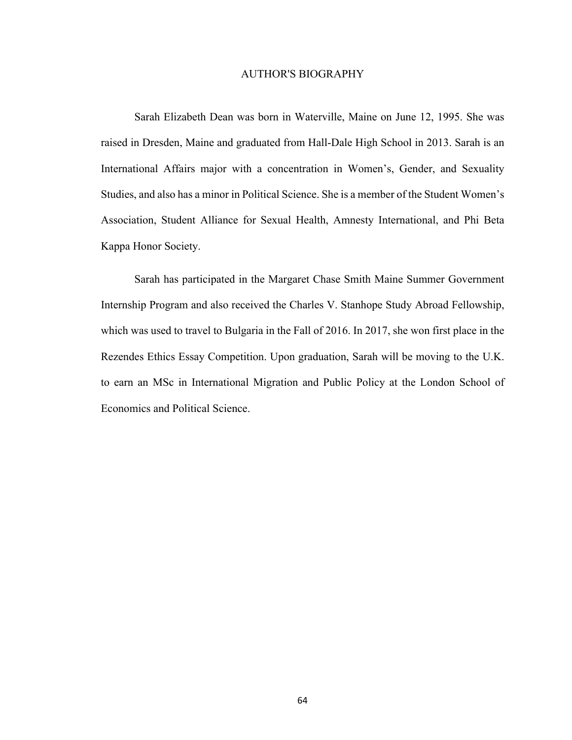# AUTHOR'S BIOGRAPHY

Sarah Elizabeth Dean was born in Waterville, Maine on June 12, 1995. She was raised in Dresden, Maine and graduated from Hall-Dale High School in 2013. Sarah is an International Affairs major with a concentration in Women's, Gender, and Sexuality Studies, and also has a minor in Political Science. She is a member of the Student Women's Association, Student Alliance for Sexual Health, Amnesty International, and Phi Beta Kappa Honor Society.

Sarah has participated in the Margaret Chase Smith Maine Summer Government Internship Program and also received the Charles V. Stanhope Study Abroad Fellowship, which was used to travel to Bulgaria in the Fall of 2016. In 2017, she won first place in the Rezendes Ethics Essay Competition. Upon graduation, Sarah will be moving to the U.K. to earn an MSc in International Migration and Public Policy at the London School of Economics and Political Science.